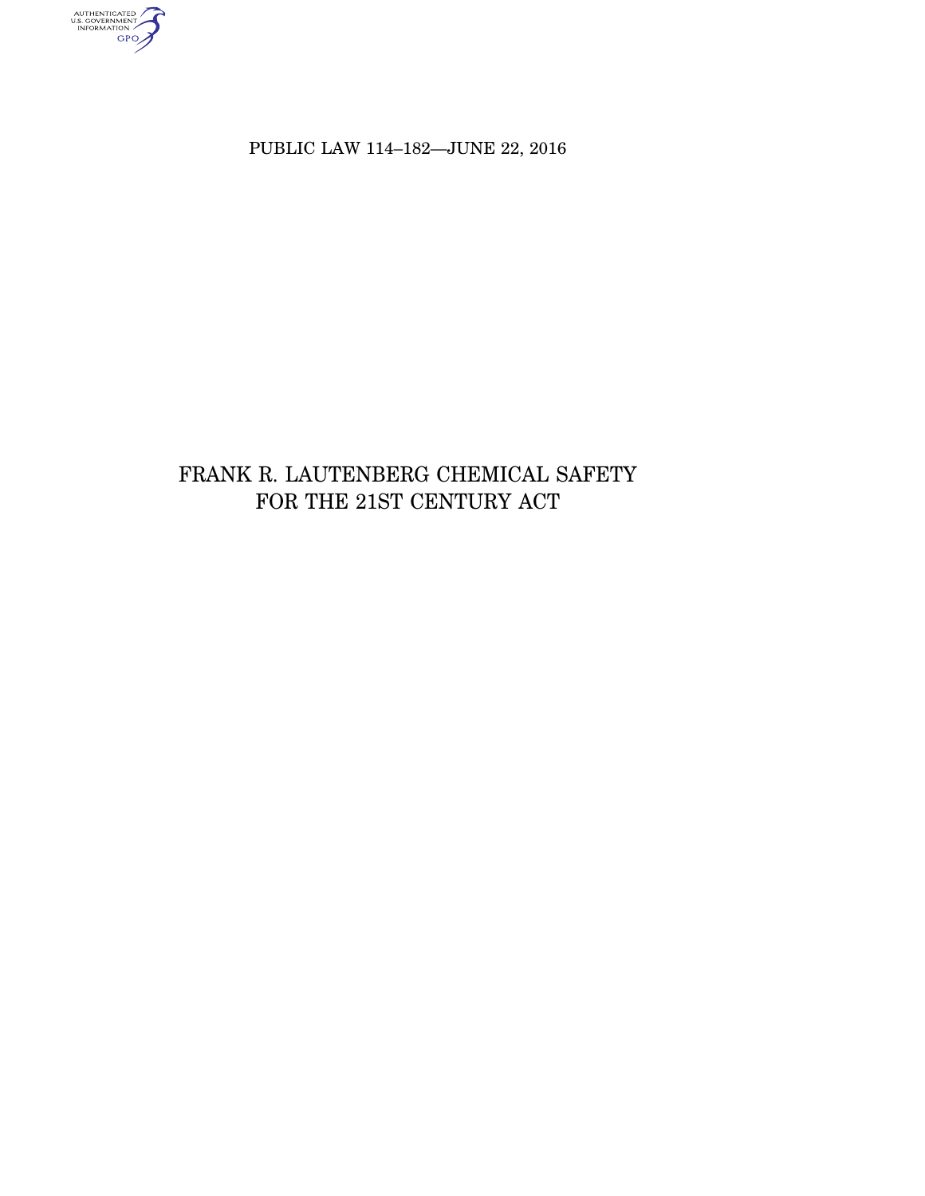PUBLIC LAW 114–182—JUNE 22, 2016

# FRANK R. LAUTENBERG CHEMICAL SAFETY FOR THE 21ST CENTURY ACT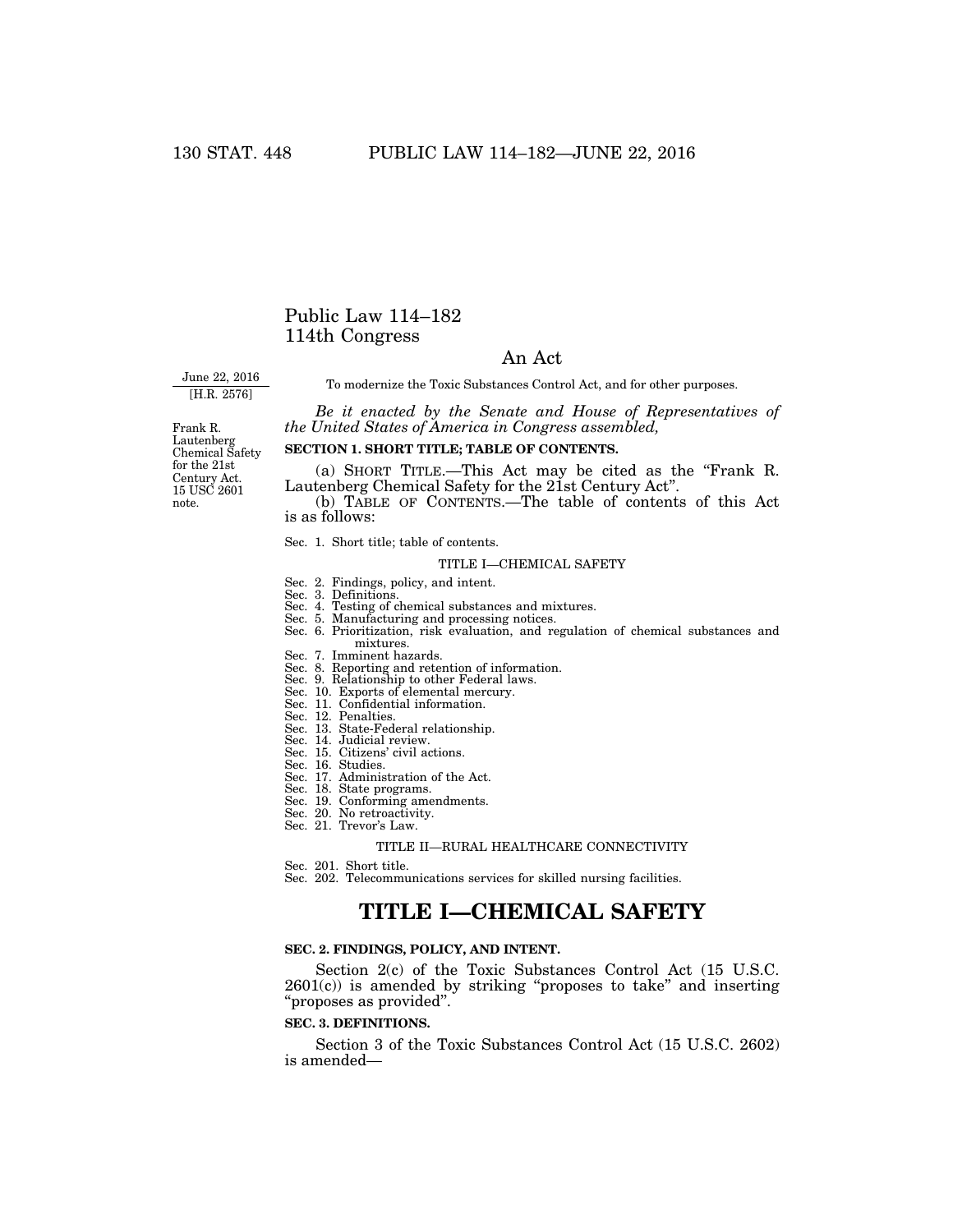# Public Law 114–182
# 114th Congress

## An Act

June 22, 2016
[H.R. 2576]

To modernize the Toxic Substances Control Act, and for other purposes.

*Be it enacted by the Senate and House of Representatives of the United States of America in Congress assembled,*

Frank R. Lautenberg Chemical Safety for the 21st Century Act. 15 USC 2601 note.

**SECTION 1. SHORT TITLE; TABLE OF CONTENTS.**

(a) SHORT TITLE.—This Act may be cited as the "Frank R. Lautenberg Chemical Safety for the 21st Century Act".

(b) TABLE OF CONTENTS.—The table of contents of this Act is as follows:

Sec. 1. Short title; table of contents.

TITLE I—CHEMICAL SAFETY

Sec. 2. Findings, policy, and intent.
Sec. 3. Definitions.
Sec. 4. Testing of chemical substances and mixtures.
Sec. 5. Manufacturing and processing notices.
Sec. 6. Prioritization, risk evaluation, and regulation of chemical substances and mixtures.
Sec. 7. Imminent hazards.
Sec. 8. Reporting and retention of information.
Sec. 9. Relationship to other Federal laws.
Sec. 10. Exports of elemental mercury.
Sec. 11. Confidential information.
Sec. 12. Penalties.
Sec. 13. State-Federal relationship.
Sec. 14. Judicial review.
Sec. 15. Citizens' civil actions.
Sec. 16. Studies.
Sec. 17. Administration of the Act.
Sec. 18. State programs.
Sec. 19. Conforming amendments.
Sec. 20. No retroactivity.
Sec. 21. Trevor's Law.

TITLE II—RURAL HEALTHCARE CONNECTIVITY

Sec. 201. Short title.
Sec. 202. Telecommunications services for skilled nursing facilities.

# TITLE I—CHEMICAL SAFETY

**SEC. 2. FINDINGS, POLICY, AND INTENT.**

Section 2(c) of the Toxic Substances Control Act (15 U.S.C. 2601(c)) is amended by striking "proposes to take" and inserting "proposes as provided".

**SEC. 3. DEFINITIONS.**

Section 3 of the Toxic Substances Control Act (15 U.S.C. 2602) is amended—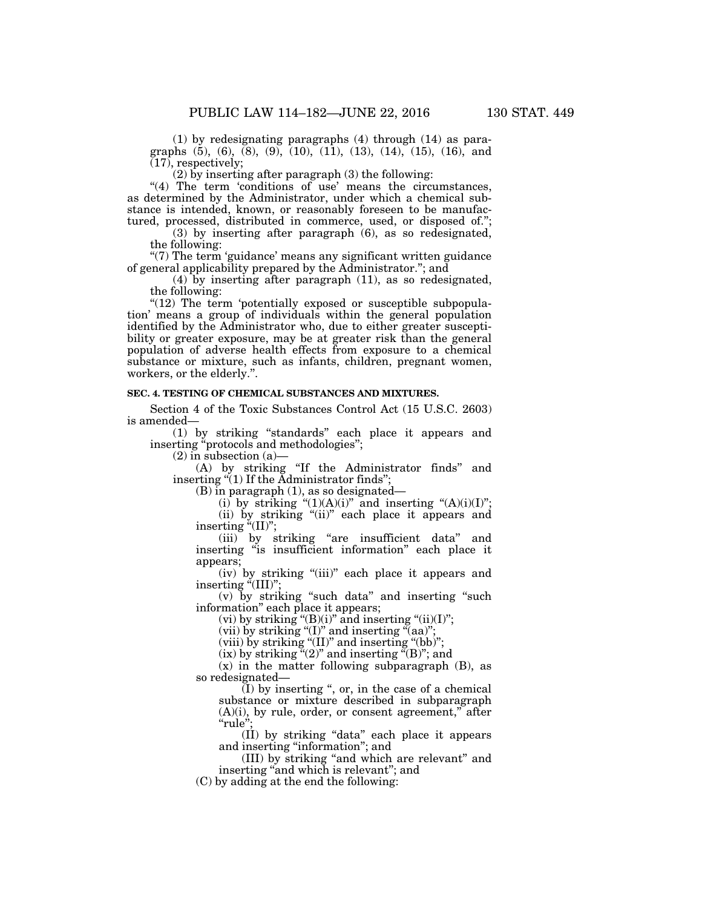(1) by redesignating paragraphs (4) through (14) as paragraphs (5), (6), (8), (9), (10), (11), (13), (14), (15), (16), and (17), respectively;

(2) by inserting after paragraph (3) the following:

"(4) The term 'conditions of use' means the circumstances, as determined by the Administrator, under which a chemical substance is intended, known, or reasonably foreseen to be manufactured, processed, distributed in commerce, used, or disposed of.";

(3) by inserting after paragraph (6), as so redesignated, the following:

"(7) The term 'guidance' means any significant written guidance of general applicability prepared by the Administrator."; and

(4) by inserting after paragraph (11), as so redesignated, the following:

"(12) The term 'potentially exposed or susceptible subpopulation' means a group of individuals within the general population identified by the Administrator who, due to either greater susceptibility or greater exposure, may be at greater risk than the general population of adverse health effects from exposure to a chemical substance or mixture, such as infants, children, pregnant women, workers, or the elderly.".

**SEC. 4. TESTING OF CHEMICAL SUBSTANCES AND MIXTURES.**

Section 4 of the Toxic Substances Control Act (15 U.S.C. 2603) is amended—

(1) by striking "standards" each place it appears and inserting "protocols and methodologies";

(2) in subsection (a)—

(A) by striking "If the Administrator finds" and inserting "(1) If the Administrator finds";

(B) in paragraph (1), as so designated—

(i) by striking "(1)(A)(i)" and inserting "(A)(i)(I)";

(ii) by striking "(ii)" each place it appears and inserting "(II)";

(iii) by striking "are insufficient data" and inserting "is insufficient information" each place it appears;

(iv) by striking "(iii)" each place it appears and inserting "(III)";

(v) by striking "such data" and inserting "such information" each place it appears;

(vi) by striking "(B)(i)" and inserting "(ii)(I)";

(vii) by striking "(I)" and inserting "(aa)";

(viii) by striking "(II)" and inserting "(bb)";

(ix) by striking "(2)" and inserting "(B)"; and

(x) in the matter following subparagraph (B), as so redesignated—

(I) by inserting ", or, in the case of a chemical substance or mixture described in subparagraph (A)(i), by rule, order, or consent agreement," after "rule";

(II) by striking "data" each place it appears and inserting "information"; and

(III) by striking "and which are relevant" and inserting "and which is relevant"; and

(C) by adding at the end the following: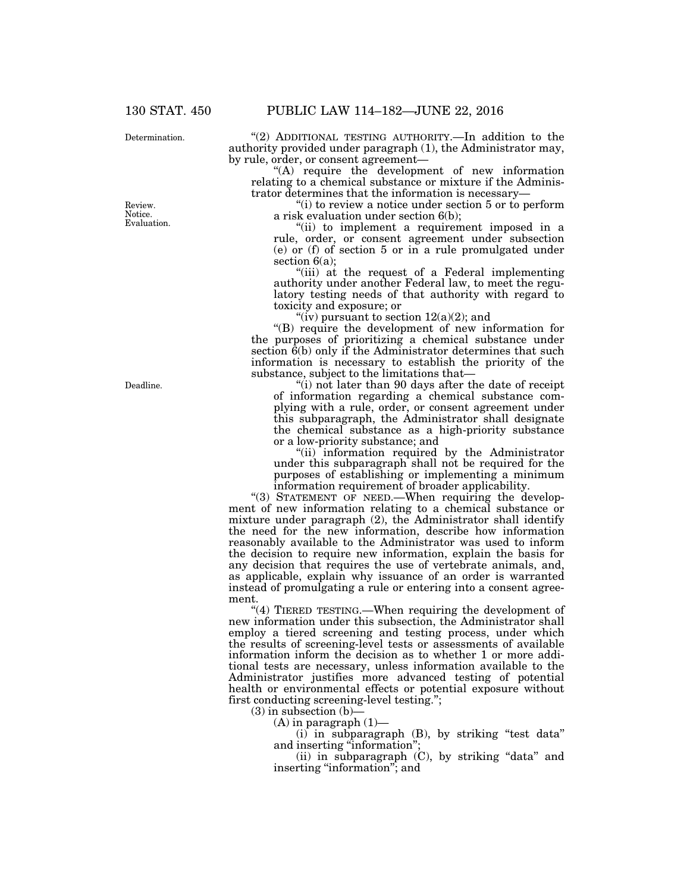Determination.

"(2) ADDITIONAL TESTING AUTHORITY.—In addition to the authority provided under paragraph (1), the Administrator may, by rule, order, or consent agreement—

"(A) require the development of new information relating to a chemical substance or mixture if the Administrator determines that the information is necessary—

Review. Notice. Evaluation.

"(i) to review a notice under section 5 or to perform a risk evaluation under section 6(b);

"(ii) to implement a requirement imposed in a rule, order, or consent agreement under subsection (e) or (f) of section 5 or in a rule promulgated under section 6(a);

"(iii) at the request of a Federal implementing authority under another Federal law, to meet the regulatory testing needs of that authority with regard to toxicity and exposure; or

"(iv) pursuant to section 12(a)(2); and

"(B) require the development of new information for the purposes of prioritizing a chemical substance under section 6(b) only if the Administrator determines that such information is necessary to establish the priority of the substance, subject to the limitations that—

Deadline.

"(i) not later than 90 days after the date of receipt of information regarding a chemical substance complying with a rule, order, or consent agreement under this subparagraph, the Administrator shall designate the chemical substance as a high-priority substance or a low-priority substance; and

"(ii) information required by the Administrator under this subparagraph shall not be required for the purposes of establishing or implementing a minimum information requirement of broader applicability.

"(3) STATEMENT OF NEED.—When requiring the development of new information relating to a chemical substance or mixture under paragraph (2), the Administrator shall identify the need for the new information, describe how information reasonably available to the Administrator was used to inform the decision to require new information, explain the basis for any decision that requires the use of vertebrate animals, and, as applicable, explain why issuance of an order is warranted instead of promulgating a rule or entering into a consent agreement.

"(4) TIERED TESTING.—When requiring the development of new information under this subsection, the Administrator shall employ a tiered screening and testing process, under which the results of screening-level tests or assessments of available information inform the decision as to whether 1 or more additional tests are necessary, unless information available to the Administrator justifies more advanced testing of potential health or environmental effects or potential exposure without first conducting screening-level testing.";

(3) in subsection (b)—

(A) in paragraph (1)—

(i) in subparagraph (B), by striking "test data" and inserting "information";

(ii) in subparagraph (C), by striking "data" and inserting "information"; and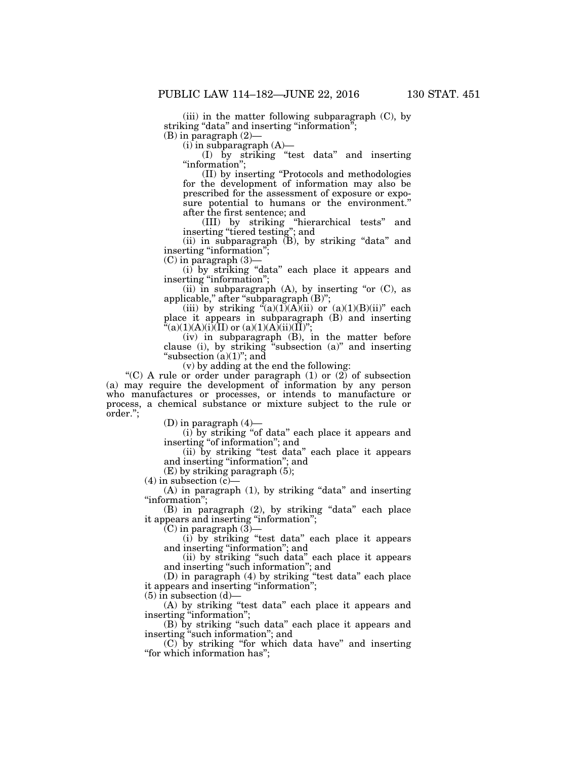(iii) in the matter following subparagraph (C), by striking "data" and inserting "information";

(B) in paragraph (2)—

(i) in subparagraph (A)—

(I) by striking "test data" and inserting "information";

(II) by inserting "Protocols and methodologies for the development of information may also be prescribed for the assessment of exposure or exposure potential to humans or the environment." after the first sentence; and

(III) by striking "hierarchical tests" and inserting "tiered testing"; and

(ii) in subparagraph (B), by striking "data" and inserting "information";

(C) in paragraph (3)—

(i) by striking "data" each place it appears and inserting "information";

(ii) in subparagraph (A), by inserting "or (C), as applicable," after "subparagraph (B)";

(iii) by striking "(a)(1)(A)(ii) or (a)(1)(B)(ii)" each place it appears in subparagraph (B) and inserting "(a)(1)(A)(i)(II) or (a)(1)(A)(ii)(II)";

(iv) in subparagraph (B), in the matter before clause (i), by striking "subsection (a)" and inserting "subsection (a)(1)"; and

(v) by adding at the end the following:

"(C) A rule or order under paragraph (1) or (2) of subsection (a) may require the development of information by any person who manufactures or processes, or intends to manufacture or process, a chemical substance or mixture subject to the rule or order.";

(D) in paragraph (4)—

(i) by striking "of data" each place it appears and inserting "of information"; and

(ii) by striking "test data" each place it appears and inserting "information"; and

(E) by striking paragraph (5);

(4) in subsection (c)—

(A) in paragraph (1), by striking "data" and inserting "information";

(B) in paragraph (2), by striking "data" each place it appears and inserting "information";

(C) in paragraph (3)—

(i) by striking "test data" each place it appears and inserting "information"; and

(ii) by striking "such data" each place it appears and inserting "such information"; and

(D) in paragraph (4) by striking "test data" each place it appears and inserting "information";

(5) in subsection (d)—

(A) by striking "test data" each place it appears and inserting "information";

(B) by striking "such data" each place it appears and inserting "such information"; and

(C) by striking "for which data have" and inserting "for which information has";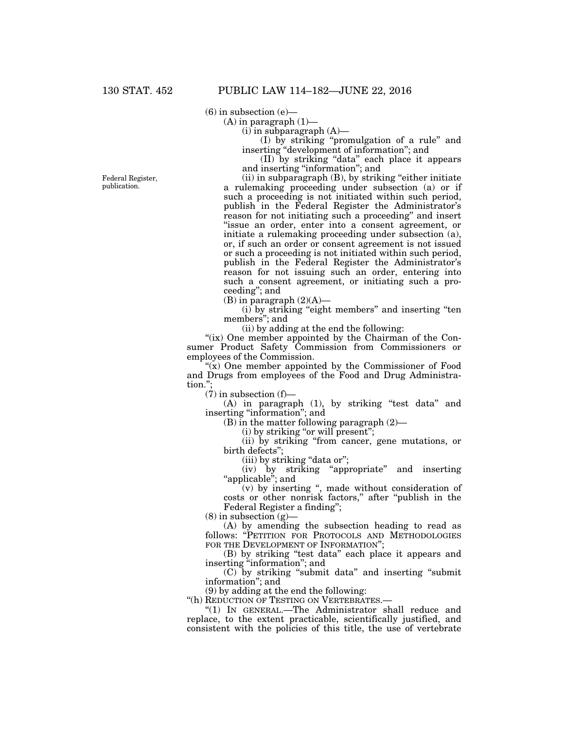(6) in subsection (e)—

(A) in paragraph (1)—

(i) in subparagraph (A)—

(I) by striking "promulgation of a rule" and inserting "development of information"; and

(II) by striking "data" each place it appears and inserting "information"; and

Federal Register, publication.

(ii) in subparagraph (B), by striking "either initiate a rulemaking proceeding under subsection (a) or if such a proceeding is not initiated within such period, publish in the Federal Register the Administrator's reason for not initiating such a proceeding" and insert "issue an order, enter into a consent agreement, or initiate a rulemaking proceeding under subsection (a), or, if such an order or consent agreement is not issued or such a proceeding is not initiated within such period, publish in the Federal Register the Administrator's reason for not issuing such an order, entering into such a consent agreement, or initiating such a proceeding"; and

(B) in paragraph (2)(A)—

(i) by striking "eight members" and inserting "ten members"; and

(ii) by adding at the end the following:

"(ix) One member appointed by the Chairman of the Consumer Product Safety Commission from Commissioners or employees of the Commission.

"(x) One member appointed by the Commissioner of Food and Drugs from employees of the Food and Drug Administration.";

(7) in subsection (f)—

(A) in paragraph (1), by striking "test data" and inserting "information"; and

(B) in the matter following paragraph (2)—

(i) by striking "or will present";

(ii) by striking "from cancer, gene mutations, or birth defects";

(iii) by striking "data or";

(iv) by striking "appropriate" and inserting "applicable"; and

(v) by inserting ", made without consideration of costs or other nonrisk factors," after "publish in the Federal Register a finding";

(8) in subsection (g)—

(A) by amending the subsection heading to read as follows: "Petition for Protocols and Methodologies for the Development of Information";

(B) by striking "test data" each place it appears and inserting "information"; and

(C) by striking "submit data" and inserting "submit information"; and

(9) by adding at the end the following:

"(h) Reduction of Testing on Vertebrates.—

"(1) In general.—The Administrator shall reduce and replace, to the extent practicable, scientifically justified, and consistent with the policies of this title, the use of vertebrate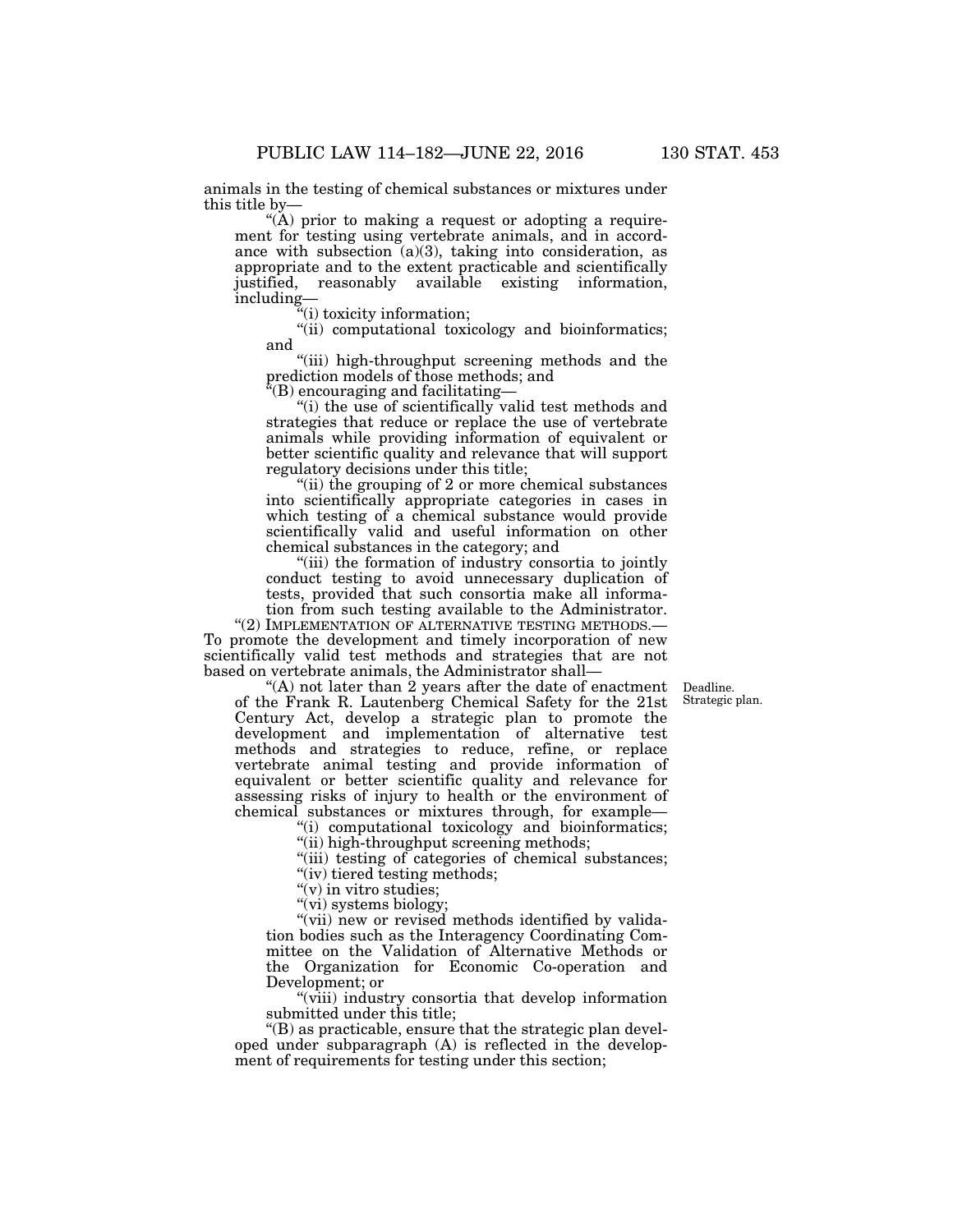animals in the testing of chemical substances or mixtures under this title by—

"(A) prior to making a request or adopting a requirement for testing using vertebrate animals, and in accordance with subsection (a)(3), taking into consideration, as appropriate and to the extent practicable and scientifically justified, reasonably available existing information, including—

"(i) toxicity information;

"(ii) computational toxicology and bioinformatics; and

"(iii) high-throughput screening methods and the prediction models of those methods; and

"(B) encouraging and facilitating—

"(i) the use of scientifically valid test methods and strategies that reduce or replace the use of vertebrate animals while providing information of equivalent or better scientific quality and relevance that will support regulatory decisions under this title;

"(ii) the grouping of 2 or more chemical substances into scientifically appropriate categories in cases in which testing of a chemical substance would provide scientifically valid and useful information on other chemical substances in the category; and

"(iii) the formation of industry consortia to jointly conduct testing to avoid unnecessary duplication of tests, provided that such consortia make all information from such testing available to the Administrator.

"(2) IMPLEMENTATION OF ALTERNATIVE TESTING METHODS.— To promote the development and timely incorporation of new scientifically valid test methods and strategies that are not based on vertebrate animals, the Administrator shall—

Deadline.
Strategic plan.

"(A) not later than 2 years after the date of enactment of the Frank R. Lautenberg Chemical Safety for the 21st Century Act, develop a strategic plan to promote the development and implementation of alternative test methods and strategies to reduce, refine, or replace vertebrate animal testing and provide information of equivalent or better scientific quality and relevance for assessing risks of injury to health or the environment of chemical substances or mixtures through, for example—

"(i) computational toxicology and bioinformatics;

"(ii) high-throughput screening methods;

"(iii) testing of categories of chemical substances;

"(iv) tiered testing methods;

"(v) in vitro studies;

"(vi) systems biology;

"(vii) new or revised methods identified by validation bodies such as the Interagency Coordinating Committee on the Validation of Alternative Methods or the Organization for Economic Co-operation and Development; or

"(viii) industry consortia that develop information submitted under this title;

"(B) as practicable, ensure that the strategic plan developed under subparagraph (A) is reflected in the development of requirements for testing under this section;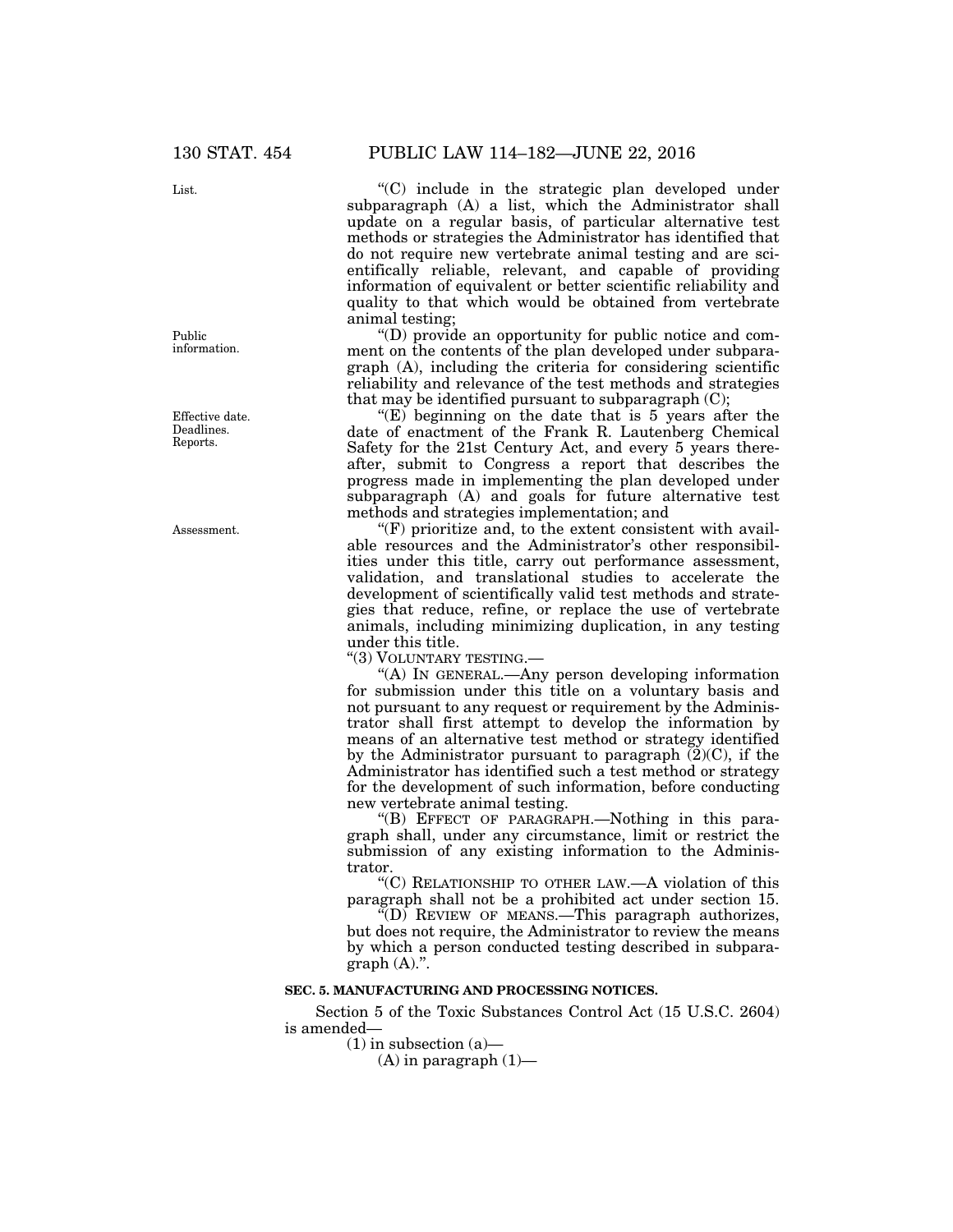"(C) include in the strategic plan developed under subparagraph (A) a list, which the Administrator shall update on a regular basis, of particular alternative test methods or strategies the Administrator has identified that do not require new vertebrate animal testing and are scientifically reliable, relevant, and capable of providing information of equivalent or better scientific reliability and quality to that which would be obtained from vertebrate animal testing;

"(D) provide an opportunity for public notice and comment on the contents of the plan developed under subparagraph (A), including the criteria for considering scientific reliability and relevance of the test methods and strategies that may be identified pursuant to subparagraph (C);

"(E) beginning on the date that is 5 years after the date of enactment of the Frank R. Lautenberg Chemical Safety for the 21st Century Act, and every 5 years thereafter, submit to Congress a report that describes the progress made in implementing the plan developed under subparagraph (A) and goals for future alternative test methods and strategies implementation; and

"(F) prioritize and, to the extent consistent with available resources and the Administrator's other responsibilities under this title, carry out performance assessment, validation, and translational studies to accelerate the development of scientifically valid test methods and strategies that reduce, refine, or replace the use of vertebrate animals, including minimizing duplication, in any testing under this title.

"(3) VOLUNTARY TESTING.—

"(A) IN GENERAL.—Any person developing information for submission under this title on a voluntary basis and not pursuant to any request or requirement by the Administrator shall first attempt to develop the information by means of an alternative test method or strategy identified by the Administrator pursuant to paragraph (2)(C), if the Administrator has identified such a test method or strategy for the development of such information, before conducting new vertebrate animal testing.

"(B) EFFECT OF PARAGRAPH.—Nothing in this paragraph shall, under any circumstance, limit or restrict the submission of any existing information to the Administrator.

"(C) RELATIONSHIP TO OTHER LAW.—A violation of this paragraph shall not be a prohibited act under section 15.

"(D) REVIEW OF MEANS.—This paragraph authorizes, but does not require, the Administrator to review the means by which a person conducted testing described in subparagraph (A).".

**SEC. 5. MANUFACTURING AND PROCESSING NOTICES.**

Section 5 of the Toxic Substances Control Act (15 U.S.C. 2604) is amended—

(1) in subsection (a)—

(A) in paragraph (1)—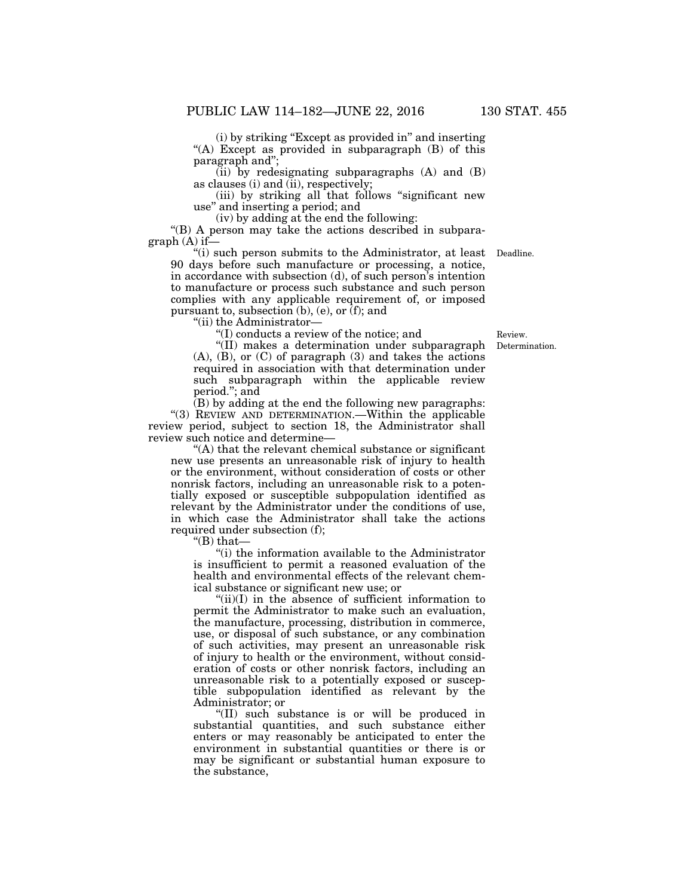(i) by striking "Except as provided in" and inserting "(A) Except as provided in subparagraph (B) of this paragraph and";

(ii) by redesignating subparagraphs (A) and (B) as clauses (i) and (ii), respectively;

(iii) by striking all that follows "significant new use" and inserting a period; and

(iv) by adding at the end the following:

"(B) A person may take the actions described in subparagraph (A) if—

"(i) such person submits to the Administrator, at least 90 days before such manufacture or processing, a notice, in accordance with subsection (d), of such person's intention to manufacture or process such substance and such person complies with any applicable requirement of, or imposed pursuant to, subsection (b), (e), or (f); and

Deadline.

"(ii) the Administrator—

"(I) conducts a review of the notice; and

Review.

Determination.

"(II) makes a determination under subparagraph (A), (B), or (C) of paragraph (3) and takes the actions required in association with that determination under such subparagraph within the applicable review period."; and

(B) by adding at the end the following new paragraphs:

"(3) REVIEW AND DETERMINATION.—Within the applicable review period, subject to section 18, the Administrator shall review such notice and determine—

"(A) that the relevant chemical substance or significant new use presents an unreasonable risk of injury to health or the environment, without consideration of costs or other nonrisk factors, including an unreasonable risk to a potentially exposed or susceptible subpopulation identified as relevant by the Administrator under the conditions of use, in which case the Administrator shall take the actions required under subsection (f);

"(B) that—

"(i) the information available to the Administrator is insufficient to permit a reasoned evaluation of the health and environmental effects of the relevant chemical substance or significant new use; or

"(ii)(I) in the absence of sufficient information to permit the Administrator to make such an evaluation, the manufacture, processing, distribution in commerce, use, or disposal of such substance, or any combination of such activities, may present an unreasonable risk of injury to health or the environment, without consideration of costs or other nonrisk factors, including an unreasonable risk to a potentially exposed or susceptible subpopulation identified as relevant by the Administrator; or

"(II) such substance is or will be produced in substantial quantities, and such substance either enters or may reasonably be anticipated to enter the environment in substantial quantities or there is or may be significant or substantial human exposure to the substance,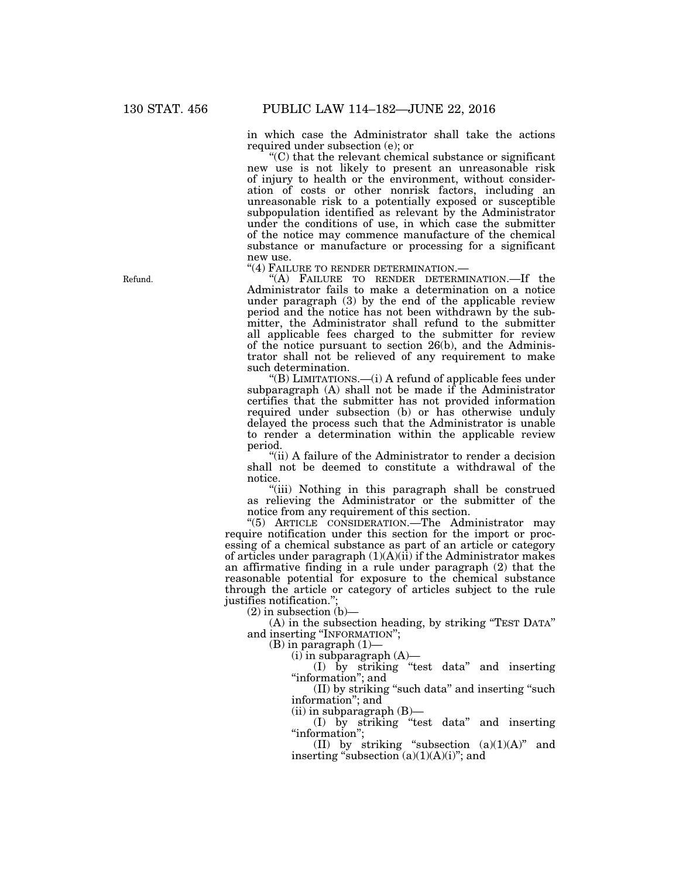in which case the Administrator shall take the actions required under subsection (e); or

"(C) that the relevant chemical substance or significant new use is not likely to present an unreasonable risk of injury to health or the environment, without consideration of costs or other nonrisk factors, including an unreasonable risk to a potentially exposed or susceptible subpopulation identified as relevant by the Administrator under the conditions of use, in which case the submitter of the notice may commence manufacture of the chemical substance or manufacture or processing for a significant new use.

"(4) FAILURE TO RENDER DETERMINATION.—

Refund.

"(A) FAILURE TO RENDER DETERMINATION.—If the Administrator fails to make a determination on a notice under paragraph (3) by the end of the applicable review period and the notice has not been withdrawn by the submitter, the Administrator shall refund to the submitter all applicable fees charged to the submitter for review of the notice pursuant to section 26(b), and the Administrator shall not be relieved of any requirement to make such determination.

"(B) LIMITATIONS.—(i) A refund of applicable fees under subparagraph (A) shall not be made if the Administrator certifies that the submitter has not provided information required under subsection (b) or has otherwise unduly delayed the process such that the Administrator is unable to render a determination within the applicable review period.

"(ii) A failure of the Administrator to render a decision shall not be deemed to constitute a withdrawal of the notice.

"(iii) Nothing in this paragraph shall be construed as relieving the Administrator or the submitter of the notice from any requirement of this section.

"(5) ARTICLE CONSIDERATION.—The Administrator may require notification under this section for the import or processing of a chemical substance as part of an article or category of articles under paragraph (1)(A)(ii) if the Administrator makes an affirmative finding in a rule under paragraph (2) that the reasonable potential for exposure to the chemical substance through the article or category of articles subject to the rule justifies notification.";

(2) in subsection (b)—

(A) in the subsection heading, by striking "TEST DATA" and inserting "INFORMATION";

(B) in paragraph (1)—

(i) in subparagraph (A)—

(I) by striking "test data" and inserting "information"; and

(II) by striking "such data" and inserting "such information"; and

(ii) in subparagraph (B)—

(I) by striking "test data" and inserting "information";

(II) by striking "subsection (a)(1)(A)" and inserting "subsection (a)(1)(A)(i)"; and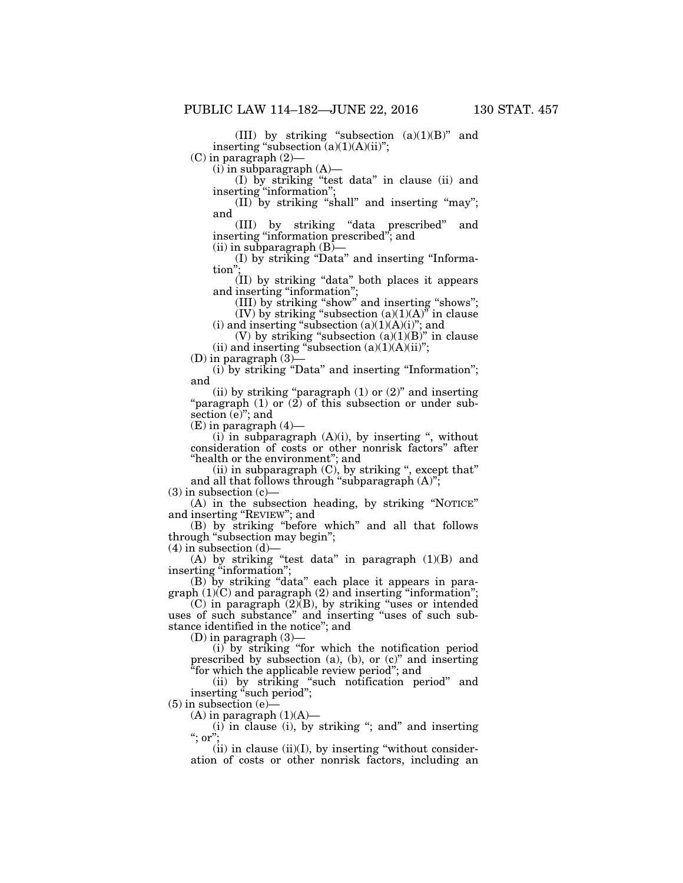(III) by striking "subsection (a)(1)(B)" and inserting "subsection (a)(1)(A)(ii)";

(C) in paragraph (2)—

(i) in subparagraph (A)—

(I) by striking "test data" in clause (ii) and inserting "information";

(II) by striking "shall" and inserting "may"; and

(III) by striking "data prescribed" and inserting "information prescribed"; and

(ii) in subparagraph (B)—

(I) by striking "Data" and inserting "Information";

(II) by striking "data" both places it appears and inserting "information";

(III) by striking "show" and inserting "shows";

(IV) by striking "subsection (a)(1)(A)" in clause (i) and inserting "subsection (a)(1)(A)(i)"; and

(V) by striking "subsection (a)(1)(B)" in clause (ii) and inserting "subsection (a)(1)(A)(ii)";

(D) in paragraph (3)—

(i) by striking "Data" and inserting "Information"; and

(ii) by striking "paragraph (1) or (2)" and inserting "paragraph (1) or (2) of this subsection or under subsection (e)"; and

(E) in paragraph (4)—

(i) in subparagraph (A)(i), by inserting ", without consideration of costs or other nonrisk factors" after "health or the environment"; and

(ii) in subparagraph (C), by striking ", except that" and all that follows through "subparagraph (A)";

(3) in subsection (c)—

(A) in the subsection heading, by striking "NOTICE" and inserting "REVIEW"; and

(B) by striking "before which" and all that follows through "subsection may begin";

(4) in subsection (d)—

(A) by striking "test data" in paragraph (1)(B) and inserting "information";

(B) by striking "data" each place it appears in paragraph (1)(C) and paragraph (2) and inserting "information";

(C) in paragraph (2)(B), by striking "uses or intended uses of such substance" and inserting "uses of such substance identified in the notice"; and

(D) in paragraph (3)—

(i) by striking "for which the notification period prescribed by subsection (a), (b), or (c)" and inserting "for which the applicable review period"; and

(ii) by striking "such notification period" and inserting "such period";

(5) in subsection (e)—

(A) in paragraph (1)(A)—

(i) in clause (i), by striking "; and" and inserting "; or";

(ii) in clause (ii)(I), by inserting "without consideration of costs or other nonrisk factors, including an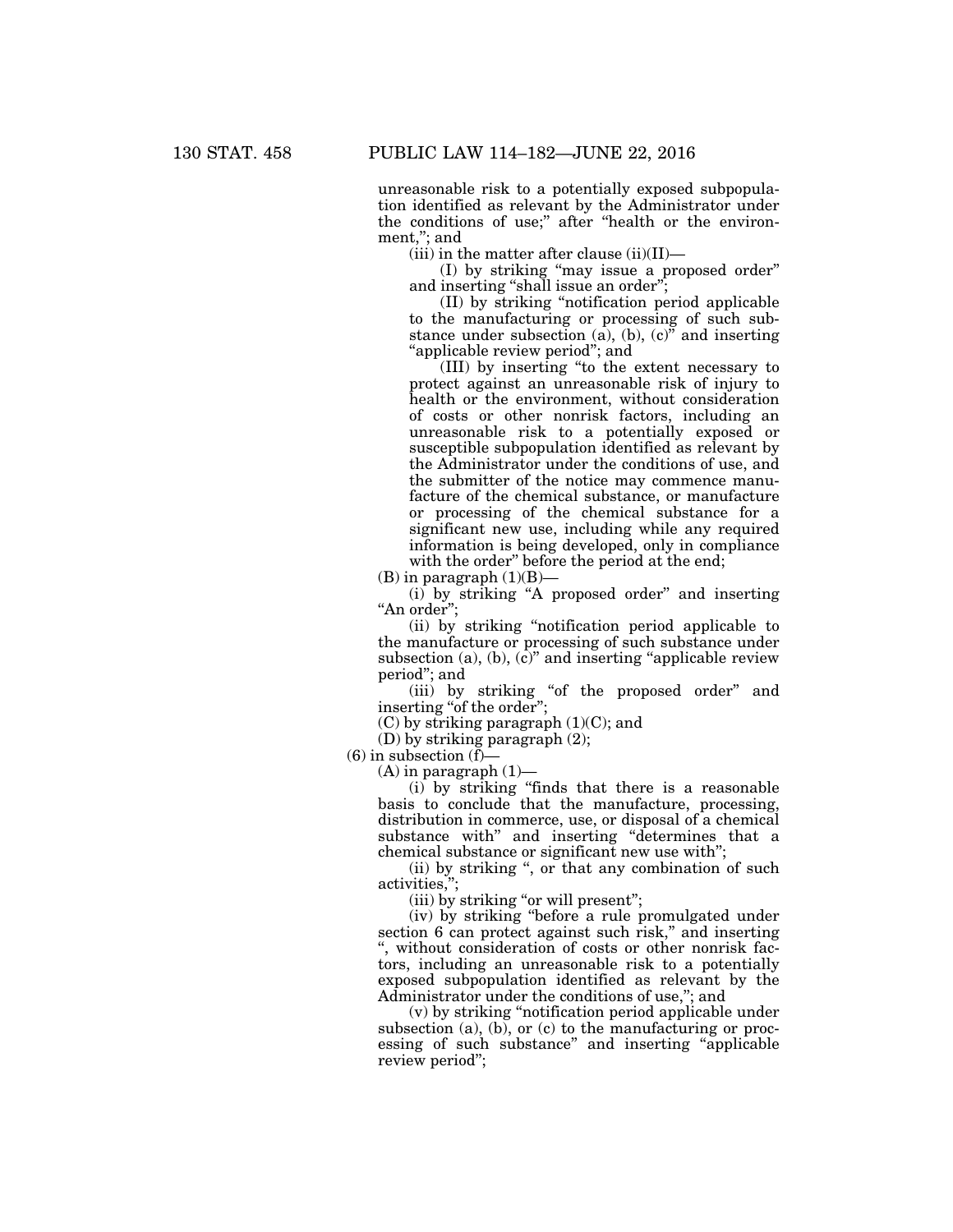unreasonable risk to a potentially exposed subpopulation identified as relevant by the Administrator under the conditions of use;" after "health or the environment,"; and

(iii) in the matter after clause (ii)(II)—

(I) by striking "may issue a proposed order" and inserting "shall issue an order";

(II) by striking "notification period applicable to the manufacturing or processing of such substance under subsection (a), (b), (c)" and inserting "applicable review period"; and

(III) by inserting "to the extent necessary to protect against an unreasonable risk of injury to health or the environment, without consideration of costs or other nonrisk factors, including an unreasonable risk to a potentially exposed or susceptible subpopulation identified as relevant by the Administrator under the conditions of use, and the submitter of the notice may commence manufacture of the chemical substance, or manufacture or processing of the chemical substance for a significant new use, including while any required information is being developed, only in compliance with the order" before the period at the end;

(B) in paragraph (1)(B)—

(i) by striking "A proposed order" and inserting "An order";

(ii) by striking "notification period applicable to the manufacture or processing of such substance under subsection (a), (b), (c)" and inserting "applicable review period"; and

(iii) by striking "of the proposed order" and inserting "of the order";

(C) by striking paragraph (1)(C); and

(D) by striking paragraph (2);

(6) in subsection (f)—

(A) in paragraph (1)—

(i) by striking "finds that there is a reasonable basis to conclude that the manufacture, processing, distribution in commerce, use, or disposal of a chemical substance with" and inserting "determines that a chemical substance or significant new use with";

(ii) by striking ", or that any combination of such activities,";

(iii) by striking "or will present";

(iv) by striking "before a rule promulgated under section 6 can protect against such risk," and inserting ", without consideration of costs or other nonrisk factors, including an unreasonable risk to a potentially exposed subpopulation identified as relevant by the Administrator under the conditions of use,"; and

(v) by striking "notification period applicable under subsection (a), (b), or (c) to the manufacturing or processing of such substance" and inserting "applicable review period";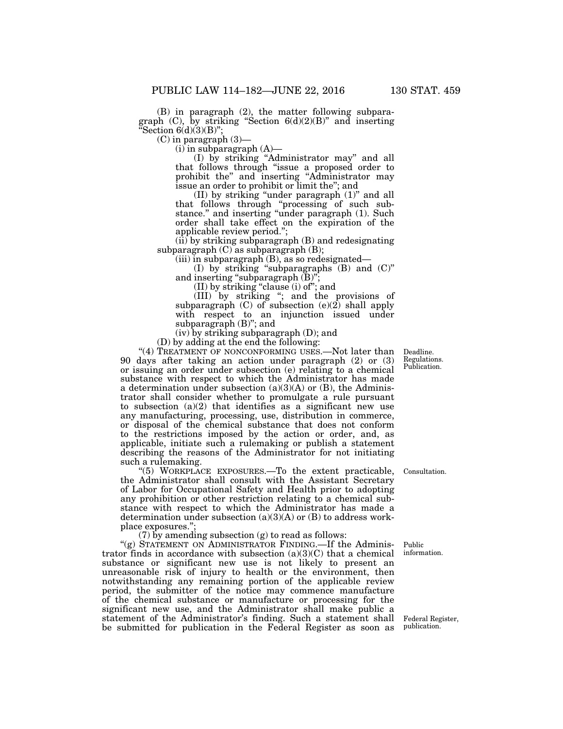(B) in paragraph (2), the matter following subparagraph (C), by striking "Section 6(d)(2)(B)" and inserting "Section 6(d)(3)(B)";

(C) in paragraph (3)—

(i) in subparagraph (A)—

(I) by striking "Administrator may" and all that follows through "issue a proposed order to prohibit the" and inserting "Administrator may issue an order to prohibit or limit the"; and

(II) by striking "under paragraph (1)" and all that follows through "processing of such substance." and inserting "under paragraph (1). Such order shall take effect on the expiration of the applicable review period.";

(ii) by striking subparagraph (B) and redesignating subparagraph (C) as subparagraph (B);

(iii) in subparagraph (B), as so redesignated—

(I) by striking "subparagraphs (B) and (C)" and inserting "subparagraph (B)";

(II) by striking "clause (i) of"; and

(III) by striking "; and the provisions of subparagraph (C) of subsection (e)(2) shall apply with respect to an injunction issued under subparagraph (B)"; and

(iv) by striking subparagraph (D); and

(D) by adding at the end the following:

Deadline. Regulations. Publication.

"(4) TREATMENT OF NONCONFORMING USES.—Not later than 90 days after taking an action under paragraph (2) or (3) or issuing an order under subsection (e) relating to a chemical substance with respect to which the Administrator has made a determination under subsection (a)(3)(A) or (B), the Administrator shall consider whether to promulgate a rule pursuant to subsection (a)(2) that identifies as a significant new use any manufacturing, processing, use, distribution in commerce, or disposal of the chemical substance that does not conform to the restrictions imposed by the action or order, and, as applicable, initiate such a rulemaking or publish a statement describing the reasons of the Administrator for not initiating such a rulemaking.

Consultation.

"(5) WORKPLACE EXPOSURES.—To the extent practicable, the Administrator shall consult with the Assistant Secretary of Labor for Occupational Safety and Health prior to adopting any prohibition or other restriction relating to a chemical substance with respect to which the Administrator has made a determination under subsection (a)(3)(A) or (B) to address workplace exposures.";

(7) by amending subsection (g) to read as follows:

Public information.

"(g) STATEMENT ON ADMINISTRATOR FINDING.—If the Administrator finds in accordance with subsection (a)(3)(C) that a chemical substance or significant new use is not likely to present an unreasonable risk of injury to health or the environment, then notwithstanding any remaining portion of the applicable review period, the submitter of the notice may commence manufacture of the chemical substance or manufacture or processing for the significant new use, and the Administrator shall make public a statement of the Administrator's finding. Such a statement shall be submitted for publication in the Federal Register as soon as

Federal Register, publication.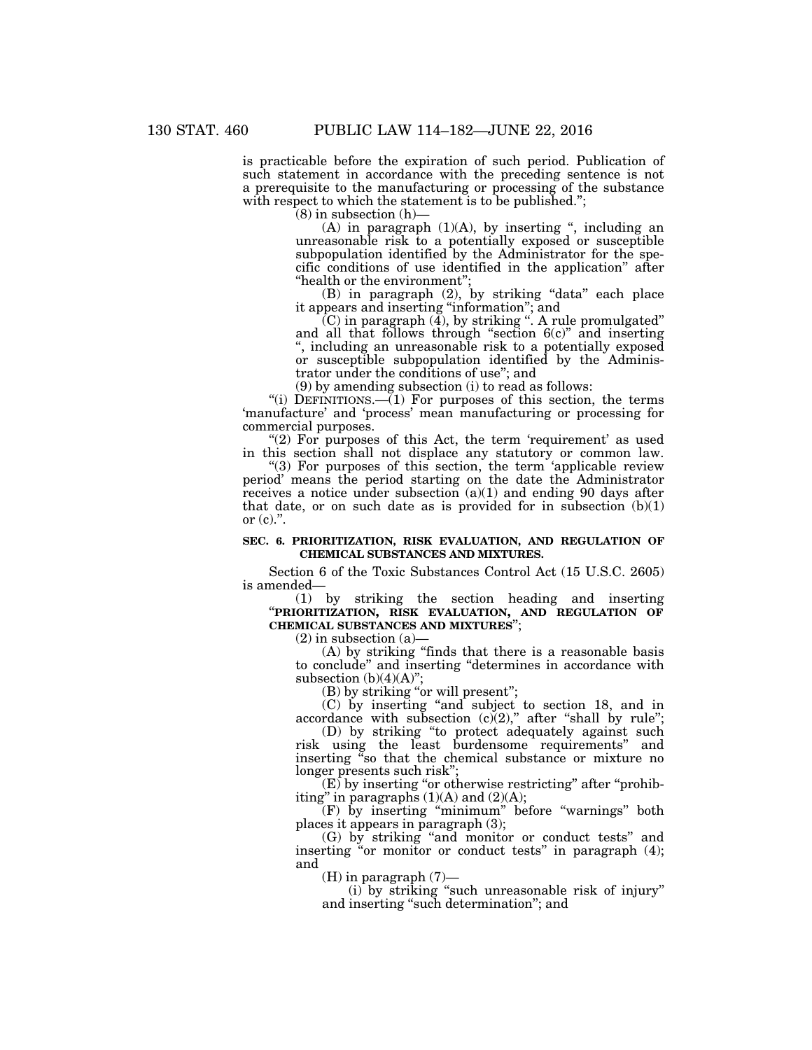is practicable before the expiration of such period. Publication of such statement in accordance with the preceding sentence is not a prerequisite to the manufacturing or processing of the substance with respect to which the statement is to be published.";

(8) in subsection (h)—

(A) in paragraph (1)(A), by inserting ", including an unreasonable risk to a potentially exposed or susceptible subpopulation identified by the Administrator for the specific conditions of use identified in the application" after "health or the environment";

(B) in paragraph (2), by striking "data" each place it appears and inserting "information"; and

(C) in paragraph (4), by striking ". A rule promulgated" and all that follows through "section 6(c)" and inserting ", including an unreasonable risk to a potentially exposed or susceptible subpopulation identified by the Administrator under the conditions of use"; and

(9) by amending subsection (i) to read as follows:

"(i) DEFINITIONS.—(1) For purposes of this section, the terms 'manufacture' and 'process' mean manufacturing or processing for commercial purposes.

"(2) For purposes of this Act, the term 'requirement' as used in this section shall not displace any statutory or common law.

"(3) For purposes of this section, the term 'applicable review period' means the period starting on the date the Administrator receives a notice under subsection (a)(1) and ending 90 days after that date, or on such date as is provided for in subsection (b)(1) or (c).".

**SEC. 6. PRIORITIZATION, RISK EVALUATION, AND REGULATION OF CHEMICAL SUBSTANCES AND MIXTURES.**

Section 6 of the Toxic Substances Control Act (15 U.S.C. 2605) is amended—

(1) by striking the section heading and inserting "**PRIORITIZATION, RISK EVALUATION, AND REGULATION OF CHEMICAL SUBSTANCES AND MIXTURES**";

(2) in subsection (a)—

(A) by striking "finds that there is a reasonable basis to conclude" and inserting "determines in accordance with subsection (b)(4)(A)";

(B) by striking "or will present";

(C) by inserting "and subject to section 18, and in accordance with subsection (c)(2)," after "shall by rule";

(D) by striking "to protect adequately against such risk using the least burdensome requirements" and inserting "so that the chemical substance or mixture no longer presents such risk";

(E) by inserting "or otherwise restricting" after "prohibiting" in paragraphs (1)(A) and (2)(A);

(F) by inserting "minimum" before "warnings" both places it appears in paragraph (3);

(G) by striking "and monitor or conduct tests" and inserting "or monitor or conduct tests" in paragraph (4); and

(H) in paragraph (7)—

(i) by striking "such unreasonable risk of injury" and inserting "such determination"; and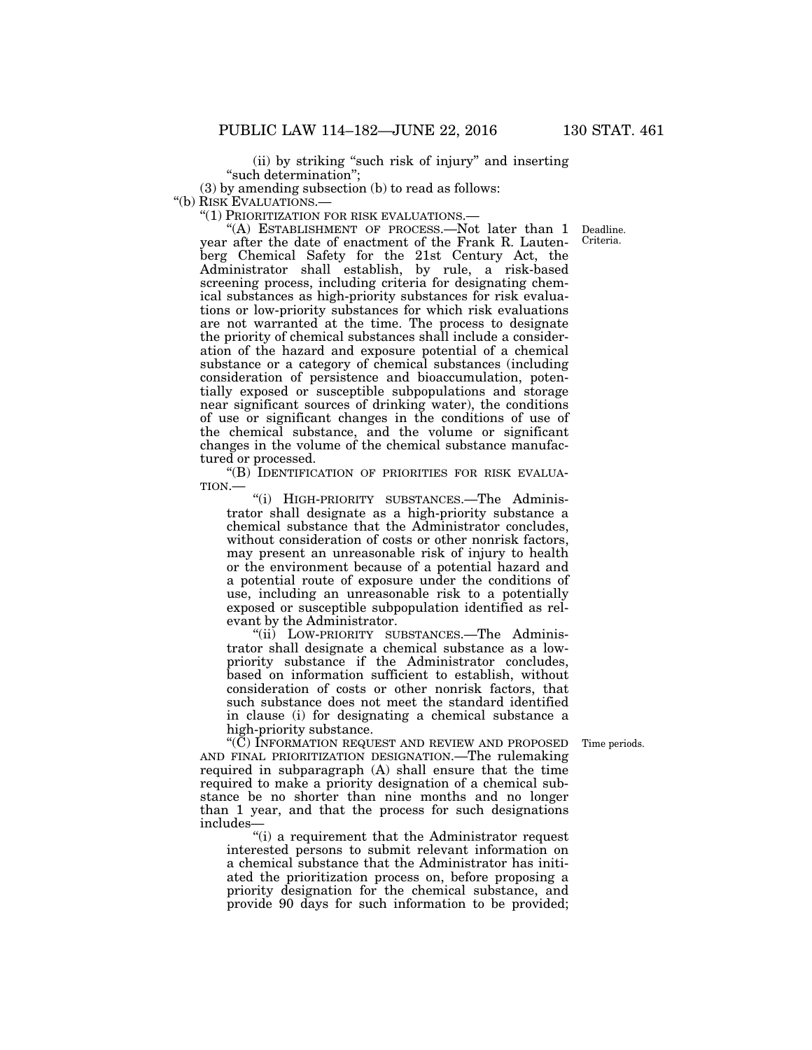(ii) by striking "such risk of injury" and inserting "such determination";

(3) by amending subsection (b) to read as follows:

"(b) RISK EVALUATIONS.—

"(1) PRIORITIZATION FOR RISK EVALUATIONS.—

"(A) ESTABLISHMENT OF PROCESS.—Not later than 1 year after the date of enactment of the Frank R. Lautenberg Chemical Safety for the 21st Century Act, the Administrator shall establish, by rule, a risk-based screening process, including criteria for designating chemical substances as high-priority substances for risk evaluations or low-priority substances for which risk evaluations are not warranted at the time. The process to designate the priority of chemical substances shall include a consideration of the hazard and exposure potential of a chemical substance or a category of chemical substances (including consideration of persistence and bioaccumulation, potentially exposed or susceptible subpopulations and storage near significant sources of drinking water), the conditions of use or significant changes in the conditions of use of the chemical substance, and the volume or significant changes in the volume of the chemical substance manufactured or processed.

Deadline. Criteria.

"(B) IDENTIFICATION OF PRIORITIES FOR RISK EVALUATION.—

"(i) HIGH-PRIORITY SUBSTANCES.—The Administrator shall designate as a high-priority substance a chemical substance that the Administrator concludes, without consideration of costs or other nonrisk factors, may present an unreasonable risk of injury to health or the environment because of a potential hazard and a potential route of exposure under the conditions of use, including an unreasonable risk to a potentially exposed or susceptible subpopulation identified as relevant by the Administrator.

"(ii) LOW-PRIORITY SUBSTANCES.—The Administrator shall designate a chemical substance as a low-priority substance if the Administrator concludes, based on information sufficient to establish, without consideration of costs or other nonrisk factors, that such substance does not meet the standard identified in clause (i) for designating a chemical substance a high-priority substance.

"(C) INFORMATION REQUEST AND REVIEW AND PROPOSED AND FINAL PRIORITIZATION DESIGNATION.—The rulemaking required in subparagraph (A) shall ensure that the time required to make a priority designation of a chemical substance be no shorter than nine months and no longer than 1 year, and that the process for such designations includes—

Time periods.

"(i) a requirement that the Administrator request interested persons to submit relevant information on a chemical substance that the Administrator has initiated the prioritization process on, before proposing a priority designation for the chemical substance, and provide 90 days for such information to be provided;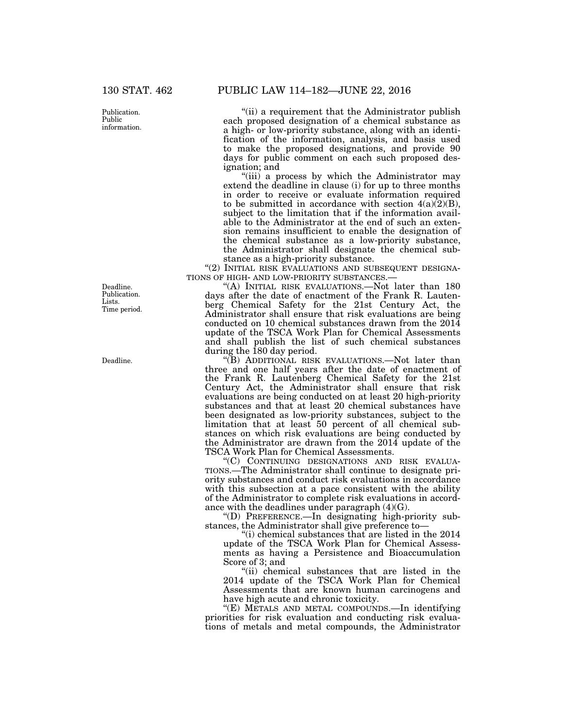Publication. Public information.

"(ii) a requirement that the Administrator publish each proposed designation of a chemical substance as a high- or low-priority substance, along with an identification of the information, analysis, and basis used to make the proposed designations, and provide 90 days for public comment on each such proposed designation; and

"(iii) a process by which the Administrator may extend the deadline in clause (i) for up to three months in order to receive or evaluate information required to be submitted in accordance with section 4(a)(2)(B), subject to the limitation that if the information available to the Administrator at the end of such an extension remains insufficient to enable the designation of the chemical substance as a low-priority substance, the Administrator shall designate the chemical substance as a high-priority substance.

"(2) INITIAL RISK EVALUATIONS AND SUBSEQUENT DESIGNATIONS OF HIGH- AND LOW-PRIORITY SUBSTANCES.—

Deadline. Publication. Lists. Time period.

"(A) INITIAL RISK EVALUATIONS.—Not later than 180 days after the date of enactment of the Frank R. Lautenberg Chemical Safety for the 21st Century Act, the Administrator shall ensure that risk evaluations are being conducted on 10 chemical substances drawn from the 2014 update of the TSCA Work Plan for Chemical Assessments and shall publish the list of such chemical substances during the 180 day period.

Deadline.

"(B) ADDITIONAL RISK EVALUATIONS.—Not later than three and one half years after the date of enactment of the Frank R. Lautenberg Chemical Safety for the 21st Century Act, the Administrator shall ensure that risk evaluations are being conducted on at least 20 high-priority substances and that at least 20 chemical substances have been designated as low-priority substances, subject to the limitation that at least 50 percent of all chemical substances on which risk evaluations are being conducted by the Administrator are drawn from the 2014 update of the TSCA Work Plan for Chemical Assessments.

"(C) CONTINUING DESIGNATIONS AND RISK EVALUATIONS.—The Administrator shall continue to designate priority substances and conduct risk evaluations in accordance with this subsection at a pace consistent with the ability of the Administrator to complete risk evaluations in accordance with the deadlines under paragraph (4)(G).

"(D) PREFERENCE.—In designating high-priority substances, the Administrator shall give preference to—

"(i) chemical substances that are listed in the 2014 update of the TSCA Work Plan for Chemical Assessments as having a Persistence and Bioaccumulation Score of 3; and

"(ii) chemical substances that are listed in the 2014 update of the TSCA Work Plan for Chemical Assessments that are known human carcinogens and have high acute and chronic toxicity.

"(E) METALS AND METAL COMPOUNDS.—In identifying priorities for risk evaluation and conducting risk evaluations of metals and metal compounds, the Administrator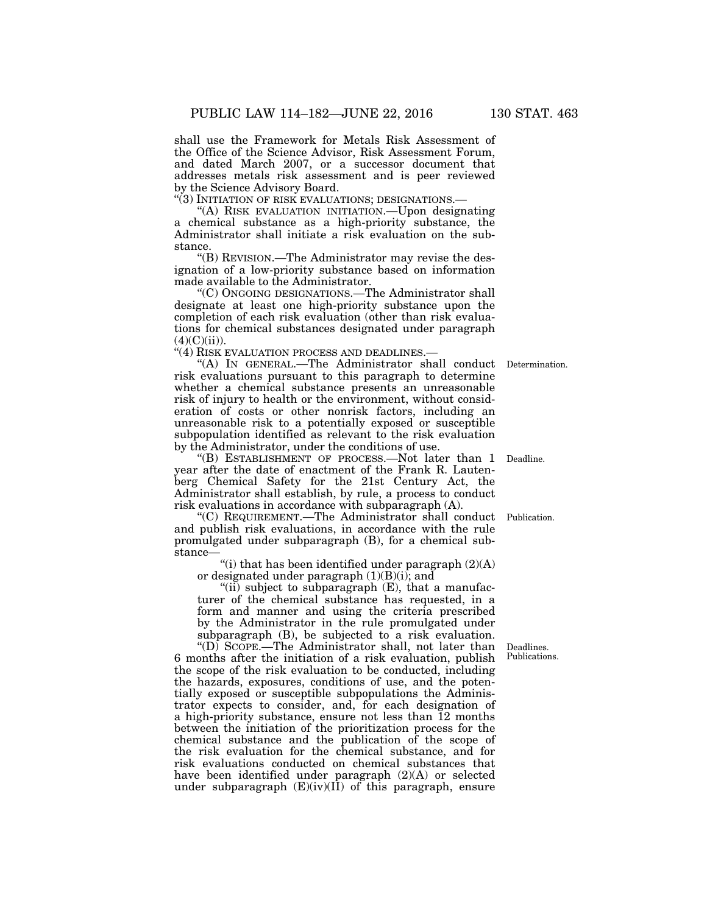shall use the Framework for Metals Risk Assessment of the Office of the Science Advisor, Risk Assessment Forum, and dated March 2007, or a successor document that addresses metals risk assessment and is peer reviewed by the Science Advisory Board.

"(3) INITIATION OF RISK EVALUATIONS; DESIGNATIONS.—

"(A) RISK EVALUATION INITIATION.—Upon designating a chemical substance as a high-priority substance, the Administrator shall initiate a risk evaluation on the substance.

"(B) REVISION.—The Administrator may revise the designation of a low-priority substance based on information made available to the Administrator.

"(C) ONGOING DESIGNATIONS.—The Administrator shall designate at least one high-priority substance upon the completion of each risk evaluation (other than risk evaluations for chemical substances designated under paragraph (4)(C)(ii)).

"(4) RISK EVALUATION PROCESS AND DEADLINES.—

Determination.

"(A) IN GENERAL.—The Administrator shall conduct risk evaluations pursuant to this paragraph to determine whether a chemical substance presents an unreasonable risk of injury to health or the environment, without consideration of costs or other nonrisk factors, including an unreasonable risk to a potentially exposed or susceptible subpopulation identified as relevant to the risk evaluation by the Administrator, under the conditions of use.

Deadline.

"(B) ESTABLISHMENT OF PROCESS.—Not later than 1 year after the date of enactment of the Frank R. Lautenberg Chemical Safety for the 21st Century Act, the Administrator shall establish, by rule, a process to conduct risk evaluations in accordance with subparagraph (A).

Publication.

"(C) REQUIREMENT.—The Administrator shall conduct and publish risk evaluations, in accordance with the rule promulgated under subparagraph (B), for a chemical substance—

"(i) that has been identified under paragraph (2)(A) or designated under paragraph (1)(B)(i); and

"(ii) subject to subparagraph (E), that a manufacturer of the chemical substance has requested, in a form and manner and using the criteria prescribed by the Administrator in the rule promulgated under subparagraph (B), be subjected to a risk evaluation.

Deadlines. Publications.

"(D) SCOPE.—The Administrator shall, not later than 6 months after the initiation of a risk evaluation, publish the scope of the risk evaluation to be conducted, including the hazards, exposures, conditions of use, and the potentially exposed or susceptible subpopulations the Administrator expects to consider, and, for each designation of a high-priority substance, ensure not less than 12 months between the initiation of the prioritization process for the chemical substance and the publication of the scope of the risk evaluation for the chemical substance, and for risk evaluations conducted on chemical substances that have been identified under paragraph (2)(A) or selected under subparagraph (E)(iv)(II) of this paragraph, ensure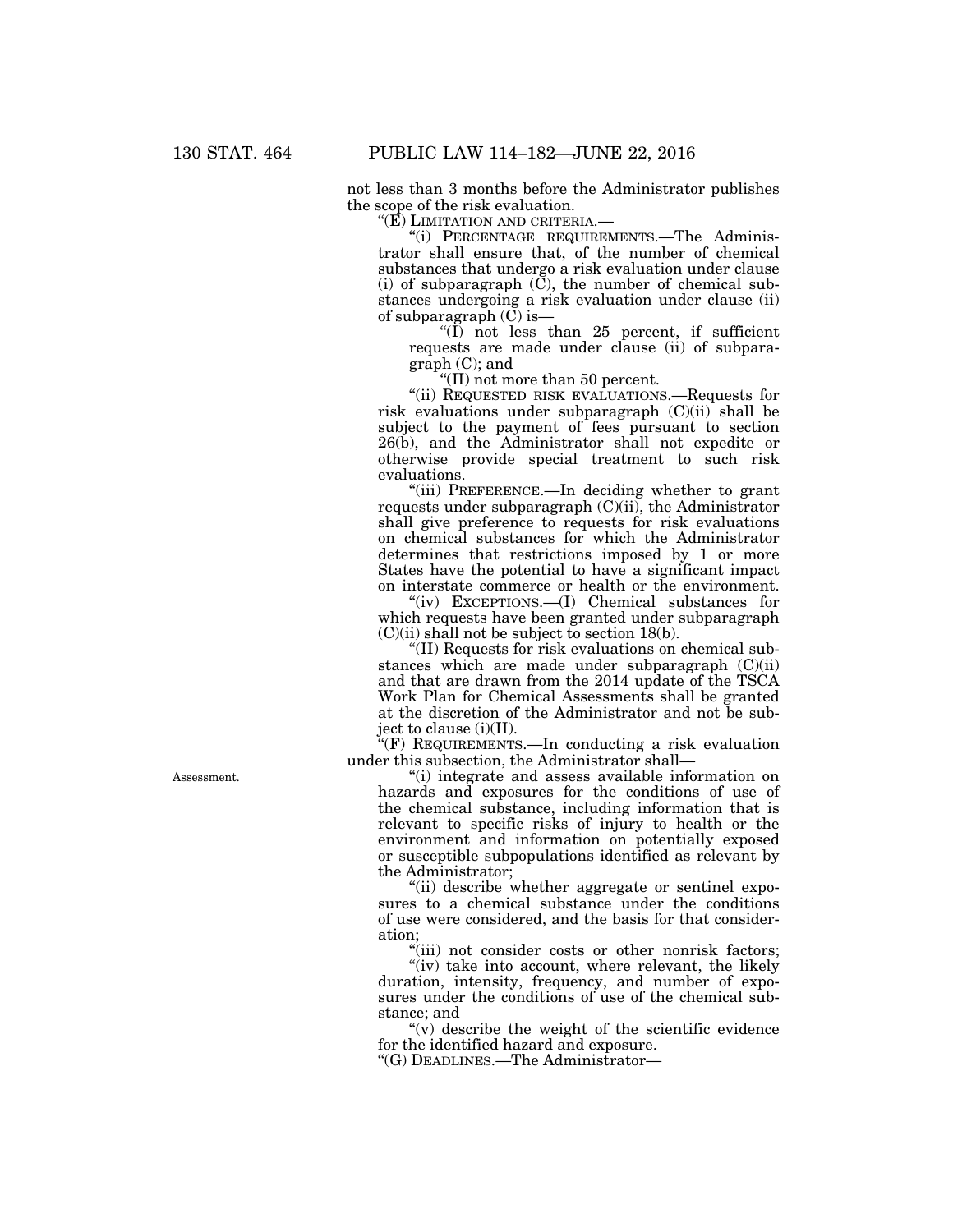not less than 3 months before the Administrator publishes the scope of the risk evaluation.

"(E) LIMITATION AND CRITERIA.—

"(i) PERCENTAGE REQUIREMENTS.—The Administrator shall ensure that, of the number of chemical substances that undergo a risk evaluation under clause (i) of subparagraph (C), the number of chemical substances undergoing a risk evaluation under clause (ii) of subparagraph (C) is—

"(I) not less than 25 percent, if sufficient requests are made under clause (ii) of subparagraph (C); and

"(II) not more than 50 percent.

"(ii) REQUESTED RISK EVALUATIONS.—Requests for risk evaluations under subparagraph (C)(ii) shall be subject to the payment of fees pursuant to section 26(b), and the Administrator shall not expedite or otherwise provide special treatment to such risk evaluations.

"(iii) PREFERENCE.—In deciding whether to grant requests under subparagraph (C)(ii), the Administrator shall give preference to requests for risk evaluations on chemical substances for which the Administrator determines that restrictions imposed by 1 or more States have the potential to have a significant impact on interstate commerce or health or the environment.

"(iv) EXCEPTIONS.—(I) Chemical substances for which requests have been granted under subparagraph (C)(ii) shall not be subject to section 18(b).

"(II) Requests for risk evaluations on chemical substances which are made under subparagraph (C)(ii) and that are drawn from the 2014 update of the TSCA Work Plan for Chemical Assessments shall be granted at the discretion of the Administrator and not be subject to clause (i)(II).

"(F) REQUIREMENTS.—In conducting a risk evaluation under this subsection, the Administrator shall—

Assessment.

"(i) integrate and assess available information on hazards and exposures for the conditions of use of the chemical substance, including information that is relevant to specific risks of injury to health or the environment and information on potentially exposed or susceptible subpopulations identified as relevant by the Administrator;

"(ii) describe whether aggregate or sentinel exposures to a chemical substance under the conditions of use were considered, and the basis for that consideration;

"(iii) not consider costs or other nonrisk factors;

"(iv) take into account, where relevant, the likely duration, intensity, frequency, and number of exposures under the conditions of use of the chemical substance; and

"(v) describe the weight of the scientific evidence for the identified hazard and exposure.

"(G) DEADLINES.—The Administrator—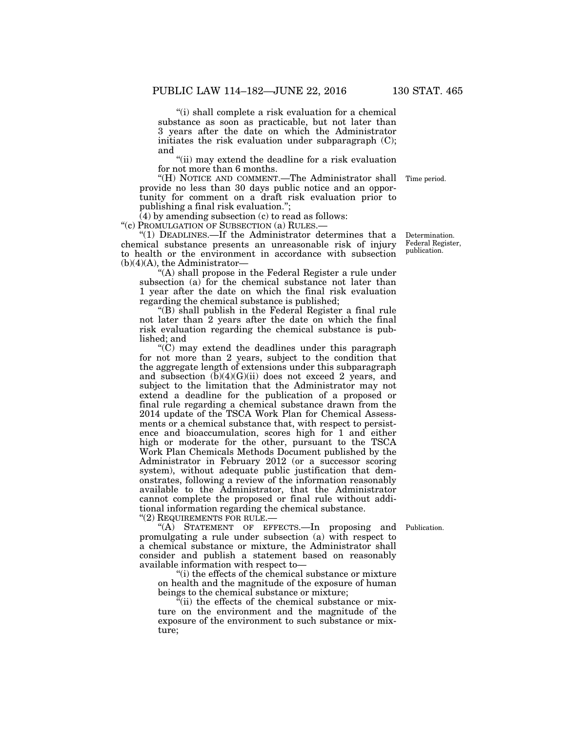"(i) shall complete a risk evaluation for a chemical substance as soon as practicable, but not later than 3 years after the date on which the Administrator initiates the risk evaluation under subparagraph (C); and

"(ii) may extend the deadline for a risk evaluation for not more than 6 months.

"(H) NOTICE AND COMMENT.—The Administrator shall provide no less than 30 days public notice and an opportunity for comment on a draft risk evaluation prior to publishing a final risk evaluation.";

Time period.

(4) by amending subsection (c) to read as follows:

"(c) PROMULGATION OF SUBSECTION (a) RULES.—

"(1) DEADLINES.—If the Administrator determines that a chemical substance presents an unreasonable risk of injury to health or the environment in accordance with subsection (b)(4)(A), the Administrator—

Determination. Federal Register, publication.

"(A) shall propose in the Federal Register a rule under subsection (a) for the chemical substance not later than 1 year after the date on which the final risk evaluation regarding the chemical substance is published;

"(B) shall publish in the Federal Register a final rule not later than 2 years after the date on which the final risk evaluation regarding the chemical substance is published; and

"(C) may extend the deadlines under this paragraph for not more than 2 years, subject to the condition that the aggregate length of extensions under this subparagraph and subsection (b)(4)(G)(ii) does not exceed 2 years, and subject to the limitation that the Administrator may not extend a deadline for the publication of a proposed or final rule regarding a chemical substance drawn from the 2014 update of the TSCA Work Plan for Chemical Assessments or a chemical substance that, with respect to persistence and bioaccumulation, scores high for 1 and either high or moderate for the other, pursuant to the TSCA Work Plan Chemicals Methods Document published by the Administrator in February 2012 (or a successor scoring system), without adequate public justification that demonstrates, following a review of the information reasonably available to the Administrator, that the Administrator cannot complete the proposed or final rule without additional information regarding the chemical substance.

"(2) REQUIREMENTS FOR RULE.—

"(A) STATEMENT OF EFFECTS.—In proposing and promulgating a rule under subsection (a) with respect to a chemical substance or mixture, the Administrator shall consider and publish a statement based on reasonably available information with respect to—

Publication.

"(i) the effects of the chemical substance or mixture on health and the magnitude of the exposure of human beings to the chemical substance or mixture;

"(ii) the effects of the chemical substance or mixture on the environment and the magnitude of the exposure of the environment to such substance or mixture;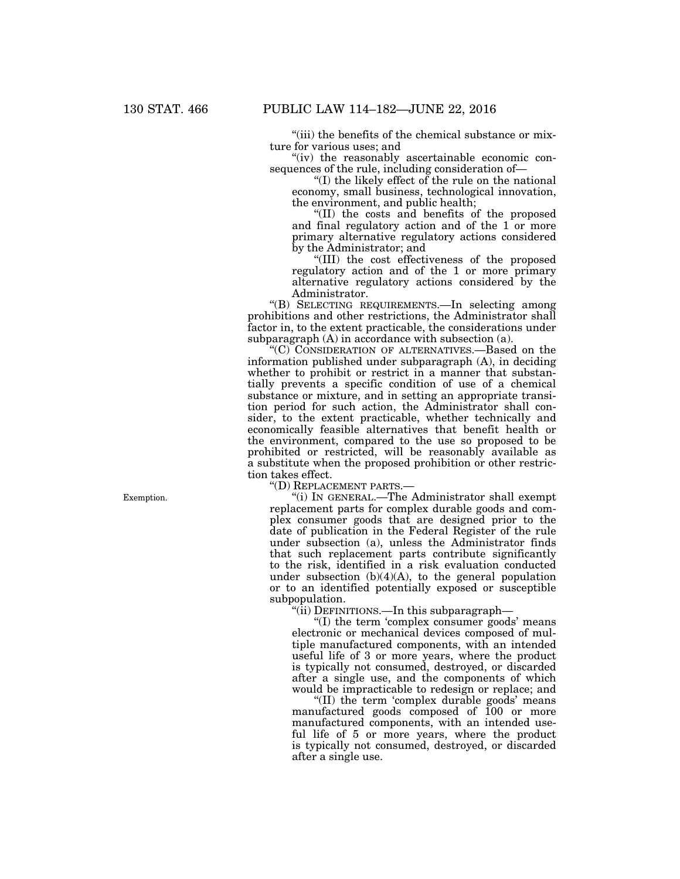"(iii) the benefits of the chemical substance or mixture for various uses; and

"(iv) the reasonably ascertainable economic consequences of the rule, including consideration of—

"(I) the likely effect of the rule on the national economy, small business, technological innovation, the environment, and public health;

"(II) the costs and benefits of the proposed and final regulatory action and of the 1 or more primary alternative regulatory actions considered by the Administrator; and

"(III) the cost effectiveness of the proposed regulatory action and of the 1 or more primary alternative regulatory actions considered by the Administrator.

"(B) SELECTING REQUIREMENTS.—In selecting among prohibitions and other restrictions, the Administrator shall factor in, to the extent practicable, the considerations under subparagraph (A) in accordance with subsection (a).

"(C) CONSIDERATION OF ALTERNATIVES.—Based on the information published under subparagraph (A), in deciding whether to prohibit or restrict in a manner that substantially prevents a specific condition of use of a chemical substance or mixture, and in setting an appropriate transition period for such action, the Administrator shall consider, to the extent practicable, whether technically and economically feasible alternatives that benefit health or the environment, compared to the use so proposed to be prohibited or restricted, will be reasonably available as a substitute when the proposed prohibition or other restriction takes effect.

"(D) REPLACEMENT PARTS.—

Exemption.

"(i) IN GENERAL.—The Administrator shall exempt replacement parts for complex durable goods and complex consumer goods that are designed prior to the date of publication in the Federal Register of the rule under subsection (a), unless the Administrator finds that such replacement parts contribute significantly to the risk, identified in a risk evaluation conducted under subsection (b)(4)(A), to the general population or to an identified potentially exposed or susceptible subpopulation.

"(ii) DEFINITIONS.—In this subparagraph—

"(I) the term 'complex consumer goods' means electronic or mechanical devices composed of multiple manufactured components, with an intended useful life of 3 or more years, where the product is typically not consumed, destroyed, or discarded after a single use, and the components of which would be impracticable to redesign or replace; and

"(II) the term 'complex durable goods' means manufactured goods composed of 100 or more manufactured components, with an intended useful life of 5 or more years, where the product is typically not consumed, destroyed, or discarded after a single use.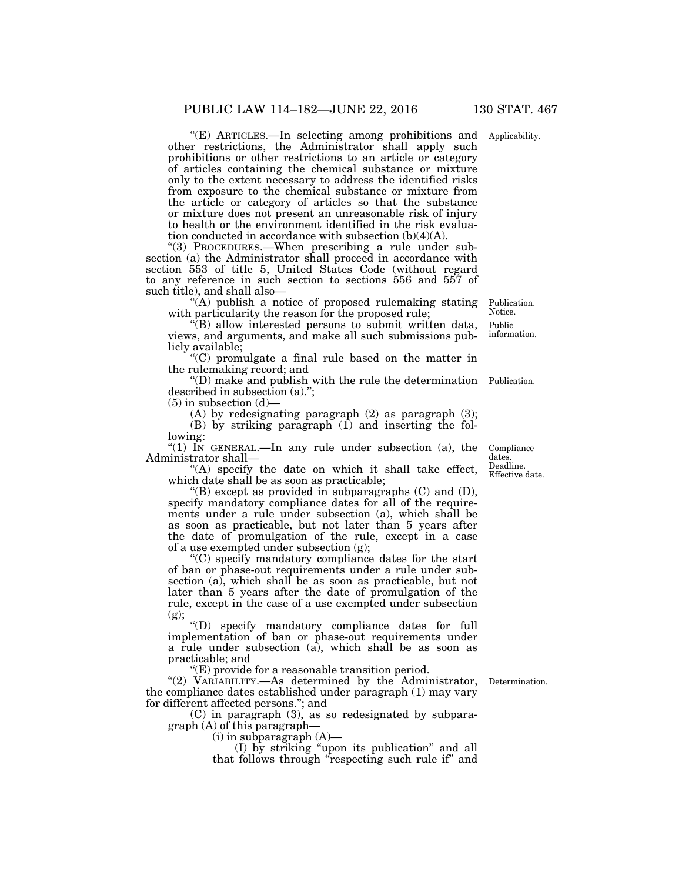"(E) ARTICLES.—In selecting among prohibitions and other restrictions, the Administrator shall apply such prohibitions or other restrictions to an article or category of articles containing the chemical substance or mixture only to the extent necessary to address the identified risks from exposure to the chemical substance or mixture from the article or category of articles so that the substance or mixture does not present an unreasonable risk of injury to health or the environment identified in the risk evaluation conducted in accordance with subsection (b)(4)(A).

Applicability.

"(3) PROCEDURES.—When prescribing a rule under subsection (a) the Administrator shall proceed in accordance with section 553 of title 5, United States Code (without regard to any reference in such section to sections 556 and 557 of such title), and shall also—

"(A) publish a notice of proposed rulemaking stating with particularity the reason for the proposed rule;

Publication. Notice.

"(B) allow interested persons to submit written data, views, and arguments, and make all such submissions publicly available;

Public information.

"(C) promulgate a final rule based on the matter in the rulemaking record; and

"(D) make and publish with the rule the determination described in subsection (a).";

Publication.

(5) in subsection (d)—

(A) by redesignating paragraph (2) as paragraph (3);

(B) by striking paragraph (1) and inserting the following:

"(1) IN GENERAL.—In any rule under subsection (a), the Administrator shall—

Compliance dates. Deadline. Effective date.

"(A) specify the date on which it shall take effect, which date shall be as soon as practicable;

"(B) except as provided in subparagraphs (C) and (D), specify mandatory compliance dates for all of the requirements under a rule under subsection (a), which shall be as soon as practicable, but not later than 5 years after the date of promulgation of the rule, except in a case of a use exempted under subsection (g);

"(C) specify mandatory compliance dates for the start of ban or phase-out requirements under a rule under subsection (a), which shall be as soon as practicable, but not later than 5 years after the date of promulgation of the rule, except in the case of a use exempted under subsection (g);

"(D) specify mandatory compliance dates for full implementation of ban or phase-out requirements under a rule under subsection (a), which shall be as soon as practicable; and

"(E) provide for a reasonable transition period.

"(2) VARIABILITY.—As determined by the Administrator, the compliance dates established under paragraph (1) may vary for different affected persons."; and

Determination.

(C) in paragraph (3), as so redesignated by subparagraph (A) of this paragraph—

(i) in subparagraph (A)—

(I) by striking "upon its publication" and all that follows through "respecting such rule if" and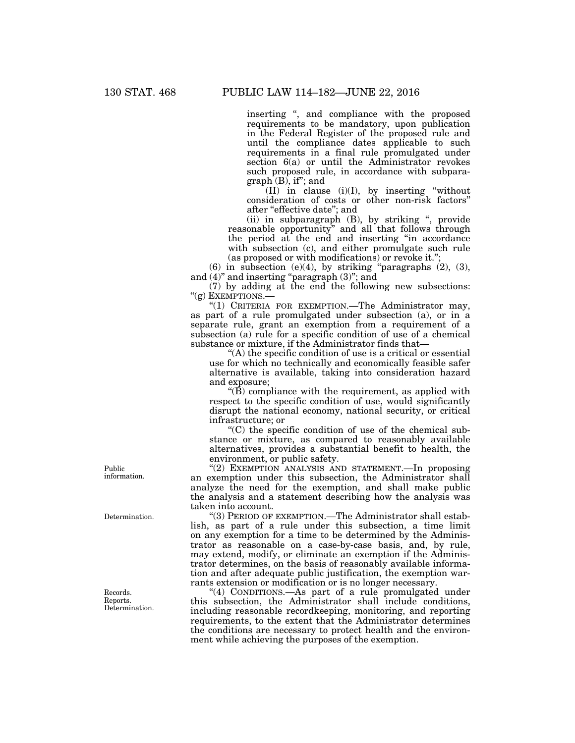inserting ", and compliance with the proposed requirements to be mandatory, upon publication in the Federal Register of the proposed rule and until the compliance dates applicable to such requirements in a final rule promulgated under section 6(a) or until the Administrator revokes such proposed rule, in accordance with subparagraph (B), if"; and

(II) in clause (i)(I), by inserting "without consideration of costs or other non-risk factors" after "effective date"; and

(ii) in subparagraph (B), by striking ", provide reasonable opportunity" and all that follows through the period at the end and inserting "in accordance with subsection (c), and either promulgate such rule (as proposed or with modifications) or revoke it.";

(6) in subsection (e)(4), by striking "paragraphs (2), (3), and (4)" and inserting "paragraph (3)"; and

(7) by adding at the end the following new subsections:

"(g) EXEMPTIONS.—

"(1) CRITERIA FOR EXEMPTION.—The Administrator may, as part of a rule promulgated under subsection (a), or in a separate rule, grant an exemption from a requirement of a subsection (a) rule for a specific condition of use of a chemical substance or mixture, if the Administrator finds that—

"(A) the specific condition of use is a critical or essential use for which no technically and economically feasible safer alternative is available, taking into consideration hazard and exposure;

"(B) compliance with the requirement, as applied with respect to the specific condition of use, would significantly disrupt the national economy, national security, or critical infrastructure; or

"(C) the specific condition of use of the chemical substance or mixture, as compared to reasonably available alternatives, provides a substantial benefit to health, the environment, or public safety.

Public information.

"(2) EXEMPTION ANALYSIS AND STATEMENT.—In proposing an exemption under this subsection, the Administrator shall analyze the need for the exemption, and shall make public the analysis and a statement describing how the analysis was taken into account.

Determination.

"(3) PERIOD OF EXEMPTION.—The Administrator shall establish, as part of a rule under this subsection, a time limit on any exemption for a time to be determined by the Administrator as reasonable on a case-by-case basis, and, by rule, may extend, modify, or eliminate an exemption if the Administrator determines, on the basis of reasonably available information and after adequate public justification, the exemption warrants extension or modification or is no longer necessary.

Records. Reports. Determination.

"(4) CONDITIONS.—As part of a rule promulgated under this subsection, the Administrator shall include conditions, including reasonable recordkeeping, monitoring, and reporting requirements, to the extent that the Administrator determines the conditions are necessary to protect health and the environment while achieving the purposes of the exemption.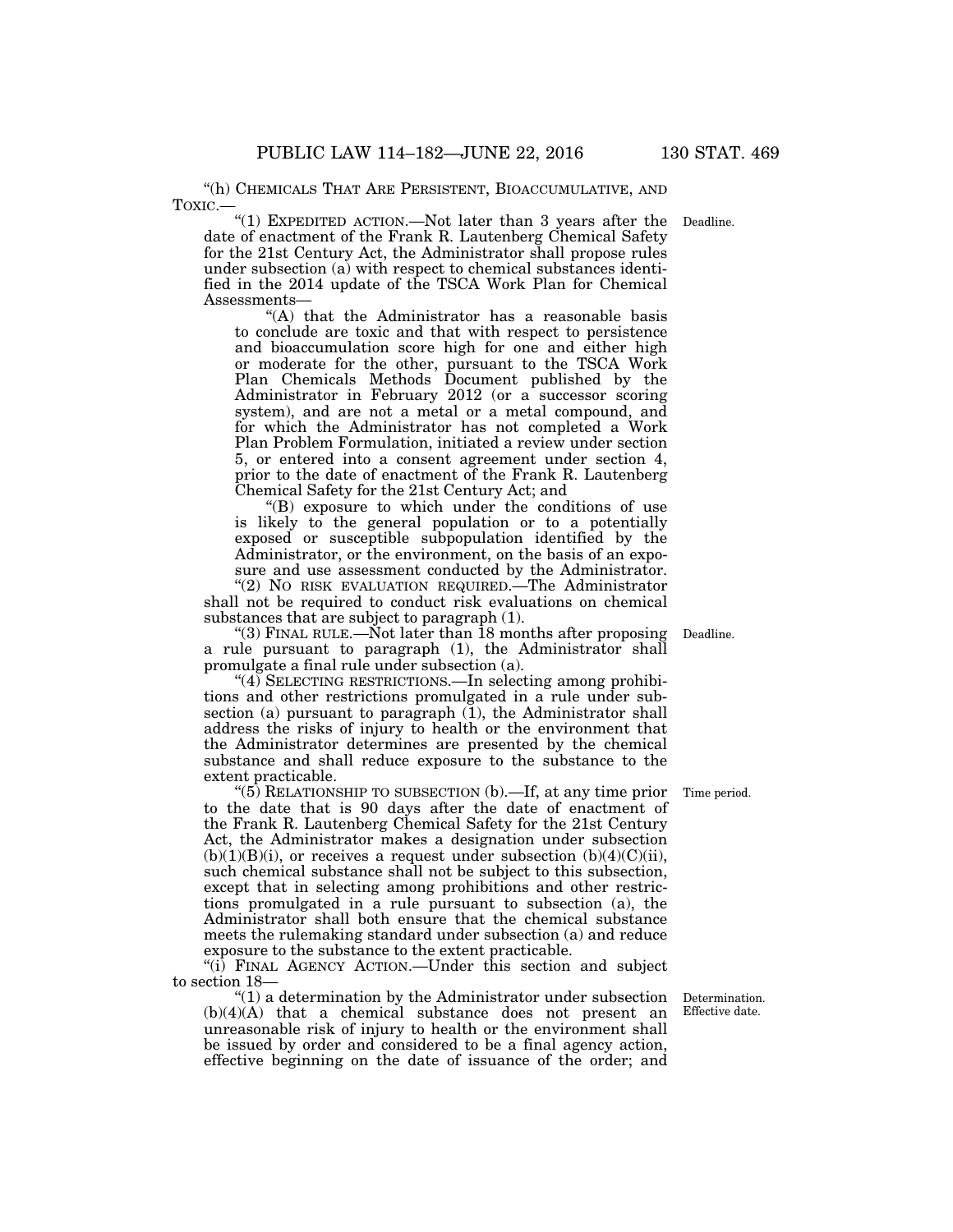"(h) CHEMICALS THAT ARE PERSISTENT, BIOACCUMULATIVE, AND TOXIC.—

"(1) EXPEDITED ACTION.—Not later than 3 years after the date of enactment of the Frank R. Lautenberg Chemical Safety for the 21st Century Act, the Administrator shall propose rules under subsection (a) with respect to chemical substances identified in the 2014 update of the TSCA Work Plan for Chemical Assessments—

Deadline.

"(A) that the Administrator has a reasonable basis to conclude are toxic and that with respect to persistence and bioaccumulation score high for one and either high or moderate for the other, pursuant to the TSCA Work Plan Chemicals Methods Document published by the Administrator in February 2012 (or a successor scoring system), and are not a metal or a metal compound, and for which the Administrator has not completed a Work Plan Problem Formulation, initiated a review under section 5, or entered into a consent agreement under section 4, prior to the date of enactment of the Frank R. Lautenberg Chemical Safety for the 21st Century Act; and

"(B) exposure to which under the conditions of use is likely to the general population or to a potentially exposed or susceptible subpopulation identified by the Administrator, or the environment, on the basis of an exposure and use assessment conducted by the Administrator.

"(2) NO RISK EVALUATION REQUIRED.—The Administrator shall not be required to conduct risk evaluations on chemical substances that are subject to paragraph (1).

"(3) FINAL RULE.—Not later than 18 months after proposing a rule pursuant to paragraph (1), the Administrator shall promulgate a final rule under subsection (a).

Deadline.

"(4) SELECTING RESTRICTIONS.—In selecting among prohibitions and other restrictions promulgated in a rule under subsection (a) pursuant to paragraph (1), the Administrator shall address the risks of injury to health or the environment that the Administrator determines are presented by the chemical substance and shall reduce exposure to the substance to the extent practicable.

"(5) RELATIONSHIP TO SUBSECTION (b).—If, at any time prior to the date that is 90 days after the date of enactment of the Frank R. Lautenberg Chemical Safety for the 21st Century Act, the Administrator makes a designation under subsection (b)(1)(B)(i), or receives a request under subsection (b)(4)(C)(ii), such chemical substance shall not be subject to this subsection, except that in selecting among prohibitions and other restrictions promulgated in a rule pursuant to subsection (a), the Administrator shall both ensure that the chemical substance meets the rulemaking standard under subsection (a) and reduce exposure to the substance to the extent practicable.

Time period.

"(i) FINAL AGENCY ACTION.—Under this section and subject to section 18—

"(1) a determination by the Administrator under subsection (b)(4)(A) that a chemical substance does not present an unreasonable risk of injury to health or the environment shall be issued by order and considered to be a final agency action, effective beginning on the date of issuance of the order; and

Determination.
Effective date.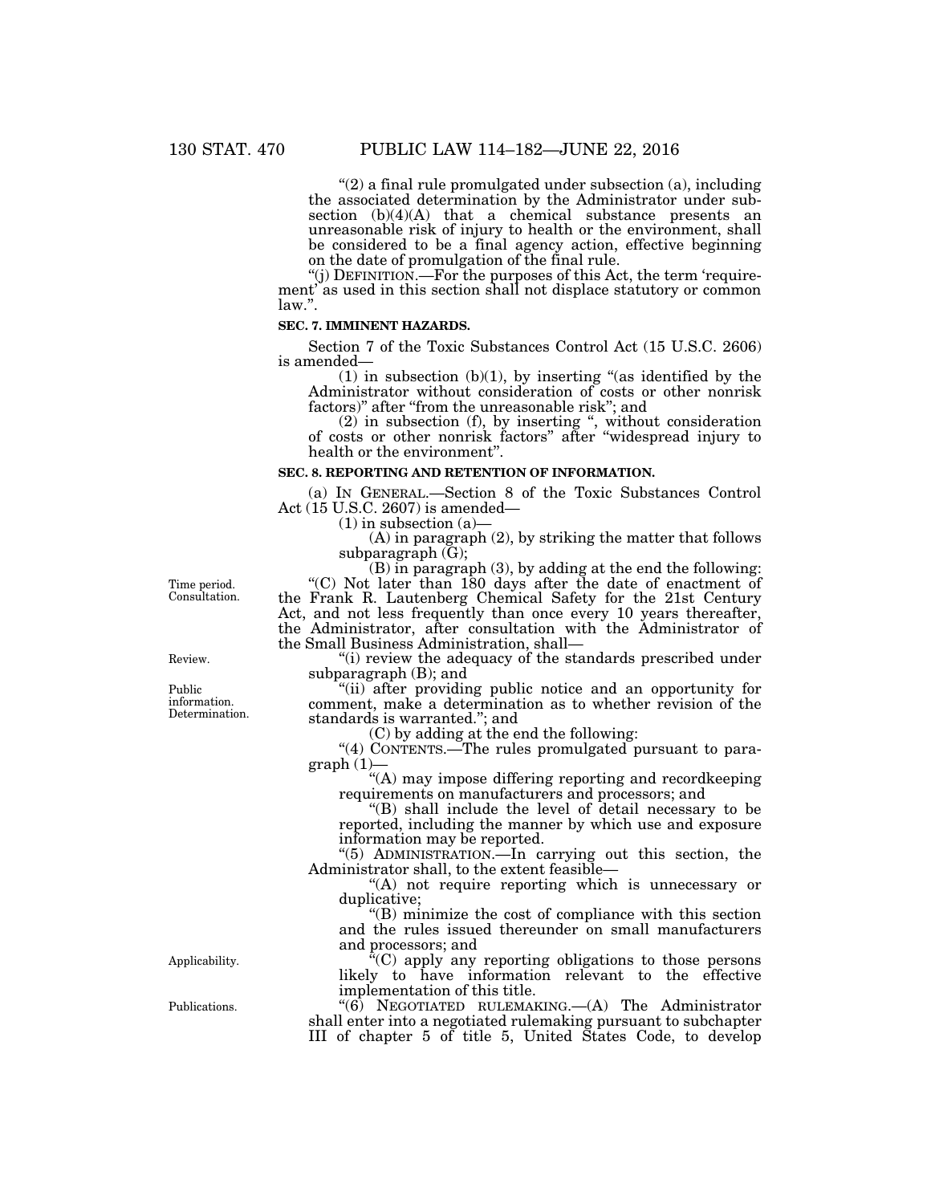"(2) a final rule promulgated under subsection (a), including the associated determination by the Administrator under subsection (b)(4)(A) that a chemical substance presents an unreasonable risk of injury to health or the environment, shall be considered to be a final agency action, effective beginning on the date of promulgation of the final rule.

"(j) DEFINITION.—For the purposes of this Act, the term 'requirement' as used in this section shall not displace statutory or common law.".

**SEC. 7. IMMINENT HAZARDS.**

Section 7 of the Toxic Substances Control Act (15 U.S.C. 2606) is amended—

(1) in subsection (b)(1), by inserting "(as identified by the Administrator without consideration of costs or other nonrisk factors)" after "from the unreasonable risk"; and

(2) in subsection (f), by inserting ", without consideration of costs or other nonrisk factors" after "widespread injury to health or the environment".

**SEC. 8. REPORTING AND RETENTION OF INFORMATION.**

(a) IN GENERAL.—Section 8 of the Toxic Substances Control Act (15 U.S.C. 2607) is amended—

(1) in subsection (a)—

(A) in paragraph (2), by striking the matter that follows subparagraph (G);

(B) in paragraph (3), by adding at the end the following:

Time period. Consultation.

"(C) Not later than 180 days after the date of enactment of the Frank R. Lautenberg Chemical Safety for the 21st Century Act, and not less frequently than once every 10 years thereafter, the Administrator, after consultation with the Administrator of the Small Business Administration, shall—

Review.

"(i) review the adequacy of the standards prescribed under subparagraph (B); and

Public information. Determination.

"(ii) after providing public notice and an opportunity for comment, make a determination as to whether revision of the standards is warranted."; and

(C) by adding at the end the following:

"(4) CONTENTS.—The rules promulgated pursuant to paragraph (1)—

"(A) may impose differing reporting and recordkeeping requirements on manufacturers and processors; and

"(B) shall include the level of detail necessary to be reported, including the manner by which use and exposure information may be reported.

"(5) ADMINISTRATION.—In carrying out this section, the Administrator shall, to the extent feasible—

"(A) not require reporting which is unnecessary or duplicative;

"(B) minimize the cost of compliance with this section and the rules issued thereunder on small manufacturers and processors; and

Applicability.

"(C) apply any reporting obligations to those persons likely to have information relevant to the effective implementation of this title.

Publications.

"(6) NEGOTIATED RULEMAKING.—(A) The Administrator shall enter into a negotiated rulemaking pursuant to subchapter III of chapter 5 of title 5, United States Code, to develop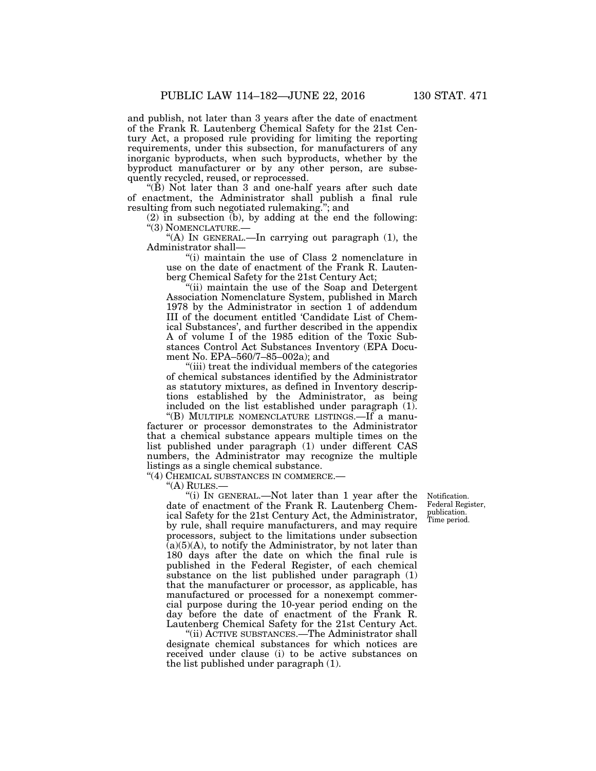and publish, not later than 3 years after the date of enactment of the Frank R. Lautenberg Chemical Safety for the 21st Century Act, a proposed rule providing for limiting the reporting requirements, under this subsection, for manufacturers of any inorganic byproducts, when such byproducts, whether by the byproduct manufacturer or by any other person, are subsequently recycled, reused, or reprocessed.

"(B) Not later than 3 and one-half years after such date of enactment, the Administrator shall publish a final rule resulting from such negotiated rulemaking."; and

(2) in subsection (b), by adding at the end the following:

"(3) NOMENCLATURE.—

"(A) IN GENERAL.—In carrying out paragraph (1), the Administrator shall—

"(i) maintain the use of Class 2 nomenclature in use on the date of enactment of the Frank R. Lautenberg Chemical Safety for the 21st Century Act;

"(ii) maintain the use of the Soap and Detergent Association Nomenclature System, published in March 1978 by the Administrator in section 1 of addendum III of the document entitled 'Candidate List of Chemical Substances', and further described in the appendix A of volume I of the 1985 edition of the Toxic Substances Control Act Substances Inventory (EPA Document No. EPA–560/7–85–002a); and

"(iii) treat the individual members of the categories of chemical substances identified by the Administrator as statutory mixtures, as defined in Inventory descriptions established by the Administrator, as being included on the list established under paragraph (1).

"(B) MULTIPLE NOMENCLATURE LISTINGS.—If a manufacturer or processor demonstrates to the Administrator that a chemical substance appears multiple times on the list published under paragraph (1) under different CAS numbers, the Administrator may recognize the multiple listings as a single chemical substance.

"(4) CHEMICAL SUBSTANCES IN COMMERCE.—

"(A) RULES.—

"(i) IN GENERAL.—Not later than 1 year after the date of enactment of the Frank R. Lautenberg Chemical Safety for the 21st Century Act, the Administrator, by rule, shall require manufacturers, and may require processors, subject to the limitations under subsection (a)(5)(A), to notify the Administrator, by not later than 180 days after the date on which the final rule is published in the Federal Register, of each chemical substance on the list published under paragraph (1) that the manufacturer or processor, as applicable, has manufactured or processed for a nonexempt commercial purpose during the 10-year period ending on the day before the date of enactment of the Frank R. Lautenberg Chemical Safety for the 21st Century Act.

Notification. Federal Register, publication. Time period.

"(ii) ACTIVE SUBSTANCES.—The Administrator shall designate chemical substances for which notices are received under clause (i) to be active substances on the list published under paragraph (1).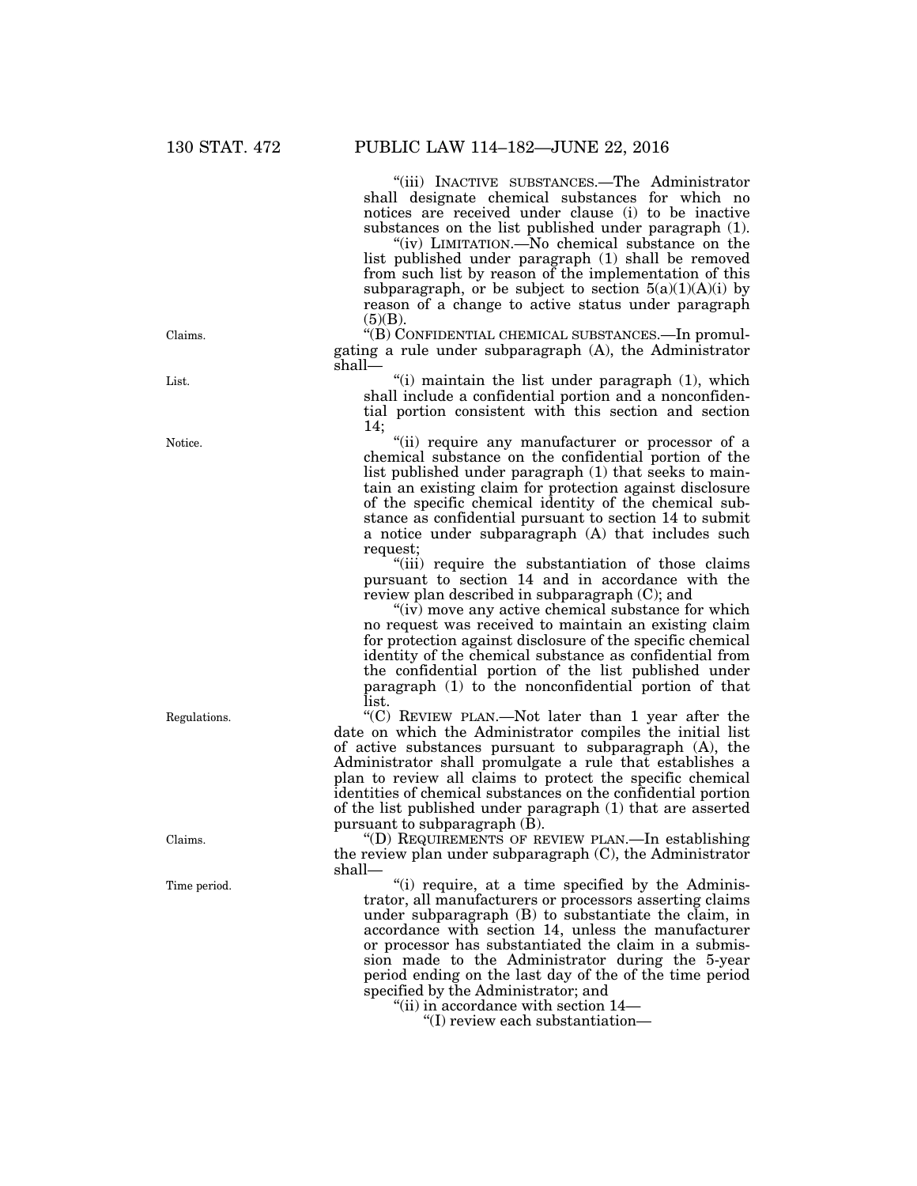"(iii) INACTIVE SUBSTANCES.—The Administrator shall designate chemical substances for which no notices are received under clause (i) to be inactive substances on the list published under paragraph (1).

"(iv) LIMITATION.—No chemical substance on the list published under paragraph (1) shall be removed from such list by reason of the implementation of this subparagraph, or be subject to section 5(a)(1)(A)(i) by reason of a change to active status under paragraph (5)(B).

"(B) CONFIDENTIAL CHEMICAL SUBSTANCES.—In promulgating a rule under subparagraph (A), the Administrator shall—

"(i) maintain the list under paragraph (1), which shall include a confidential portion and a nonconfidential portion consistent with this section and section 14;

"(ii) require any manufacturer or processor of a chemical substance on the confidential portion of the list published under paragraph (1) that seeks to maintain an existing claim for protection against disclosure of the specific chemical identity of the chemical substance as confidential pursuant to section 14 to submit a notice under subparagraph (A) that includes such request;

"(iii) require the substantiation of those claims pursuant to section 14 and in accordance with the review plan described in subparagraph (C); and

"(iv) move any active chemical substance for which no request was received to maintain an existing claim for protection against disclosure of the specific chemical identity of the chemical substance as confidential from the confidential portion of the list published under paragraph (1) to the nonconfidential portion of that list.

"(C) REVIEW PLAN.—Not later than 1 year after the date on which the Administrator compiles the initial list of active substances pursuant to subparagraph (A), the Administrator shall promulgate a rule that establishes a plan to review all claims to protect the specific chemical identities of chemical substances on the confidential portion of the list published under paragraph (1) that are asserted pursuant to subparagraph (B).

"(D) REQUIREMENTS OF REVIEW PLAN.—In establishing the review plan under subparagraph (C), the Administrator shall—

"(i) require, at a time specified by the Administrator, all manufacturers or processors asserting claims under subparagraph (B) to substantiate the claim, in accordance with section 14, unless the manufacturer or processor has substantiated the claim in a submission made to the Administrator during the 5-year period ending on the last day of the of the time period specified by the Administrator; and

"(ii) in accordance with section 14—

"(I) review each substantiation—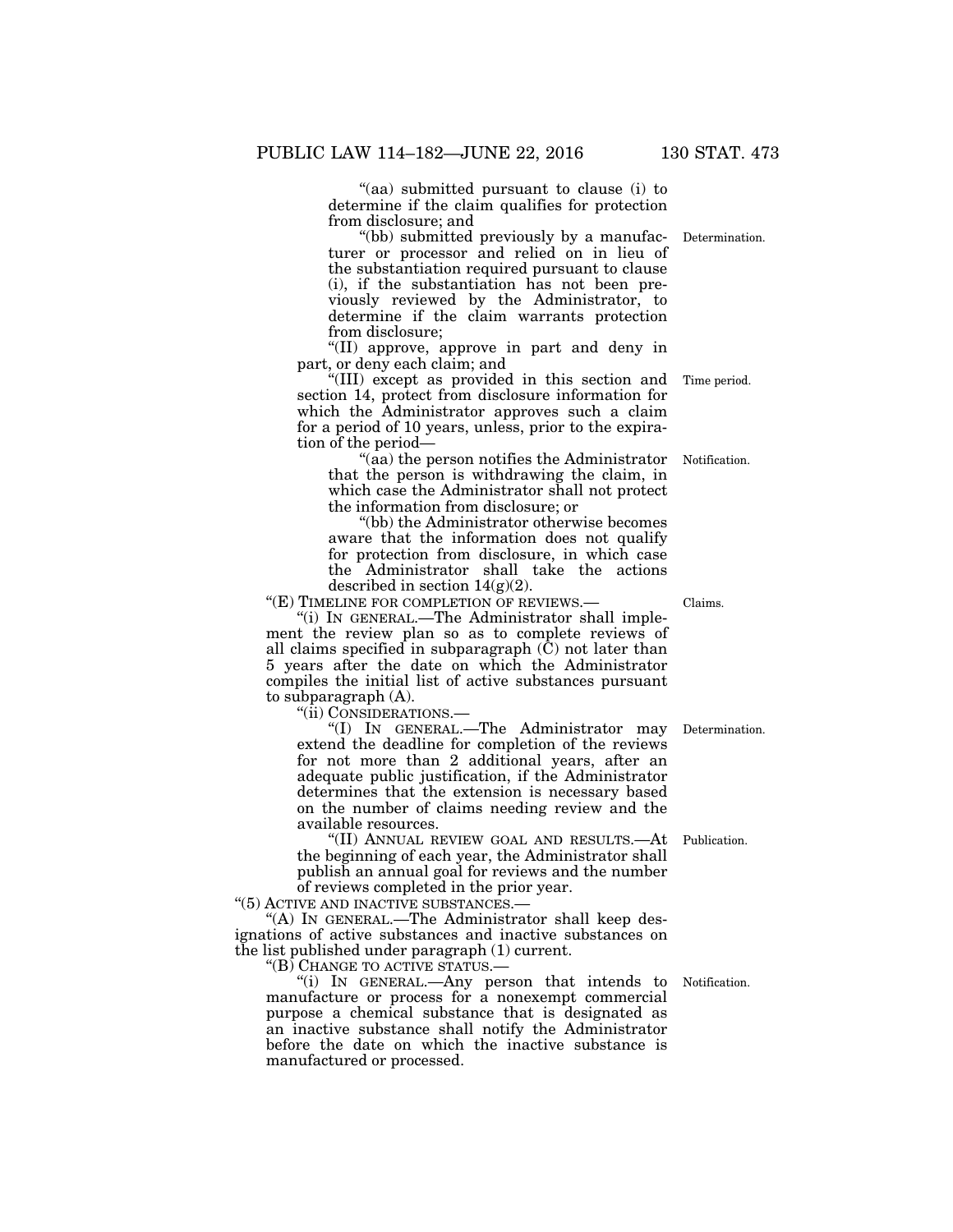"(aa) submitted pursuant to clause (i) to determine if the claim qualifies for protection from disclosure; and

"(bb) submitted previously by a manufacturer or processor and relied on in lieu of the substantiation required pursuant to clause (i), if the substantiation has not been previously reviewed by the Administrator, to determine if the claim warrants protection from disclosure;

Determination.

"(II) approve, approve in part and deny in part, or deny each claim; and

"(III) except as provided in this section and section 14, protect from disclosure information for which the Administrator approves such a claim for a period of 10 years, unless, prior to the expiration of the period—

Time period.

"(aa) the person notifies the Administrator that the person is withdrawing the claim, in which case the Administrator shall not protect the information from disclosure; or

Notification.

"(bb) the Administrator otherwise becomes aware that the information does not qualify for protection from disclosure, in which case the Administrator shall take the actions described in section 14(g)(2).

"(E) TIMELINE FOR COMPLETION OF REVIEWS.—

Claims.

"(i) IN GENERAL.—The Administrator shall implement the review plan so as to complete reviews of all claims specified in subparagraph (C) not later than 5 years after the date on which the Administrator compiles the initial list of active substances pursuant to subparagraph (A).

"(ii) CONSIDERATIONS.—

"(I) IN GENERAL.—The Administrator may extend the deadline for completion of the reviews for not more than 2 additional years, after an adequate public justification, if the Administrator determines that the extension is necessary based on the number of claims needing review and the available resources.

Determination.

"(II) ANNUAL REVIEW GOAL AND RESULTS.—At the beginning of each year, the Administrator shall publish an annual goal for reviews and the number of reviews completed in the prior year.

Publication.

"(5) ACTIVE AND INACTIVE SUBSTANCES.—

"(A) IN GENERAL.—The Administrator shall keep designations of active substances and inactive substances on the list published under paragraph (1) current.

"(B) CHANGE TO ACTIVE STATUS.—

"(i) IN GENERAL.—Any person that intends to manufacture or process for a nonexempt commercial purpose a chemical substance that is designated as an inactive substance shall notify the Administrator before the date on which the inactive substance is manufactured or processed.

Notification.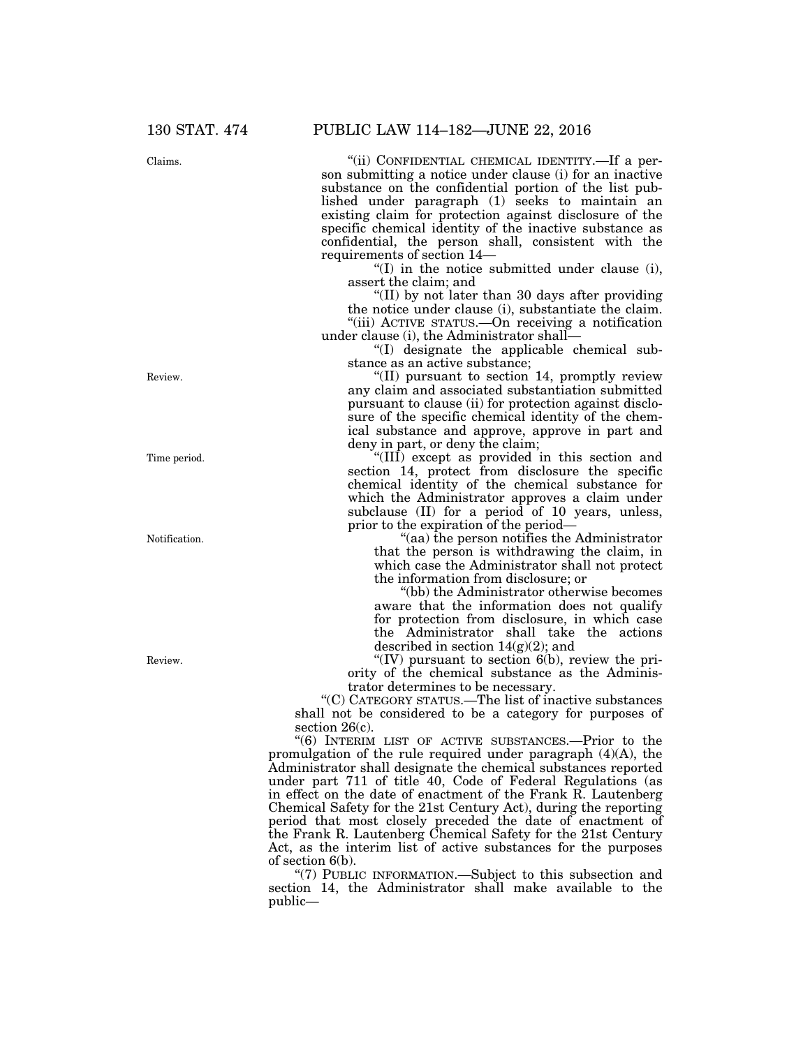Claims.

"(ii) CONFIDENTIAL CHEMICAL IDENTITY.—If a person submitting a notice under clause (i) for an inactive substance on the confidential portion of the list published under paragraph (1) seeks to maintain an existing claim for protection against disclosure of the specific chemical identity of the inactive substance as confidential, the person shall, consistent with the requirements of section 14—

"(I) in the notice submitted under clause (i), assert the claim; and

"(II) by not later than 30 days after providing the notice under clause (i), substantiate the claim.

"(iii) ACTIVE STATUS.—On receiving a notification under clause (i), the Administrator shall—

"(I) designate the applicable chemical substance as an active substance;

Review.

"(II) pursuant to section 14, promptly review any claim and associated substantiation submitted pursuant to clause (ii) for protection against disclosure of the specific chemical identity of the chemical substance and approve, approve in part and deny in part, or deny the claim;

Time period.

"(III) except as provided in this section and section 14, protect from disclosure the specific chemical identity of the chemical substance for which the Administrator approves a claim under subclause (II) for a period of 10 years, unless, prior to the expiration of the period—

Notification.

"(aa) the person notifies the Administrator that the person is withdrawing the claim, in which case the Administrator shall not protect the information from disclosure; or

"(bb) the Administrator otherwise becomes aware that the information does not qualify for protection from disclosure, in which case the Administrator shall take the actions described in section 14(g)(2); and

Review.

"(IV) pursuant to section 6(b), review the priority of the chemical substance as the Administrator determines to be necessary.

"(C) CATEGORY STATUS.—The list of inactive substances shall not be considered to be a category for purposes of section 26(c).

"(6) INTERIM LIST OF ACTIVE SUBSTANCES.—Prior to the promulgation of the rule required under paragraph (4)(A), the Administrator shall designate the chemical substances reported under part 711 of title 40, Code of Federal Regulations (as in effect on the date of enactment of the Frank R. Lautenberg Chemical Safety for the 21st Century Act), during the reporting period that most closely preceded the date of enactment of the Frank R. Lautenberg Chemical Safety for the 21st Century Act, as the interim list of active substances for the purposes of section 6(b).

"(7) PUBLIC INFORMATION.—Subject to this subsection and section 14, the Administrator shall make available to the public—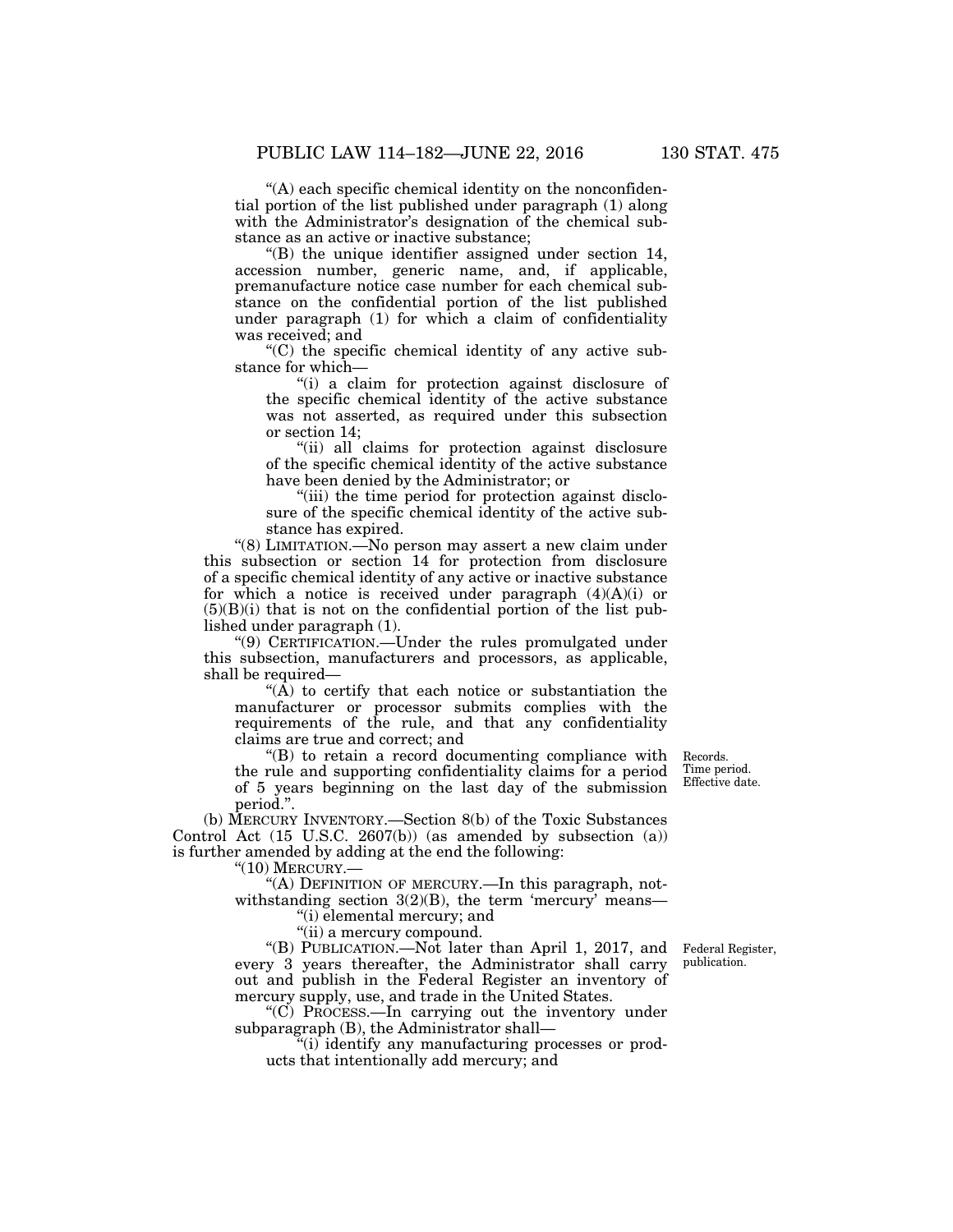"(A) each specific chemical identity on the nonconfidential portion of the list published under paragraph (1) along with the Administrator's designation of the chemical substance as an active or inactive substance;

"(B) the unique identifier assigned under section 14, accession number, generic name, and, if applicable, premanufacture notice case number for each chemical substance on the confidential portion of the list published under paragraph (1) for which a claim of confidentiality was received; and

"(C) the specific chemical identity of any active substance for which—

"(i) a claim for protection against disclosure of the specific chemical identity of the active substance was not asserted, as required under this subsection or section 14;

"(ii) all claims for protection against disclosure of the specific chemical identity of the active substance have been denied by the Administrator; or

"(iii) the time period for protection against disclosure of the specific chemical identity of the active substance has expired.

"(8) LIMITATION.—No person may assert a new claim under this subsection or section 14 for protection from disclosure of a specific chemical identity of any active or inactive substance for which a notice is received under paragraph (4)(A)(i) or (5)(B)(i) that is not on the confidential portion of the list published under paragraph (1).

"(9) CERTIFICATION.—Under the rules promulgated under this subsection, manufacturers and processors, as applicable, shall be required—

"(A) to certify that each notice or substantiation the manufacturer or processor submits complies with the requirements of the rule, and that any confidentiality claims are true and correct; and

"(B) to retain a record documenting compliance with the rule and supporting confidentiality claims for a period of 5 years beginning on the last day of the submission period.".

Records. Time period. Effective date.

(b) MERCURY INVENTORY.—Section 8(b) of the Toxic Substances Control Act (15 U.S.C. 2607(b)) (as amended by subsection (a)) is further amended by adding at the end the following:

"(10) MERCURY.—

"(A) DEFINITION OF MERCURY.—In this paragraph, notwithstanding section 3(2)(B), the term 'mercury' means—

"(i) elemental mercury; and

"(ii) a mercury compound.

"(B) PUBLICATION.—Not later than April 1, 2017, and every 3 years thereafter, the Administrator shall carry out and publish in the Federal Register an inventory of mercury supply, use, and trade in the United States.

Federal Register, publication.

"(C) PROCESS.—In carrying out the inventory under subparagraph (B), the Administrator shall—

"(i) identify any manufacturing processes or products that intentionally add mercury; and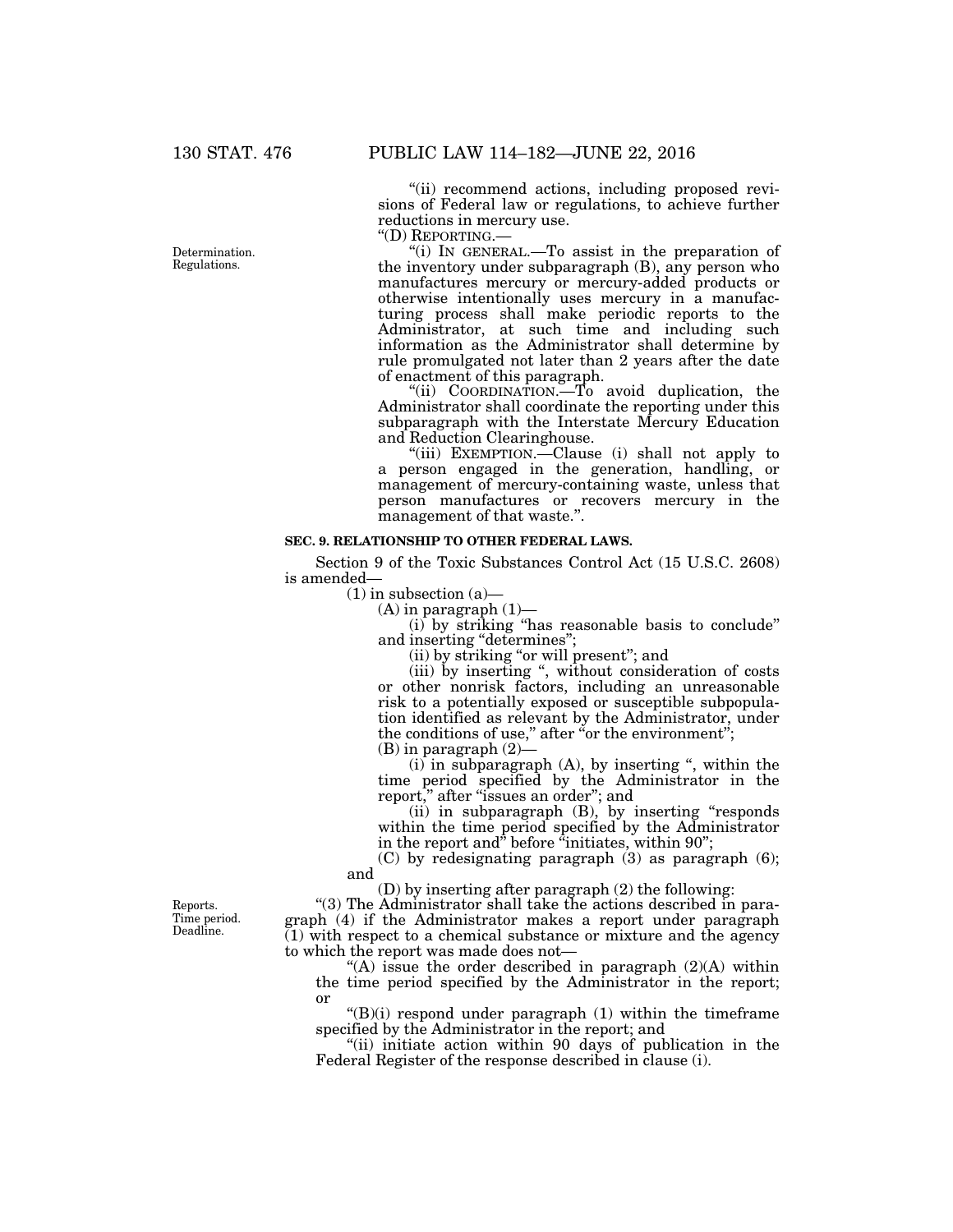"(ii) recommend actions, including proposed revisions of Federal law or regulations, to achieve further reductions in mercury use.

"(D) REPORTING.—

Determination.
Regulations.

"(i) IN GENERAL.—To assist in the preparation of the inventory under subparagraph (B), any person who manufactures mercury or mercury-added products or otherwise intentionally uses mercury in a manufacturing process shall make periodic reports to the Administrator, at such time and including such information as the Administrator shall determine by rule promulgated not later than 2 years after the date of enactment of this paragraph.

"(ii) COORDINATION.—To avoid duplication, the Administrator shall coordinate the reporting under this subparagraph with the Interstate Mercury Education and Reduction Clearinghouse.

"(iii) EXEMPTION.—Clause (i) shall not apply to a person engaged in the generation, handling, or management of mercury-containing waste, unless that person manufactures or recovers mercury in the management of that waste.".

**SEC. 9. RELATIONSHIP TO OTHER FEDERAL LAWS.**

Section 9 of the Toxic Substances Control Act (15 U.S.C. 2608) is amended—

(1) in subsection (a)—

(A) in paragraph (1)—

(i) by striking "has reasonable basis to conclude" and inserting "determines";

(ii) by striking "or will present"; and

(iii) by inserting ", without consideration of costs or other nonrisk factors, including an unreasonable risk to a potentially exposed or susceptible subpopulation identified as relevant by the Administrator, under the conditions of use," after "or the environment";

(B) in paragraph (2)—

(i) in subparagraph (A), by inserting ", within the time period specified by the Administrator in the report," after "issues an order"; and

(ii) in subparagraph (B), by inserting "responds within the time period specified by the Administrator in the report and" before "initiates, within 90";

(C) by redesignating paragraph (3) as paragraph (6); and

(D) by inserting after paragraph (2) the following:

Reports.
Time period.
Deadline.

"(3) The Administrator shall take the actions described in paragraph (4) if the Administrator makes a report under paragraph (1) with respect to a chemical substance or mixture and the agency to which the report was made does not—

"(A) issue the order described in paragraph (2)(A) within the time period specified by the Administrator in the report; or

"(B)(i) respond under paragraph (1) within the timeframe specified by the Administrator in the report; and

"(ii) initiate action within 90 days of publication in the Federal Register of the response described in clause (i).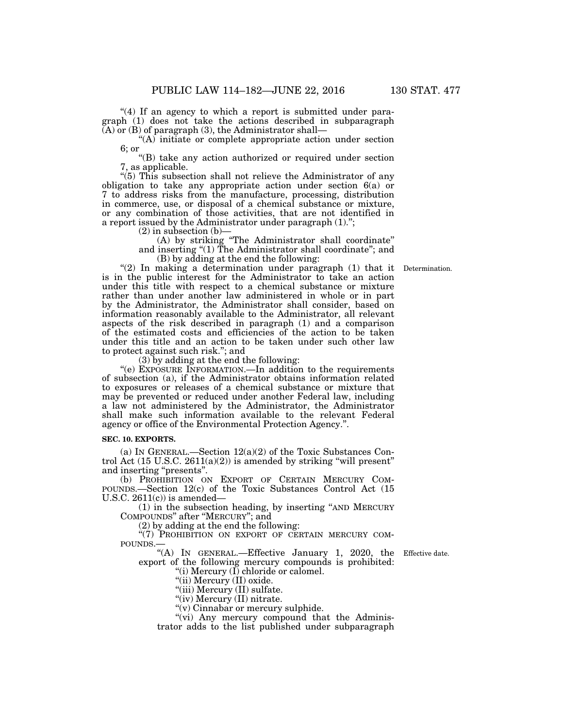"(4) If an agency to which a report is submitted under paragraph (1) does not take the actions described in subparagraph (A) or (B) of paragraph (3), the Administrator shall—

"(A) initiate or complete appropriate action under section 6; or

"(B) take any action authorized or required under section 7, as applicable.

"(5) This subsection shall not relieve the Administrator of any obligation to take any appropriate action under section 6(a) or 7 to address risks from the manufacture, processing, distribution in commerce, use, or disposal of a chemical substance or mixture, or any combination of those activities, that are not identified in a report issued by the Administrator under paragraph (1).";

(2) in subsection (b)—

(A) by striking "The Administrator shall coordinate" and inserting "(1) The Administrator shall coordinate"; and

(B) by adding at the end the following:

"(2) In making a determination under paragraph (1) that it is in the public interest for the Administrator to take an action under this title with respect to a chemical substance or mixture rather than under another law administered in whole or in part by the Administrator, the Administrator shall consider, based on information reasonably available to the Administrator, all relevant aspects of the risk described in paragraph (1) and a comparison of the estimated costs and efficiencies of the action to be taken under this title and an action to be taken under such other law to protect against such risk."; and

Determination.

(3) by adding at the end the following:

"(e) EXPOSURE INFORMATION.—In addition to the requirements of subsection (a), if the Administrator obtains information related to exposures or releases of a chemical substance or mixture that may be prevented or reduced under another Federal law, including a law not administered by the Administrator, the Administrator shall make such information available to the relevant Federal agency or office of the Environmental Protection Agency.".

**SEC. 10. EXPORTS.**

(a) IN GENERAL.—Section 12(a)(2) of the Toxic Substances Control Act (15 U.S.C. 2611(a)(2)) is amended by striking "will present" and inserting "presents".

(b) PROHIBITION ON EXPORT OF CERTAIN MERCURY COMPOUNDS.—Section 12(c) of the Toxic Substances Control Act (15 U.S.C. 2611(c)) is amended—

(1) in the subsection heading, by inserting "AND MERCURY COMPOUNDS" after "MERCURY"; and

(2) by adding at the end the following:

"(7) PROHIBITION ON EXPORT OF CERTAIN MERCURY COMPOUNDS.—

"(A) IN GENERAL.—Effective January 1, 2020, the export of the following mercury compounds is prohibited:

Effective date.

"(i) Mercury (I) chloride or calomel.

"(ii) Mercury (II) oxide.

"(iii) Mercury (II) sulfate.

"(iv) Mercury (II) nitrate.

"(v) Cinnabar or mercury sulphide.

"(vi) Any mercury compound that the Administrator adds to the list published under subparagraph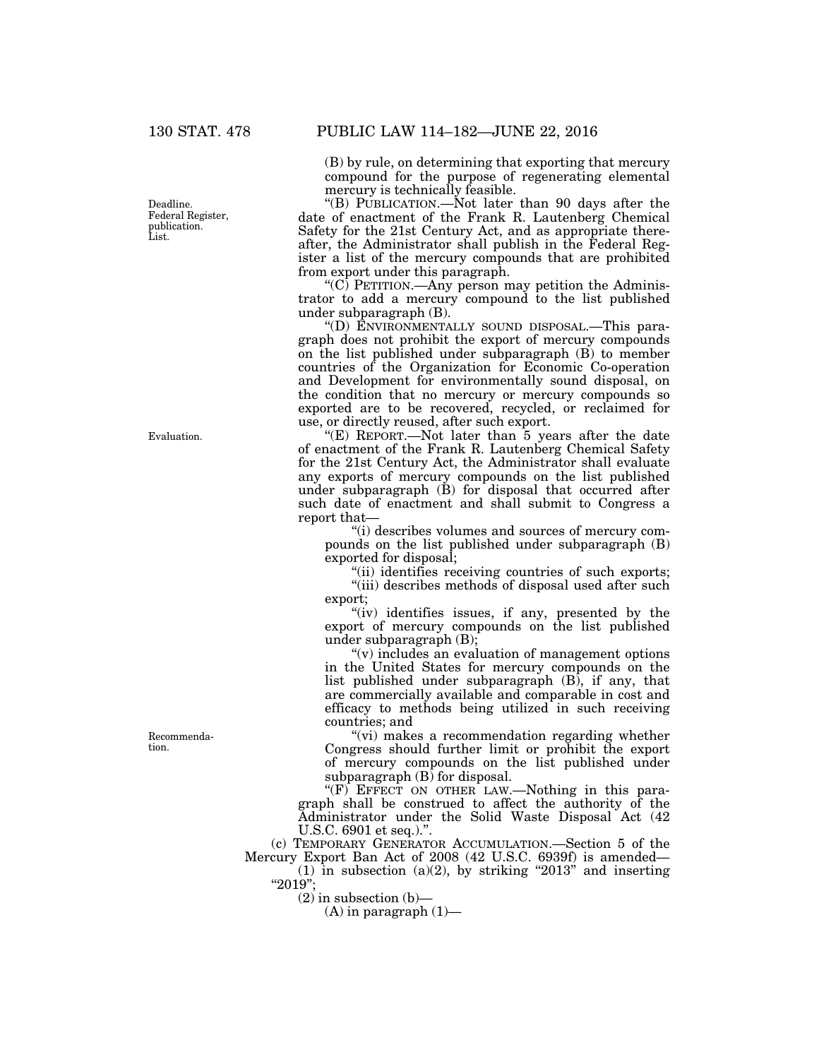(B) by rule, on determining that exporting that mercury compound for the purpose of regenerating elemental mercury is technically feasible.

"(B) PUBLICATION.—Not later than 90 days after the date of enactment of the Frank R. Lautenberg Chemical Safety for the 21st Century Act, and as appropriate thereafter, the Administrator shall publish in the Federal Register a list of the mercury compounds that are prohibited from export under this paragraph.

"(C) PETITION.—Any person may petition the Administrator to add a mercury compound to the list published under subparagraph (B).

"(D) ENVIRONMENTALLY SOUND DISPOSAL.—This paragraph does not prohibit the export of mercury compounds on the list published under subparagraph (B) to member countries of the Organization for Economic Co-operation and Development for environmentally sound disposal, on the condition that no mercury or mercury compounds so exported are to be recovered, recycled, or reclaimed for use, or directly reused, after such export.

"(E) REPORT.—Not later than 5 years after the date of enactment of the Frank R. Lautenberg Chemical Safety for the 21st Century Act, the Administrator shall evaluate any exports of mercury compounds on the list published under subparagraph (B) for disposal that occurred after such date of enactment and shall submit to Congress a report that—

"(i) describes volumes and sources of mercury compounds on the list published under subparagraph (B) exported for disposal;

"(ii) identifies receiving countries of such exports;

"(iii) describes methods of disposal used after such export;

"(iv) identifies issues, if any, presented by the export of mercury compounds on the list published under subparagraph (B);

"(v) includes an evaluation of management options in the United States for mercury compounds on the list published under subparagraph (B), if any, that are commercially available and comparable in cost and efficacy to methods being utilized in such receiving countries; and

"(vi) makes a recommendation regarding whether Congress should further limit or prohibit the export of mercury compounds on the list published under subparagraph (B) for disposal.

"(F) EFFECT ON OTHER LAW.—Nothing in this paragraph shall be construed to affect the authority of the Administrator under the Solid Waste Disposal Act (42 U.S.C. 6901 et seq.).".

(c) TEMPORARY GENERATOR ACCUMULATION.—Section 5 of the Mercury Export Ban Act of 2008 (42 U.S.C. 6939f) is amended—

(1) in subsection (a)(2), by striking "2013" and inserting "2019";

(2) in subsection (b)—

(A) in paragraph (1)—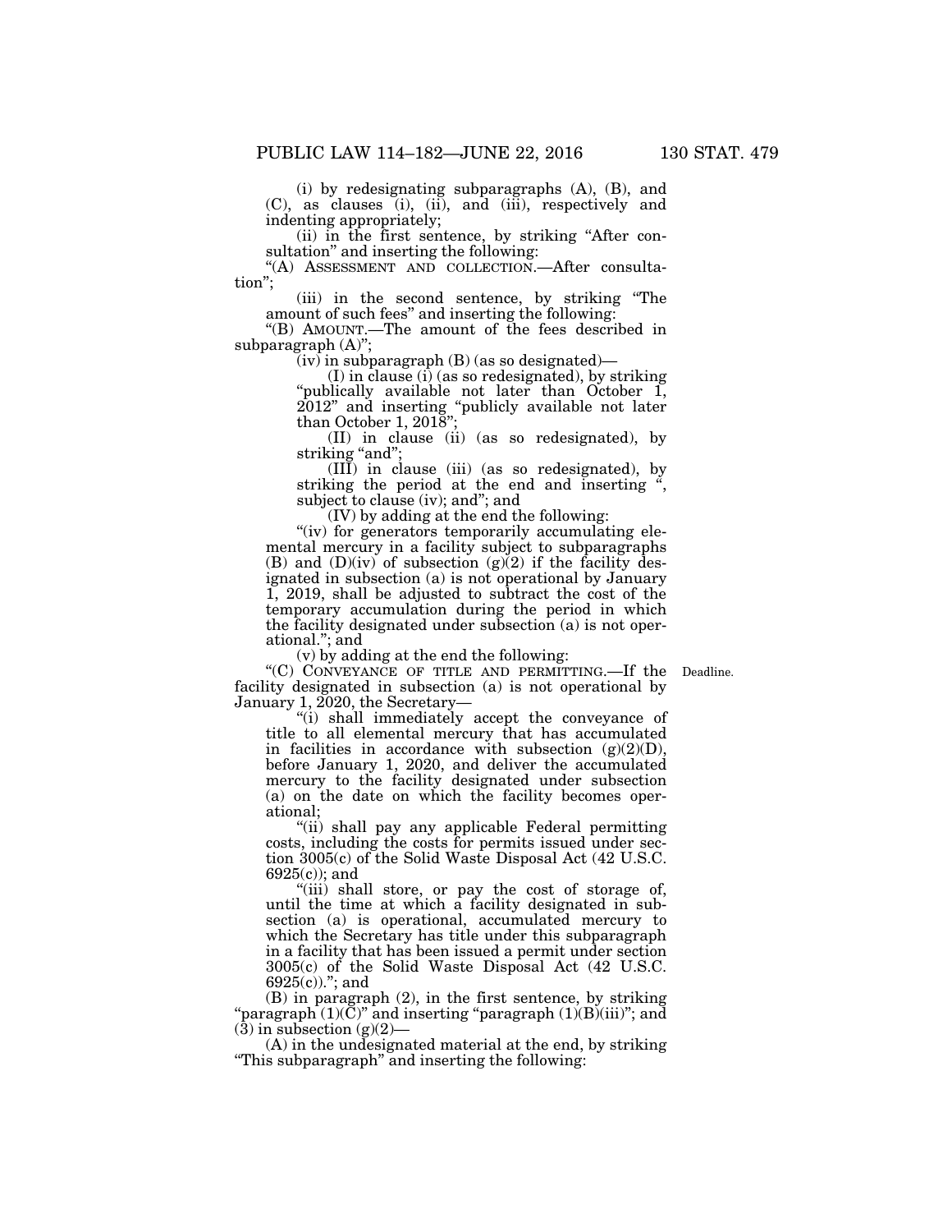(i) by redesignating subparagraphs (A), (B), and (C), as clauses (i), (ii), and (iii), respectively and indenting appropriately;

(ii) in the first sentence, by striking "After consultation" and inserting the following:

"(A) ASSESSMENT AND COLLECTION.—After consultation";

(iii) in the second sentence, by striking "The amount of such fees" and inserting the following:

"(B) AMOUNT.—The amount of the fees described in subparagraph (A)";

(iv) in subparagraph (B) (as so designated)—

(I) in clause (i) (as so redesignated), by striking "publically available not later than October 1, 2012" and inserting "publicly available not later than October 1, 2018";

(II) in clause (ii) (as so redesignated), by striking "and";

(III) in clause (iii) (as so redesignated), by striking the period at the end and inserting ", subject to clause (iv); and"; and

(IV) by adding at the end the following:

"(iv) for generators temporarily accumulating elemental mercury in a facility subject to subparagraphs (B) and (D)(iv) of subsection (g)(2) if the facility designated in subsection (a) is not operational by January 1, 2019, shall be adjusted to subtract the cost of the temporary accumulation during the period in which the facility designated under subsection (a) is not operational."; and

(v) by adding at the end the following:

"(C) CONVEYANCE OF TITLE AND PERMITTING.—If the facility designated in subsection (a) is not operational by January 1, 2020, the Secretary—

Deadline.

"(i) shall immediately accept the conveyance of title to all elemental mercury that has accumulated in facilities in accordance with subsection (g)(2)(D), before January 1, 2020, and deliver the accumulated mercury to the facility designated under subsection (a) on the date on which the facility becomes operational;

"(ii) shall pay any applicable Federal permitting costs, including the costs for permits issued under section 3005(c) of the Solid Waste Disposal Act (42 U.S.C. 6925(c)); and

"(iii) shall store, or pay the cost of storage of, until the time at which a facility designated in subsection (a) is operational, accumulated mercury to which the Secretary has title under this subparagraph in a facility that has been issued a permit under section 3005(c) of the Solid Waste Disposal Act (42 U.S.C. 6925(c))."; and

(B) in paragraph (2), in the first sentence, by striking "paragraph (1)(C)" and inserting "paragraph (1)(B)(iii)"; and

(3) in subsection (g)(2)—

(A) in the undesignated material at the end, by striking "This subparagraph" and inserting the following: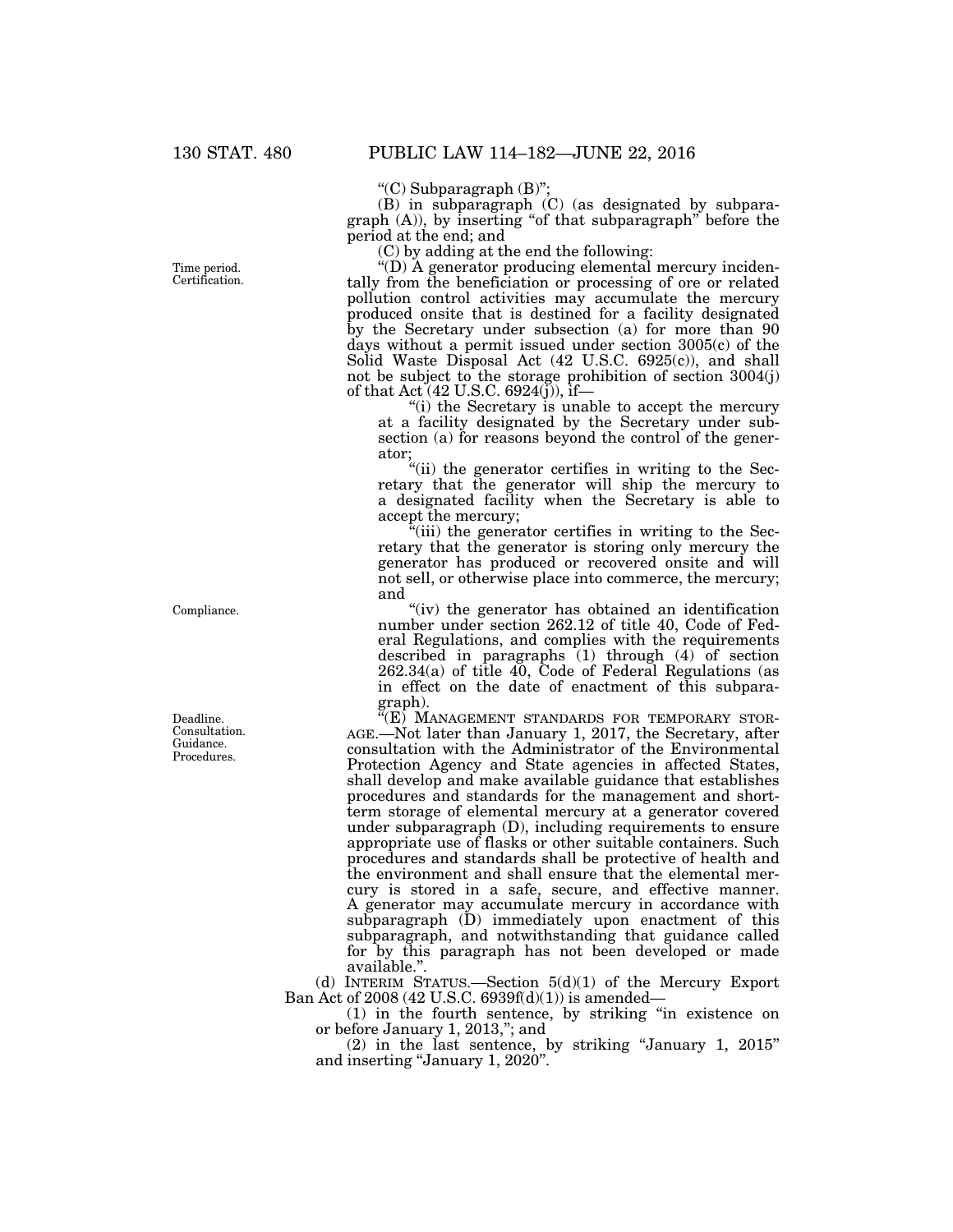"(C) Subparagraph (B)";

(B) in subparagraph (C) (as designated by subparagraph (A)), by inserting "of that subparagraph" before the period at the end; and

(C) by adding at the end the following:

Time period. Certification.

"(D) A generator producing elemental mercury incidentally from the beneficiation or processing of ore or related pollution control activities may accumulate the mercury produced onsite that is destined for a facility designated by the Secretary under subsection (a) for more than 90 days without a permit issued under section 3005(c) of the Solid Waste Disposal Act (42 U.S.C. 6925(c)), and shall not be subject to the storage prohibition of section 3004(j) of that Act (42 U.S.C. 6924(j)), if—

"(i) the Secretary is unable to accept the mercury at a facility designated by the Secretary under subsection (a) for reasons beyond the control of the generator;

"(ii) the generator certifies in writing to the Secretary that the generator will ship the mercury to a designated facility when the Secretary is able to accept the mercury;

"(iii) the generator certifies in writing to the Secretary that the generator is storing only mercury the generator has produced or recovered onsite and will not sell, or otherwise place into commerce, the mercury; and

Compliance.

"(iv) the generator has obtained an identification number under section 262.12 of title 40, Code of Federal Regulations, and complies with the requirements described in paragraphs (1) through (4) of section 262.34(a) of title 40, Code of Federal Regulations (as in effect on the date of enactment of this subparagraph).

Deadline. Consultation. Guidance. Procedures.

"(E) MANAGEMENT STANDARDS FOR TEMPORARY STORAGE.—Not later than January 1, 2017, the Secretary, after consultation with the Administrator of the Environmental Protection Agency and State agencies in affected States, shall develop and make available guidance that establishes procedures and standards for the management and short-term storage of elemental mercury at a generator covered under subparagraph (D), including requirements to ensure appropriate use of flasks or other suitable containers. Such procedures and standards shall be protective of health and the environment and shall ensure that the elemental mercury is stored in a safe, secure, and effective manner. A generator may accumulate mercury in accordance with subparagraph (D) immediately upon enactment of this subparagraph, and notwithstanding that guidance called for by this paragraph has not been developed or made available.".

(d) INTERIM STATUS.—Section 5(d)(1) of the Mercury Export Ban Act of 2008 (42 U.S.C. 6939f(d)(1)) is amended—

(1) in the fourth sentence, by striking "in existence on or before January 1, 2013,"; and

(2) in the last sentence, by striking "January 1, 2015" and inserting "January 1, 2020".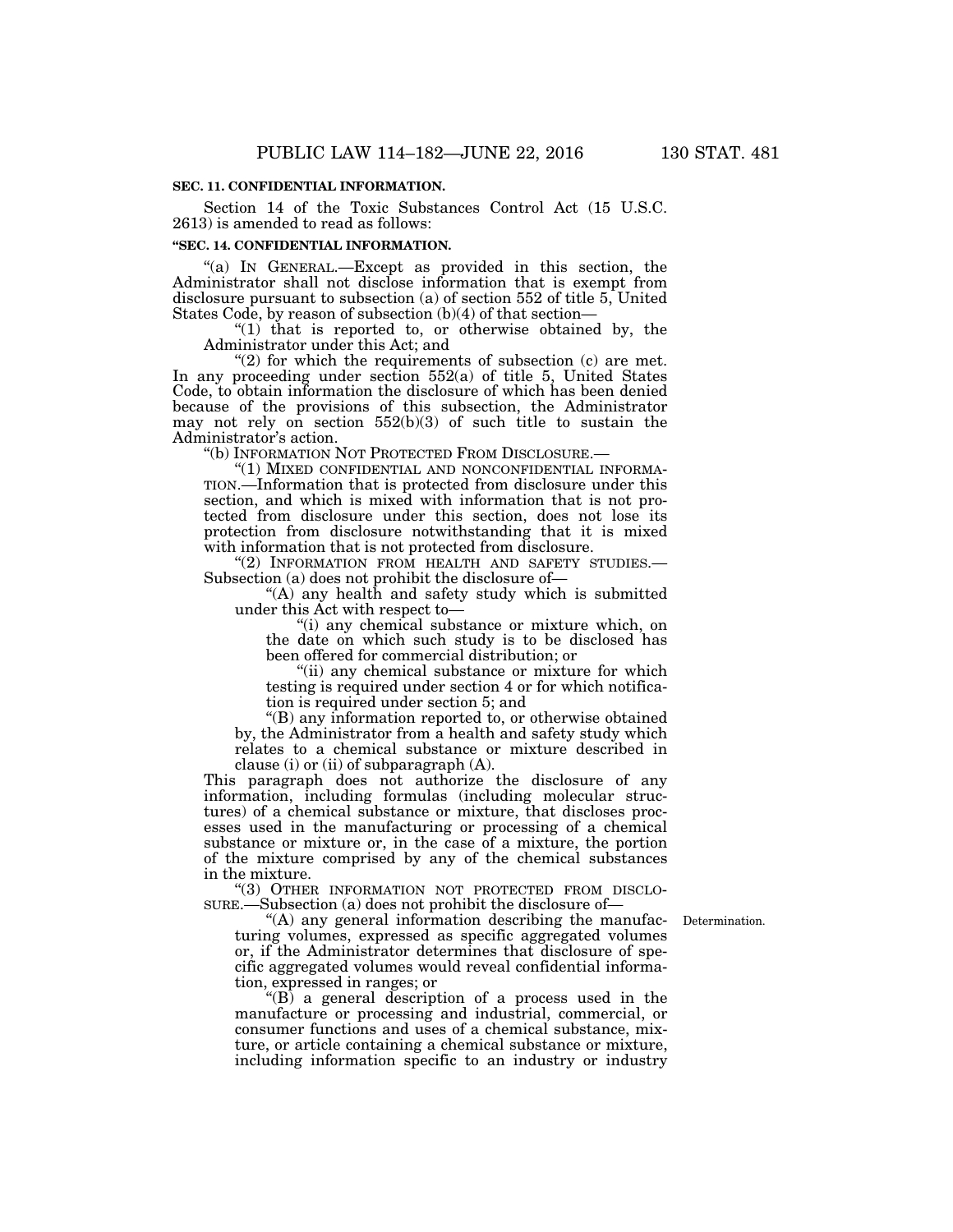**SEC. 11. CONFIDENTIAL INFORMATION.**

Section 14 of the Toxic Substances Control Act (15 U.S.C. 2613) is amended to read as follows:

**"SEC. 14. CONFIDENTIAL INFORMATION.**

"(a) IN GENERAL.—Except as provided in this section, the Administrator shall not disclose information that is exempt from disclosure pursuant to subsection (a) of section 552 of title 5, United States Code, by reason of subsection (b)(4) of that section—

"(1) that is reported to, or otherwise obtained by, the Administrator under this Act; and

"(2) for which the requirements of subsection (c) are met.

In any proceeding under section 552(a) of title 5, United States Code, to obtain information the disclosure of which has been denied because of the provisions of this subsection, the Administrator may not rely on section 552(b)(3) of such title to sustain the Administrator's action.

"(b) INFORMATION NOT PROTECTED FROM DISCLOSURE.—

"(1) MIXED CONFIDENTIAL AND NONCONFIDENTIAL INFORMATION.—Information that is protected from disclosure under this section, and which is mixed with information that is not protected from disclosure under this section, does not lose its protection from disclosure notwithstanding that it is mixed with information that is not protected from disclosure.

"(2) INFORMATION FROM HEALTH AND SAFETY STUDIES.—Subsection (a) does not prohibit the disclosure of—

"(A) any health and safety study which is submitted under this Act with respect to—

"(i) any chemical substance or mixture which, on the date on which such study is to be disclosed has been offered for commercial distribution; or

"(ii) any chemical substance or mixture for which testing is required under section 4 or for which notification is required under section 5; and

"(B) any information reported to, or otherwise obtained by, the Administrator from a health and safety study which relates to a chemical substance or mixture described in clause (i) or (ii) of subparagraph (A).

This paragraph does not authorize the disclosure of any information, including formulas (including molecular structures) of a chemical substance or mixture, that discloses processes used in the manufacturing or processing of a chemical substance or mixture or, in the case of a mixture, the portion of the mixture comprised by any of the chemical substances in the mixture.

"(3) OTHER INFORMATION NOT PROTECTED FROM DISCLOSURE.—Subsection (a) does not prohibit the disclosure of—

Determination.

"(A) any general information describing the manufacturing volumes, expressed as specific aggregated volumes or, if the Administrator determines that disclosure of specific aggregated volumes would reveal confidential information, expressed in ranges; or

"(B) a general description of a process used in the manufacture or processing and industrial, commercial, or consumer functions and uses of a chemical substance, mixture, or article containing a chemical substance or mixture, including information specific to an industry or industry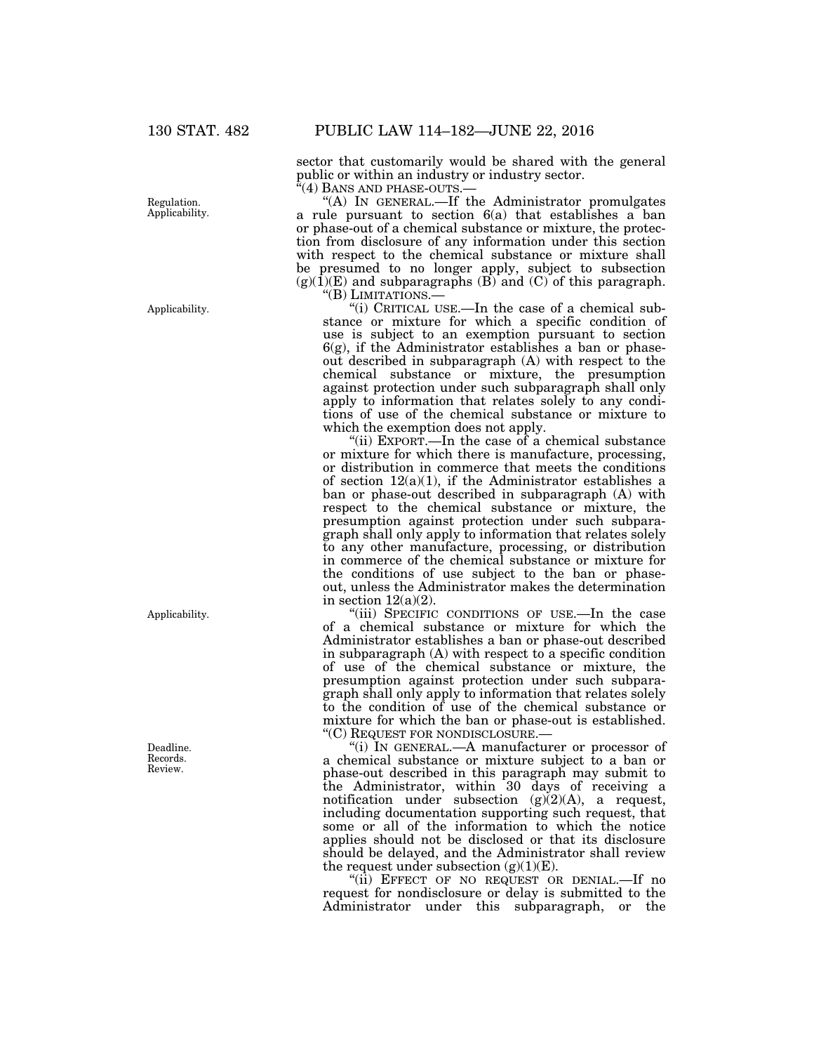sector that customarily would be shared with the general public or within an industry or industry sector.

"(4) BANS AND PHASE-OUTS.—

"(A) IN GENERAL.—If the Administrator promulgates a rule pursuant to section 6(a) that establishes a ban or phase-out of a chemical substance or mixture, the protection from disclosure of any information under this section with respect to the chemical substance or mixture shall be presumed to no longer apply, subject to subsection (g)(1)(E) and subparagraphs (B) and (C) of this paragraph.

"(B) LIMITATIONS.—

"(i) CRITICAL USE.—In the case of a chemical substance or mixture for which a specific condition of use is subject to an exemption pursuant to section 6(g), if the Administrator establishes a ban or phase-out described in subparagraph (A) with respect to the chemical substance or mixture, the presumption against protection under such subparagraph shall only apply to information that relates solely to any conditions of use of the chemical substance or mixture to which the exemption does not apply.

"(ii) EXPORT.—In the case of a chemical substance or mixture for which there is manufacture, processing, or distribution in commerce that meets the conditions of section 12(a)(1), if the Administrator establishes a ban or phase-out described in subparagraph (A) with respect to the chemical substance or mixture, the presumption against protection under such subparagraph shall only apply to information that relates solely to any other manufacture, processing, or distribution in commerce of the chemical substance or mixture for the conditions of use subject to the ban or phase-out, unless the Administrator makes the determination in section 12(a)(2).

"(iii) SPECIFIC CONDITIONS OF USE.—In the case of a chemical substance or mixture for which the Administrator establishes a ban or phase-out described in subparagraph (A) with respect to a specific condition of use of the chemical substance or mixture, the presumption against protection under such subparagraph shall only apply to information that relates solely to the condition of use of the chemical substance or mixture for which the ban or phase-out is established.

"(C) REQUEST FOR NONDISCLOSURE.—

"(i) IN GENERAL.—A manufacturer or processor of a chemical substance or mixture subject to a ban or phase-out described in this paragraph may submit to the Administrator, within 30 days of receiving a notification under subsection (g)(2)(A), a request, including documentation supporting such request, that some or all of the information to which the notice applies should not be disclosed or that its disclosure should be delayed, and the Administrator shall review the request under subsection (g)(1)(E).

"(ii) EFFECT OF NO REQUEST OR DENIAL.—If no request for nondisclosure or delay is submitted to the Administrator under this subparagraph, or the

Regulation.
Applicability.

Applicability.

Applicability.

Deadline.
Records.
Review.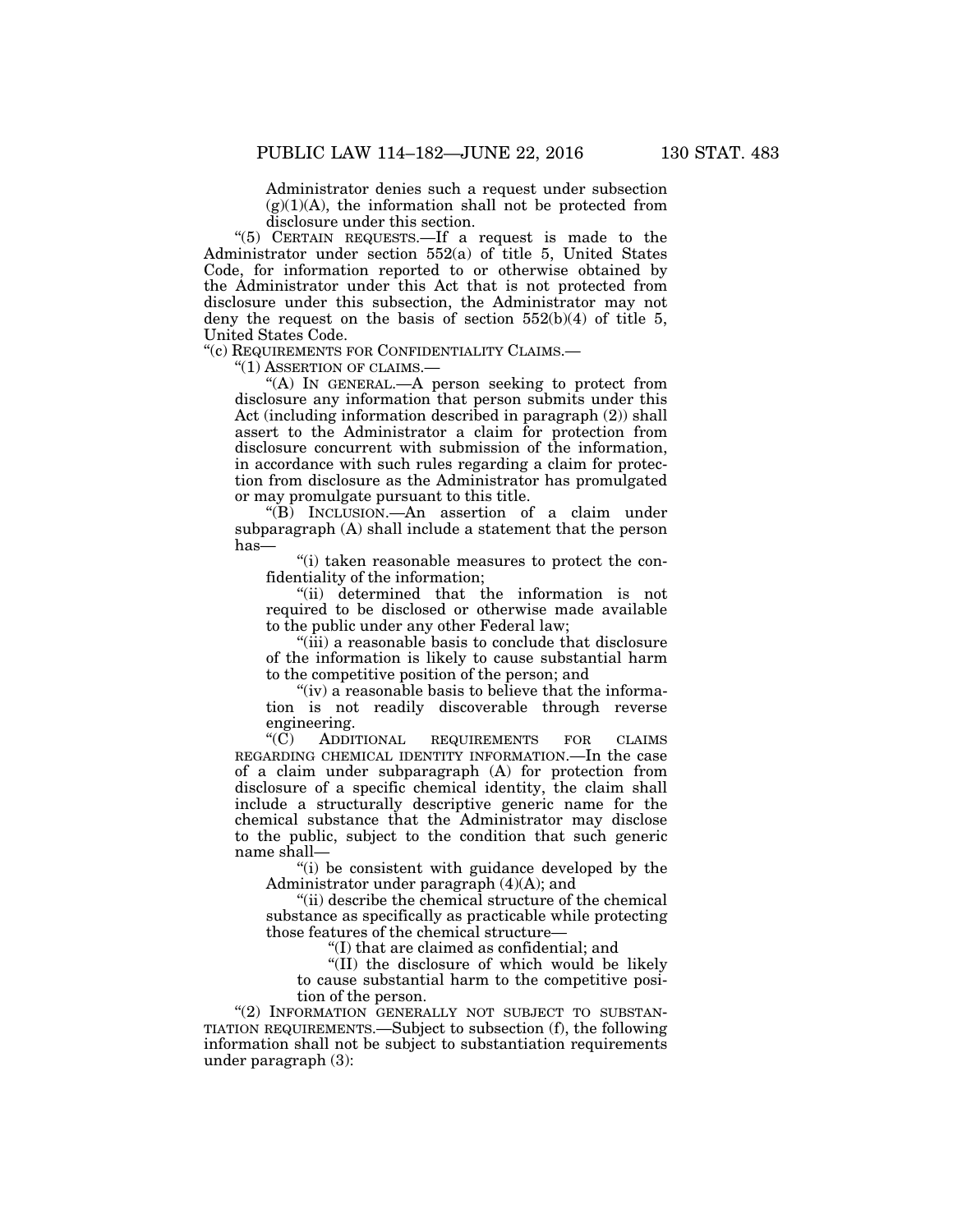Administrator denies such a request under subsection (g)(1)(A), the information shall not be protected from disclosure under this section.

"(5) CERTAIN REQUESTS.—If a request is made to the Administrator under section 552(a) of title 5, United States Code, for information reported to or otherwise obtained by the Administrator under this Act that is not protected from disclosure under this subsection, the Administrator may not deny the request on the basis of section 552(b)(4) of title 5, United States Code.

"(c) REQUIREMENTS FOR CONFIDENTIALITY CLAIMS.—

"(1) ASSERTION OF CLAIMS.—

"(A) IN GENERAL.—A person seeking to protect from disclosure any information that person submits under this Act (including information described in paragraph (2)) shall assert to the Administrator a claim for protection from disclosure concurrent with submission of the information, in accordance with such rules regarding a claim for protection from disclosure as the Administrator has promulgated or may promulgate pursuant to this title.

"(B) INCLUSION.—An assertion of a claim under subparagraph (A) shall include a statement that the person has—

"(i) taken reasonable measures to protect the confidentiality of the information;

"(ii) determined that the information is not required to be disclosed or otherwise made available to the public under any other Federal law;

"(iii) a reasonable basis to conclude that disclosure of the information is likely to cause substantial harm to the competitive position of the person; and

"(iv) a reasonable basis to believe that the information is not readily discoverable through reverse engineering.

"(C) ADDITIONAL REQUIREMENTS FOR CLAIMS REGARDING CHEMICAL IDENTITY INFORMATION.—In the case of a claim under subparagraph (A) for protection from disclosure of a specific chemical identity, the claim shall include a structurally descriptive generic name for the chemical substance that the Administrator may disclose to the public, subject to the condition that such generic name shall—

"(i) be consistent with guidance developed by the Administrator under paragraph (4)(A); and

"(ii) describe the chemical structure of the chemical substance as specifically as practicable while protecting those features of the chemical structure—

"(I) that are claimed as confidential; and

"(II) the disclosure of which would be likely to cause substantial harm to the competitive position of the person.

"(2) INFORMATION GENERALLY NOT SUBJECT TO SUBSTANTIATION REQUIREMENTS.—Subject to subsection (f), the following information shall not be subject to substantiation requirements under paragraph (3):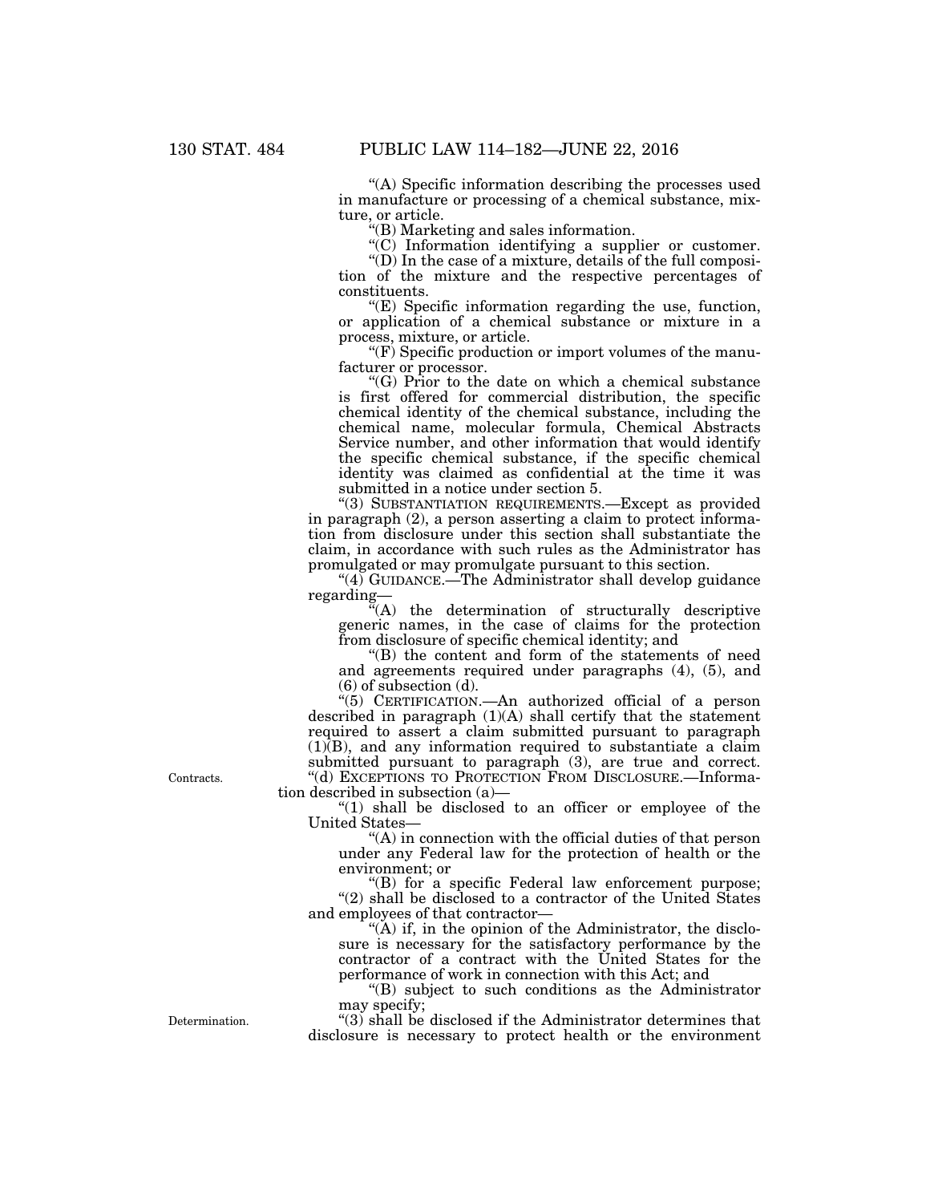"(A) Specific information describing the processes used in manufacture or processing of a chemical substance, mixture, or article.

"(B) Marketing and sales information.

"(C) Information identifying a supplier or customer.

"(D) In the case of a mixture, details of the full composition of the mixture and the respective percentages of constituents.

"(E) Specific information regarding the use, function, or application of a chemical substance or mixture in a process, mixture, or article.

"(F) Specific production or import volumes of the manufacturer or processor.

"(G) Prior to the date on which a chemical substance is first offered for commercial distribution, the specific chemical identity of the chemical substance, including the chemical name, molecular formula, Chemical Abstracts Service number, and other information that would identify the specific chemical substance, if the specific chemical identity was claimed as confidential at the time it was submitted in a notice under section 5.

"(3) SUBSTANTIATION REQUIREMENTS.—Except as provided in paragraph (2), a person asserting a claim to protect information from disclosure under this section shall substantiate the claim, in accordance with such rules as the Administrator has promulgated or may promulgate pursuant to this section.

"(4) GUIDANCE.—The Administrator shall develop guidance regarding—

"(A) the determination of structurally descriptive generic names, in the case of claims for the protection from disclosure of specific chemical identity; and

"(B) the content and form of the statements of need and agreements required under paragraphs (4), (5), and (6) of subsection (d).

"(5) CERTIFICATION.—An authorized official of a person described in paragraph (1)(A) shall certify that the statement required to assert a claim submitted pursuant to paragraph (1)(B), and any information required to substantiate a claim submitted pursuant to paragraph (3), are true and correct.

"(d) EXCEPTIONS TO PROTECTION FROM DISCLOSURE.—Information described in subsection (a)—

"(1) shall be disclosed to an officer or employee of the United States—

"(A) in connection with the official duties of that person under any Federal law for the protection of health or the environment; or

"(B) for a specific Federal law enforcement purpose;

Contracts.

"(2) shall be disclosed to a contractor of the United States and employees of that contractor—

"(A) if, in the opinion of the Administrator, the disclosure is necessary for the satisfactory performance by the contractor of a contract with the United States for the performance of work in connection with this Act; and

"(B) subject to such conditions as the Administrator may specify;

Determination.

"(3) shall be disclosed if the Administrator determines that disclosure is necessary to protect health or the environment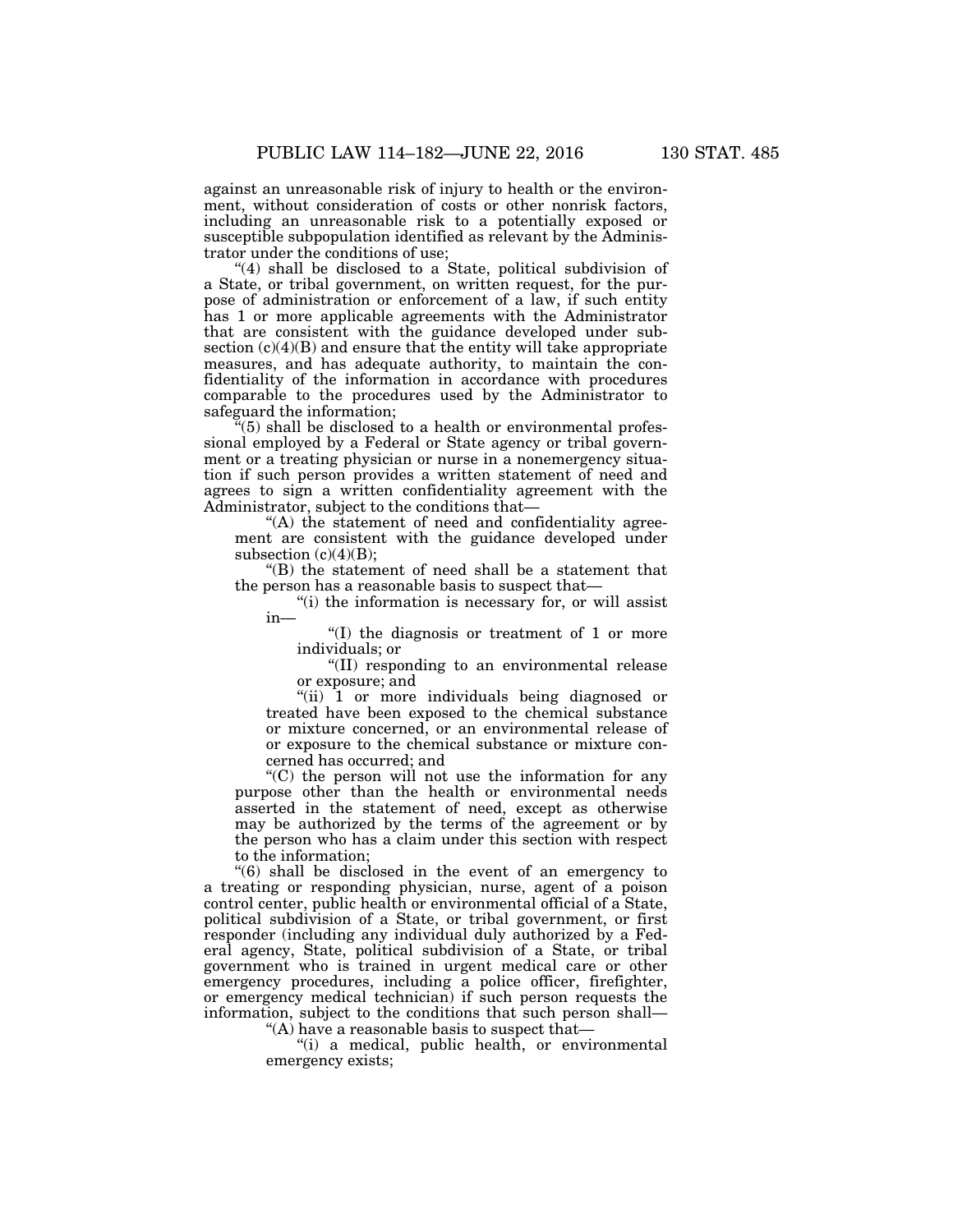against an unreasonable risk of injury to health or the environment, without consideration of costs or other nonrisk factors, including an unreasonable risk to a potentially exposed or susceptible subpopulation identified as relevant by the Administrator under the conditions of use;

"(4) shall be disclosed to a State, political subdivision of a State, or tribal government, on written request, for the purpose of administration or enforcement of a law, if such entity has 1 or more applicable agreements with the Administrator that are consistent with the guidance developed under subsection (c)(4)(B) and ensure that the entity will take appropriate measures, and has adequate authority, to maintain the confidentiality of the information in accordance with procedures comparable to the procedures used by the Administrator to safeguard the information;

"(5) shall be disclosed to a health or environmental professional employed by a Federal or State agency or tribal government or a treating physician or nurse in a nonemergency situation if such person provides a written statement of need and agrees to sign a written confidentiality agreement with the Administrator, subject to the conditions that—

"(A) the statement of need and confidentiality agreement are consistent with the guidance developed under subsection (c)(4)(B);

"(B) the statement of need shall be a statement that the person has a reasonable basis to suspect that—

"(i) the information is necessary for, or will assist in—

"(I) the diagnosis or treatment of 1 or more individuals; or

"(II) responding to an environmental release or exposure; and

"(ii) 1 or more individuals being diagnosed or treated have been exposed to the chemical substance or mixture concerned, or an environmental release of or exposure to the chemical substance or mixture concerned has occurred; and

"(C) the person will not use the information for any purpose other than the health or environmental needs asserted in the statement of need, except as otherwise may be authorized by the terms of the agreement or by the person who has a claim under this section with respect to the information;

"(6) shall be disclosed in the event of an emergency to a treating or responding physician, nurse, agent of a poison control center, public health or environmental official of a State, political subdivision of a State, or tribal government, or first responder (including any individual duly authorized by a Federal agency, State, political subdivision of a State, or tribal government who is trained in urgent medical care or other emergency procedures, including a police officer, firefighter, or emergency medical technician) if such person requests the information, subject to the conditions that such person shall—

"(A) have a reasonable basis to suspect that—

"(i) a medical, public health, or environmental emergency exists;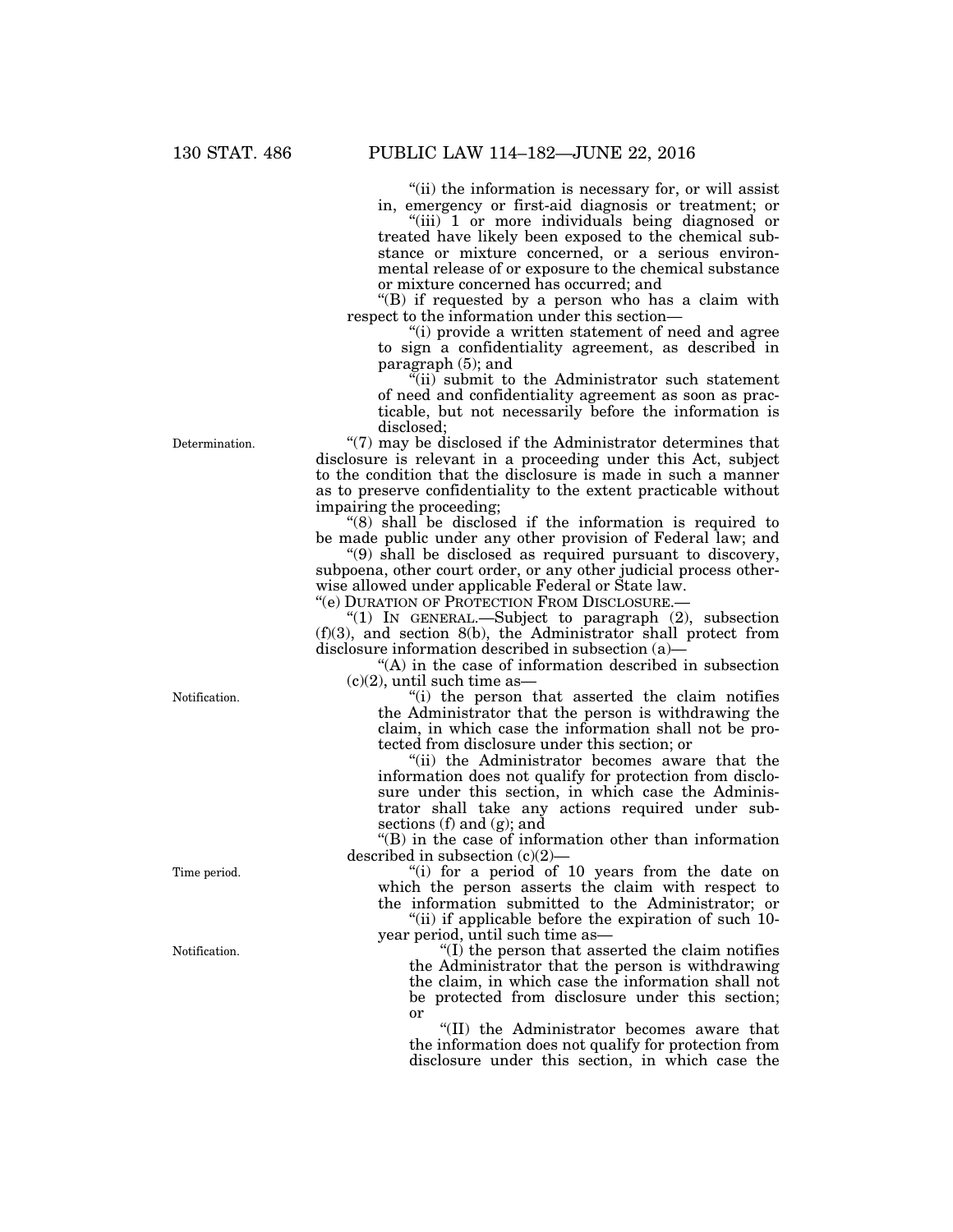"(ii) the information is necessary for, or will assist in, emergency or first-aid diagnosis or treatment; or

"(iii) 1 or more individuals being diagnosed or treated have likely been exposed to the chemical substance or mixture concerned, or a serious environmental release of or exposure to the chemical substance or mixture concerned has occurred; and

"(B) if requested by a person who has a claim with respect to the information under this section—

"(i) provide a written statement of need and agree to sign a confidentiality agreement, as described in paragraph (5); and

"(ii) submit to the Administrator such statement of need and confidentiality agreement as soon as practicable, but not necessarily before the information is disclosed;

Determination.

"(7) may be disclosed if the Administrator determines that disclosure is relevant in a proceeding under this Act, subject to the condition that the disclosure is made in such a manner as to preserve confidentiality to the extent practicable without impairing the proceeding;

"(8) shall be disclosed if the information is required to be made public under any other provision of Federal law; and

"(9) shall be disclosed as required pursuant to discovery, subpoena, other court order, or any other judicial process otherwise allowed under applicable Federal or State law.

"(e) DURATION OF PROTECTION FROM DISCLOSURE.—

"(1) IN GENERAL.—Subject to paragraph (2), subsection (f)(3), and section 8(b), the Administrator shall protect from disclosure information described in subsection (a)—

"(A) in the case of information described in subsection (c)(2), until such time as—

Notification.

"(i) the person that asserted the claim notifies the Administrator that the person is withdrawing the claim, in which case the information shall not be protected from disclosure under this section; or

"(ii) the Administrator becomes aware that the information does not qualify for protection from disclosure under this section, in which case the Administrator shall take any actions required under subsections (f) and (g); and

"(B) in the case of information other than information described in subsection (c)(2)—

Time period.

"(i) for a period of 10 years from the date on which the person asserts the claim with respect to the information submitted to the Administrator; or

"(ii) if applicable before the expiration of such 10-year period, until such time as—

Notification.

"(I) the person that asserted the claim notifies the Administrator that the person is withdrawing the claim, in which case the information shall not be protected from disclosure under this section; or

"(II) the Administrator becomes aware that the information does not qualify for protection from disclosure under this section, in which case the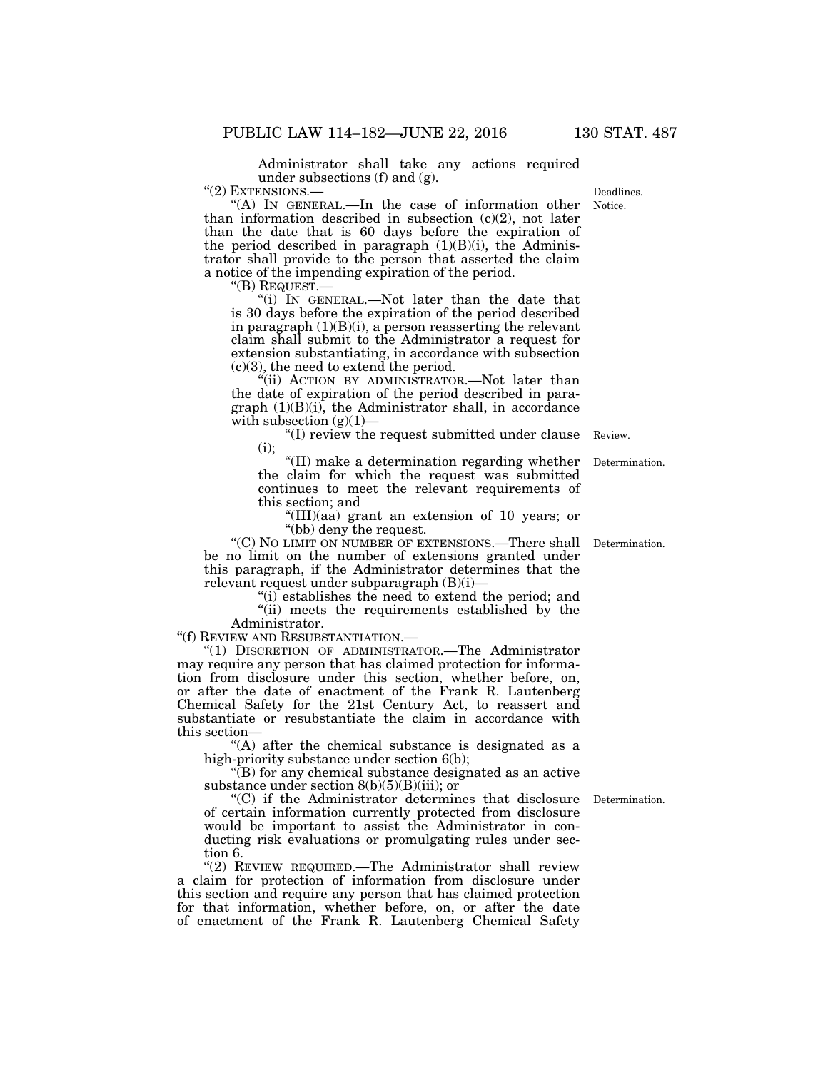Administrator shall take any actions required under subsections (f) and (g).

"(2) EXTENSIONS.—

"(A) IN GENERAL.—In the case of information other than information described in subsection (c)(2), not later than the date that is 60 days before the expiration of the period described in paragraph (1)(B)(i), the Administrator shall provide to the person that asserted the claim a notice of the impending expiration of the period.

Deadlines. Notice.

"(B) REQUEST.—

"(i) IN GENERAL.—Not later than the date that is 30 days before the expiration of the period described in paragraph (1)(B)(i), a person reasserting the relevant claim shall submit to the Administrator a request for extension substantiating, in accordance with subsection (c)(3), the need to extend the period.

"(ii) ACTION BY ADMINISTRATOR.—Not later than the date of expiration of the period described in paragraph (1)(B)(i), the Administrator shall, in accordance with subsection (g)(1)—

"(I) review the request submitted under clause (i);

Review.

"(II) make a determination regarding whether the claim for which the request was submitted continues to meet the relevant requirements of this section; and

Determination.

"(III)(aa) grant an extension of 10 years; or

"(bb) deny the request.

"(C) NO LIMIT ON NUMBER OF EXTENSIONS.—There shall be no limit on the number of extensions granted under this paragraph, if the Administrator determines that the relevant request under subparagraph (B)(i)—

Determination.

"(i) establishes the need to extend the period; and

"(ii) meets the requirements established by the Administrator.

"(f) REVIEW AND RESUBSTANTIATION.—

"(1) DISCRETION OF ADMINISTRATOR.—The Administrator may require any person that has claimed protection for information from disclosure under this section, whether before, on, or after the date of enactment of the Frank R. Lautenberg Chemical Safety for the 21st Century Act, to reassert and substantiate or resubstantiate the claim in accordance with this section—

"(A) after the chemical substance is designated as a high-priority substance under section 6(b);

"(B) for any chemical substance designated as an active substance under section 8(b)(5)(B)(iii); or

"(C) if the Administrator determines that disclosure of certain information currently protected from disclosure would be important to assist the Administrator in conducting risk evaluations or promulgating rules under section 6.

Determination.

"(2) REVIEW REQUIRED.—The Administrator shall review a claim for protection of information from disclosure under this section and require any person that has claimed protection for that information, whether before, on, or after the date of enactment of the Frank R. Lautenberg Chemical Safety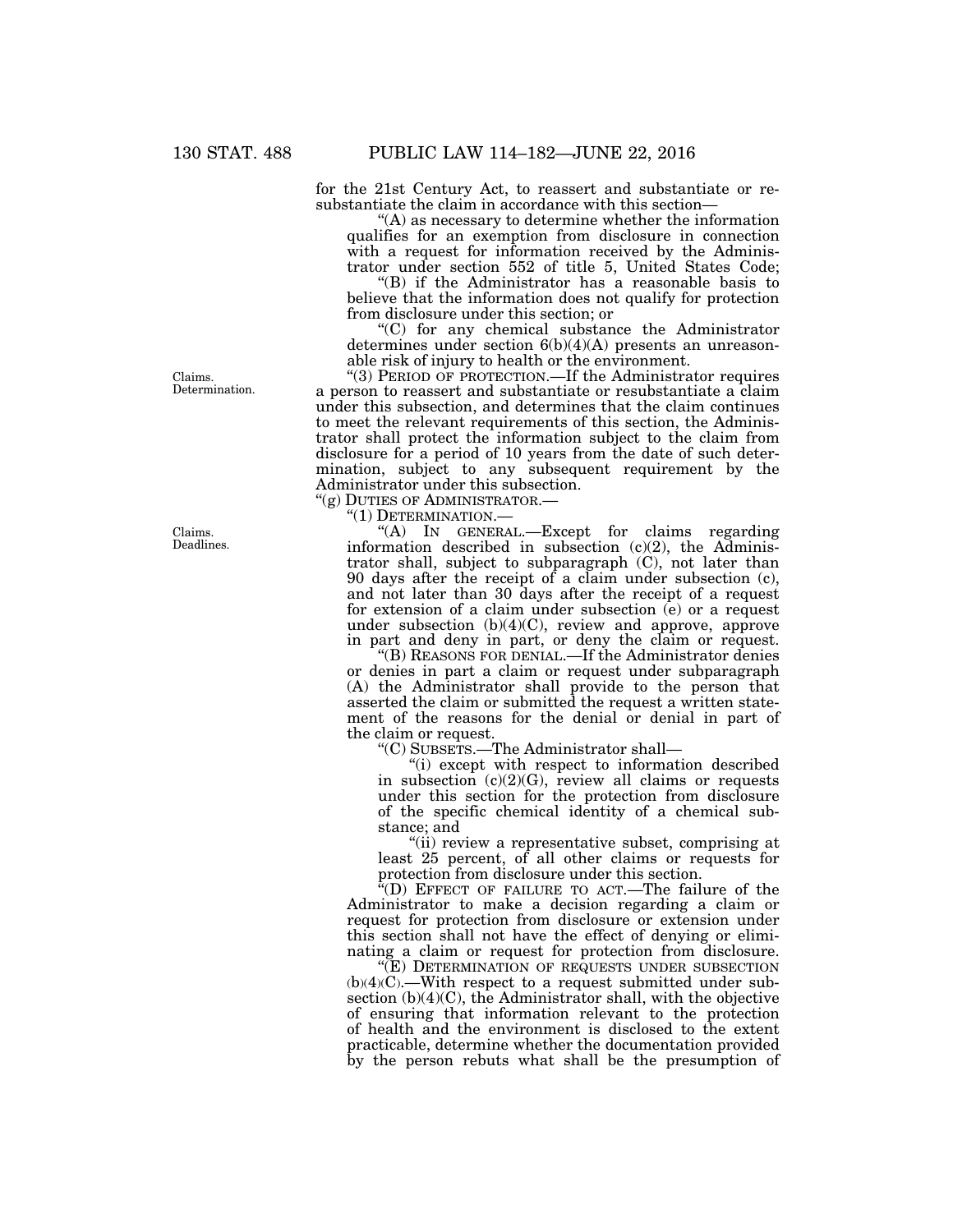for the 21st Century Act, to reassert and substantiate or resubstantiate the claim in accordance with this section—

"(A) as necessary to determine whether the information qualifies for an exemption from disclosure in connection with a request for information received by the Administrator under section 552 of title 5, United States Code;

"(B) if the Administrator has a reasonable basis to believe that the information does not qualify for protection from disclosure under this section; or

"(C) for any chemical substance the Administrator determines under section 6(b)(4)(A) presents an unreasonable risk of injury to health or the environment.

Claims. Determination.

"(3) PERIOD OF PROTECTION.—If the Administrator requires a person to reassert and substantiate or resubstantiate a claim under this subsection, and determines that the claim continues to meet the relevant requirements of this section, the Administrator shall protect the information subject to the claim from disclosure for a period of 10 years from the date of such determination, subject to any subsequent requirement by the Administrator under this subsection.

"(g) DUTIES OF ADMINISTRATOR.—

"(1) DETERMINATION.—

Claims. Deadlines.

"(A) IN GENERAL.—Except for claims regarding information described in subsection (c)(2), the Administrator shall, subject to subparagraph (C), not later than 90 days after the receipt of a claim under subsection (c), and not later than 30 days after the receipt of a request for extension of a claim under subsection (e) or a request under subsection (b)(4)(C), review and approve, approve in part and deny in part, or deny the claim or request.

"(B) REASONS FOR DENIAL.—If the Administrator denies or denies in part a claim or request under subparagraph (A) the Administrator shall provide to the person that asserted the claim or submitted the request a written statement of the reasons for the denial or denial in part of the claim or request.

"(C) SUBSETS.—The Administrator shall—

"(i) except with respect to information described in subsection (c)(2)(G), review all claims or requests under this section for the protection from disclosure of the specific chemical identity of a chemical substance; and

"(ii) review a representative subset, comprising at least 25 percent, of all other claims or requests for protection from disclosure under this section.

"(D) EFFECT OF FAILURE TO ACT.—The failure of the Administrator to make a decision regarding a claim or request for protection from disclosure or extension under this section shall not have the effect of denying or eliminating a claim or request for protection from disclosure.

"(E) DETERMINATION OF REQUESTS UNDER SUBSECTION (b)(4)(C).—With respect to a request submitted under subsection (b)(4)(C), the Administrator shall, with the objective of ensuring that information relevant to the protection of health and the environment is disclosed to the extent practicable, determine whether the documentation provided by the person rebuts what shall be the presumption of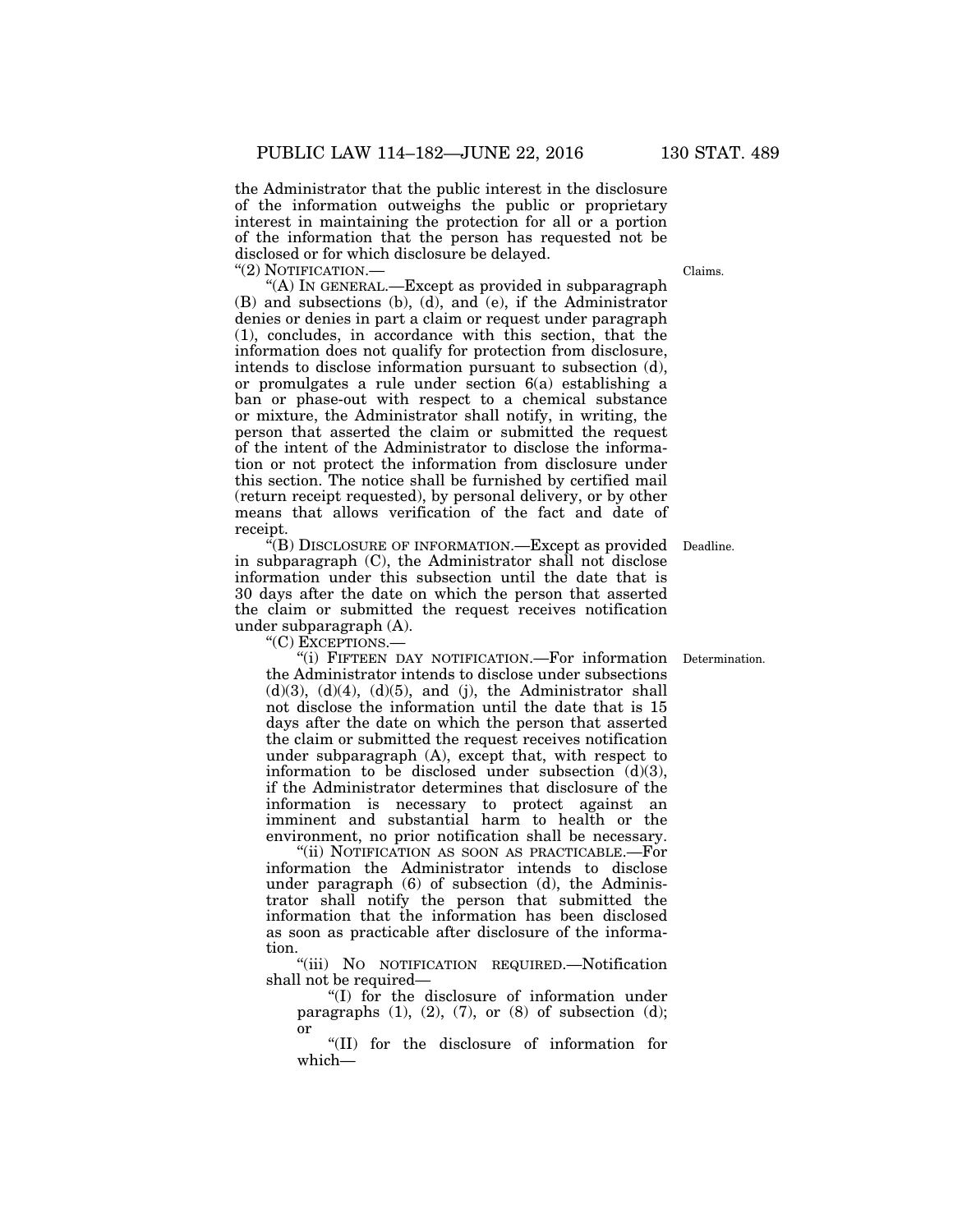the Administrator that the public interest in the disclosure of the information outweighs the public or proprietary interest in maintaining the protection for all or a portion of the information that the person has requested not be disclosed or for which disclosure be delayed.

"(2) NOTIFICATION.—

Claims.

"(A) IN GENERAL.—Except as provided in subparagraph (B) and subsections (b), (d), and (e), if the Administrator denies or denies in part a claim or request under paragraph (1), concludes, in accordance with this section, that the information does not qualify for protection from disclosure, intends to disclose information pursuant to subsection (d), or promulgates a rule under section 6(a) establishing a ban or phase-out with respect to a chemical substance or mixture, the Administrator shall notify, in writing, the person that asserted the claim or submitted the request of the intent of the Administrator to disclose the information or not protect the information from disclosure under this section. The notice shall be furnished by certified mail (return receipt requested), by personal delivery, or by other means that allows verification of the fact and date of receipt.

Deadline.

"(B) DISCLOSURE OF INFORMATION.—Except as provided in subparagraph (C), the Administrator shall not disclose information under this subsection until the date that is 30 days after the date on which the person that asserted the claim or submitted the request receives notification under subparagraph (A).

"(C) EXCEPTIONS.—

Determination.

"(i) FIFTEEN DAY NOTIFICATION.—For information the Administrator intends to disclose under subsections (d)(3), (d)(4), (d)(5), and (j), the Administrator shall not disclose the information until the date that is 15 days after the date on which the person that asserted the claim or submitted the request receives notification under subparagraph (A), except that, with respect to information to be disclosed under subsection (d)(3), if the Administrator determines that disclosure of the information is necessary to protect against an imminent and substantial harm to health or the environment, no prior notification shall be necessary.

"(ii) NOTIFICATION AS SOON AS PRACTICABLE.—For information the Administrator intends to disclose under paragraph (6) of subsection (d), the Administrator shall notify the person that submitted the information that the information has been disclosed as soon as practicable after disclosure of the information.

"(iii) NO NOTIFICATION REQUIRED.—Notification shall not be required—

"(I) for the disclosure of information under paragraphs (1), (2), (7), or (8) of subsection (d); or

"(II) for the disclosure of information for which—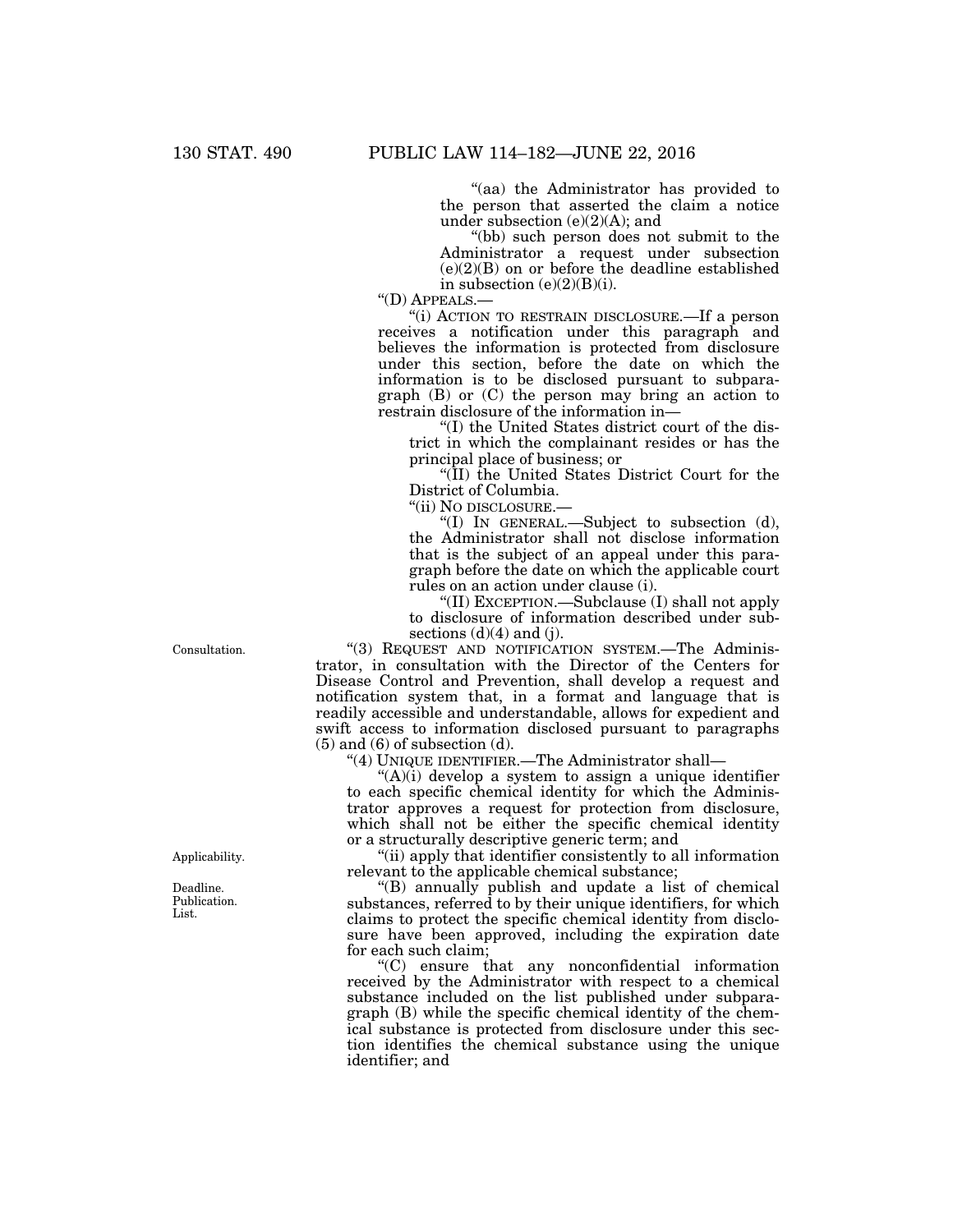"(aa) the Administrator has provided to the person that asserted the claim a notice under subsection (e)(2)(A); and

"(bb) such person does not submit to the Administrator a request under subsection (e)(2)(B) on or before the deadline established in subsection (e)(2)(B)(i).

"(D) APPEALS.—

"(i) ACTION TO RESTRAIN DISCLOSURE.—If a person receives a notification under this paragraph and believes the information is protected from disclosure under this section, before the date on which the information is to be disclosed pursuant to subparagraph (B) or (C) the person may bring an action to restrain disclosure of the information in—

"(I) the United States district court of the district in which the complainant resides or has the principal place of business; or

"(II) the United States District Court for the District of Columbia.

"(ii) NO DISCLOSURE.—

"(I) IN GENERAL.—Subject to subsection (d), the Administrator shall not disclose information that is the subject of an appeal under this paragraph before the date on which the applicable court rules on an action under clause (i).

"(II) EXCEPTION.—Subclause (I) shall not apply to disclosure of information described under subsections (d)(4) and (j).

Consultation.

"(3) REQUEST AND NOTIFICATION SYSTEM.—The Administrator, in consultation with the Director of the Centers for Disease Control and Prevention, shall develop a request and notification system that, in a format and language that is readily accessible and understandable, allows for expedient and swift access to information disclosed pursuant to paragraphs (5) and (6) of subsection (d).

"(4) UNIQUE IDENTIFIER.—The Administrator shall—

"(A)(i) develop a system to assign a unique identifier to each specific chemical identity for which the Administrator approves a request for protection from disclosure, which shall not be either the specific chemical identity or a structurally descriptive generic term; and

Applicability.

"(ii) apply that identifier consistently to all information relevant to the applicable chemical substance;

Deadline. Publication. List.

"(B) annually publish and update a list of chemical substances, referred to by their unique identifiers, for which claims to protect the specific chemical identity from disclosure have been approved, including the expiration date for each such claim;

"(C) ensure that any nonconfidential information received by the Administrator with respect to a chemical substance included on the list published under subparagraph (B) while the specific chemical identity of the chemical substance is protected from disclosure under this section identifies the chemical substance using the unique identifier; and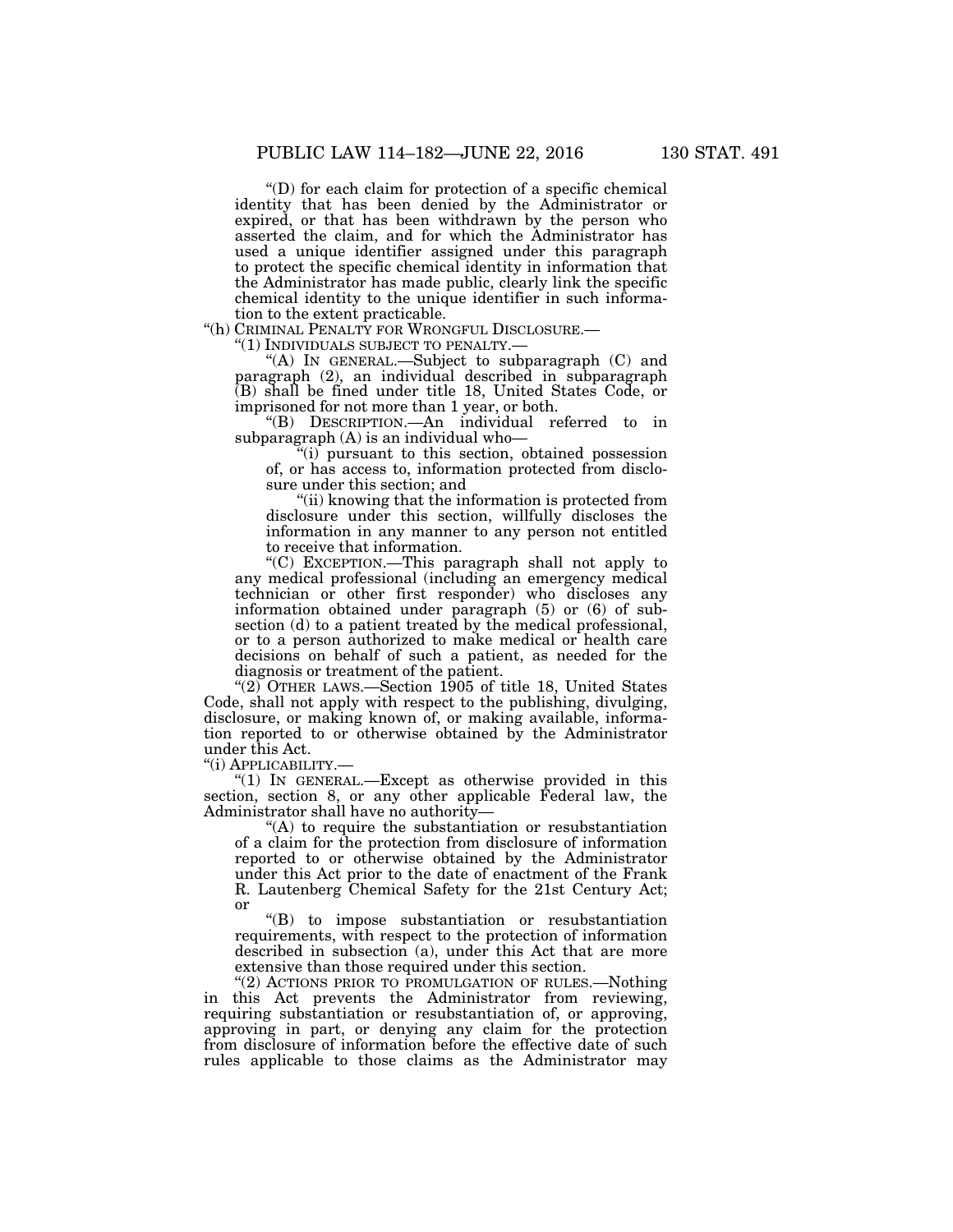"(D) for each claim for protection of a specific chemical identity that has been denied by the Administrator or expired, or that has been withdrawn by the person who asserted the claim, and for which the Administrator has used a unique identifier assigned under this paragraph to protect the specific chemical identity in information that the Administrator has made public, clearly link the specific chemical identity to the unique identifier in such information to the extent practicable.

"(h) CRIMINAL PENALTY FOR WRONGFUL DISCLOSURE.—

"(1) INDIVIDUALS SUBJECT TO PENALTY.—

"(A) IN GENERAL.—Subject to subparagraph (C) and paragraph (2), an individual described in subparagraph (B) shall be fined under title 18, United States Code, or imprisoned for not more than 1 year, or both.

"(B) DESCRIPTION.—An individual referred to in subparagraph (A) is an individual who—

"(i) pursuant to this section, obtained possession of, or has access to, information protected from disclosure under this section; and

"(ii) knowing that the information is protected from disclosure under this section, willfully discloses the information in any manner to any person not entitled to receive that information.

"(C) EXCEPTION.—This paragraph shall not apply to any medical professional (including an emergency medical technician or other first responder) who discloses any information obtained under paragraph (5) or (6) of subsection (d) to a patient treated by the medical professional, or to a person authorized to make medical or health care decisions on behalf of such a patient, as needed for the diagnosis or treatment of the patient.

"(2) OTHER LAWS.—Section 1905 of title 18, United States Code, shall not apply with respect to the publishing, divulging, disclosure, or making known of, or making available, information reported to or otherwise obtained by the Administrator under this Act.

"(i) APPLICABILITY.—

"(1) IN GENERAL.—Except as otherwise provided in this section, section 8, or any other applicable Federal law, the Administrator shall have no authority—

"(A) to require the substantiation or resubstantiation of a claim for the protection from disclosure of information reported to or otherwise obtained by the Administrator under this Act prior to the date of enactment of the Frank R. Lautenberg Chemical Safety for the 21st Century Act; or

"(B) to impose substantiation or resubstantiation requirements, with respect to the protection of information described in subsection (a), under this Act that are more extensive than those required under this section.

"(2) ACTIONS PRIOR TO PROMULGATION OF RULES.—Nothing in this Act prevents the Administrator from reviewing, requiring substantiation or resubstantiation of, or approving, approving in part, or denying any claim for the protection from disclosure of information before the effective date of such rules applicable to those claims as the Administrator may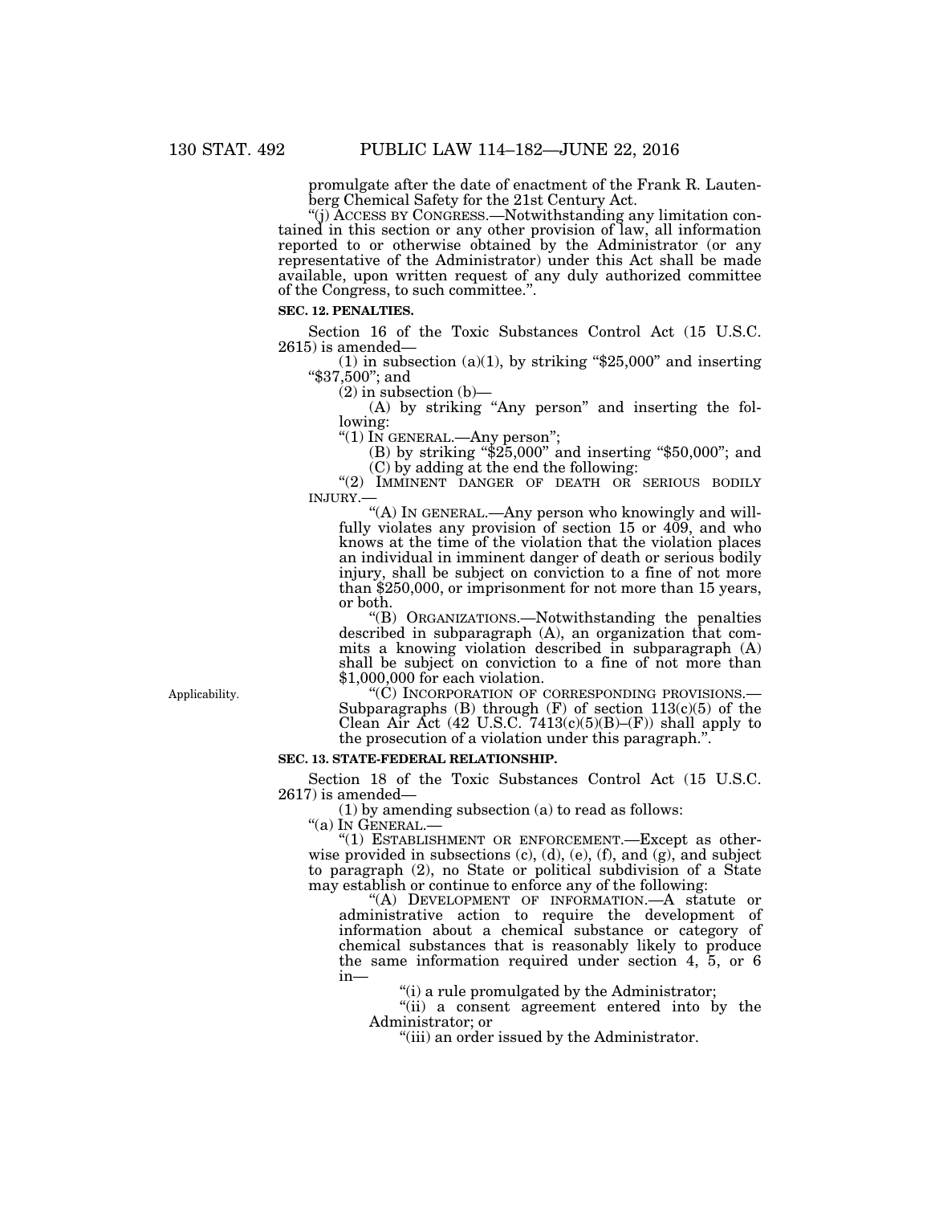promulgate after the date of enactment of the Frank R. Lautenberg Chemical Safety for the 21st Century Act.

"(j) ACCESS BY CONGRESS.—Notwithstanding any limitation contained in this section or any other provision of law, all information reported to or otherwise obtained by the Administrator (or any representative of the Administrator) under this Act shall be made available, upon written request of any duly authorized committee of the Congress, to such committee.".

**SEC. 12. PENALTIES.**

Section 16 of the Toxic Substances Control Act (15 U.S.C. 2615) is amended—

(1) in subsection (a)(1), by striking "$25,000" and inserting "$37,500"; and

(2) in subsection (b)—

(A) by striking "Any person" and inserting the following:

"(1) IN GENERAL.—Any person";

(B) by striking "$25,000" and inserting "$50,000"; and

(C) by adding at the end the following:

"(2) IMMINENT DANGER OF DEATH OR SERIOUS BODILY INJURY.—

"(A) IN GENERAL.—Any person who knowingly and willfully violates any provision of section 15 or 409, and who knows at the time of the violation that the violation places an individual in imminent danger of death or serious bodily injury, shall be subject on conviction to a fine of not more than $250,000, or imprisonment for not more than 15 years, or both.

"(B) ORGANIZATIONS.—Notwithstanding the penalties described in subparagraph (A), an organization that commits a knowing violation described in subparagraph (A) shall be subject on conviction to a fine of not more than $1,000,000 for each violation.

Applicability.

"(C) INCORPORATION OF CORRESPONDING PROVISIONS.—Subparagraphs (B) through (F) of section 113(c)(5) of the Clean Air Act (42 U.S.C. 7413(c)(5)(B)–(F)) shall apply to the prosecution of a violation under this paragraph.".

**SEC. 13. STATE-FEDERAL RELATIONSHIP.**

Section 18 of the Toxic Substances Control Act (15 U.S.C. 2617) is amended—

(1) by amending subsection (a) to read as follows:

"(a) IN GENERAL.—

"(1) ESTABLISHMENT OR ENFORCEMENT.—Except as otherwise provided in subsections (c), (d), (e), (f), and (g), and subject to paragraph (2), no State or political subdivision of a State may establish or continue to enforce any of the following:

"(A) DEVELOPMENT OF INFORMATION.—A statute or administrative action to require the development of information about a chemical substance or category of chemical substances that is reasonably likely to produce the same information required under section 4, 5, or 6 in—

"(i) a rule promulgated by the Administrator;

"(ii) a consent agreement entered into by the Administrator; or

"(iii) an order issued by the Administrator.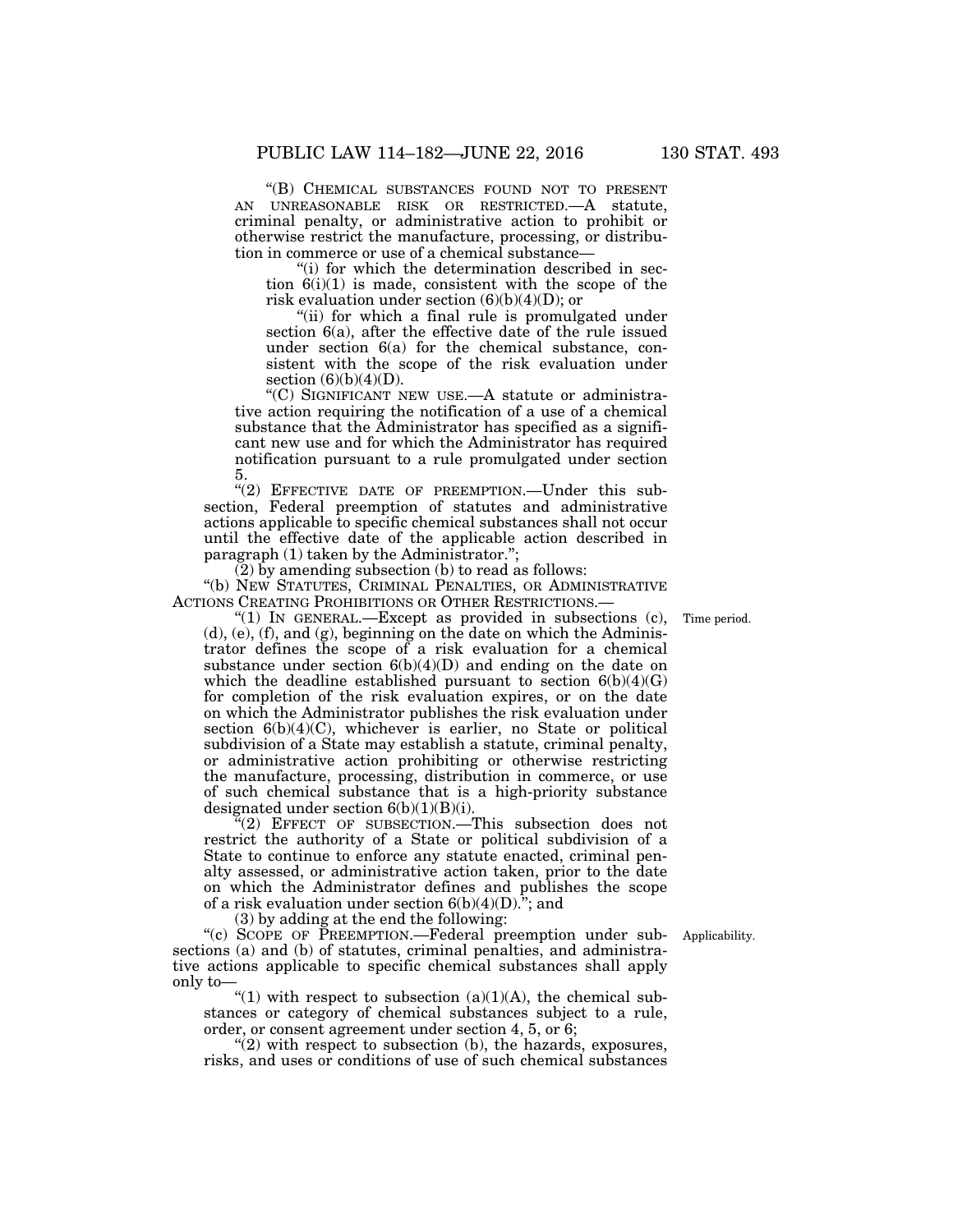"(B) CHEMICAL SUBSTANCES FOUND NOT TO PRESENT AN UNREASONABLE RISK OR RESTRICTED.—A statute, criminal penalty, or administrative action to prohibit or otherwise restrict the manufacture, processing, or distribution in commerce or use of a chemical substance—

"(i) for which the determination described in section 6(i)(1) is made, consistent with the scope of the risk evaluation under section (6)(b)(4)(D); or

"(ii) for which a final rule is promulgated under section 6(a), after the effective date of the rule issued under section 6(a) for the chemical substance, consistent with the scope of the risk evaluation under section (6)(b)(4)(D).

"(C) SIGNIFICANT NEW USE.—A statute or administrative action requiring the notification of a use of a chemical substance that the Administrator has specified as a significant new use and for which the Administrator has required notification pursuant to a rule promulgated under section 5.

"(2) EFFECTIVE DATE OF PREEMPTION.—Under this subsection, Federal preemption of statutes and administrative actions applicable to specific chemical substances shall not occur until the effective date of the applicable action described in paragraph (1) taken by the Administrator.";

(2) by amending subsection (b) to read as follows:

"(b) NEW STATUTES, CRIMINAL PENALTIES, OR ADMINISTRATIVE ACTIONS CREATING PROHIBITIONS OR OTHER RESTRICTIONS.—

"(1) IN GENERAL.—Except as provided in subsections (c), (d), (e), (f), and (g), beginning on the date on which the Administrator defines the scope of a risk evaluation for a chemical substance under section 6(b)(4)(D) and ending on the date on which the deadline established pursuant to section 6(b)(4)(G) for completion of the risk evaluation expires, or on the date on which the Administrator publishes the risk evaluation under section 6(b)(4)(C), whichever is earlier, no State or political subdivision of a State may establish a statute, criminal penalty, or administrative action prohibiting or otherwise restricting the manufacture, processing, distribution in commerce, or use of such chemical substance that is a high-priority substance designated under section 6(b)(1)(B)(i).

Time period.

"(2) EFFECT OF SUBSECTION.—This subsection does not restrict the authority of a State or political subdivision of a State to continue to enforce any statute enacted, criminal penalty assessed, or administrative action taken, prior to the date on which the Administrator defines and publishes the scope of a risk evaluation under section 6(b)(4)(D)."; and

(3) by adding at the end the following:

"(c) SCOPE OF PREEMPTION.—Federal preemption under subsections (a) and (b) of statutes, criminal penalties, and administrative actions applicable to specific chemical substances shall apply only to—

Applicability.

"(1) with respect to subsection (a)(1)(A), the chemical substances or category of chemical substances subject to a rule, order, or consent agreement under section 4, 5, or 6;

"(2) with respect to subsection (b), the hazards, exposures, risks, and uses or conditions of use of such chemical substances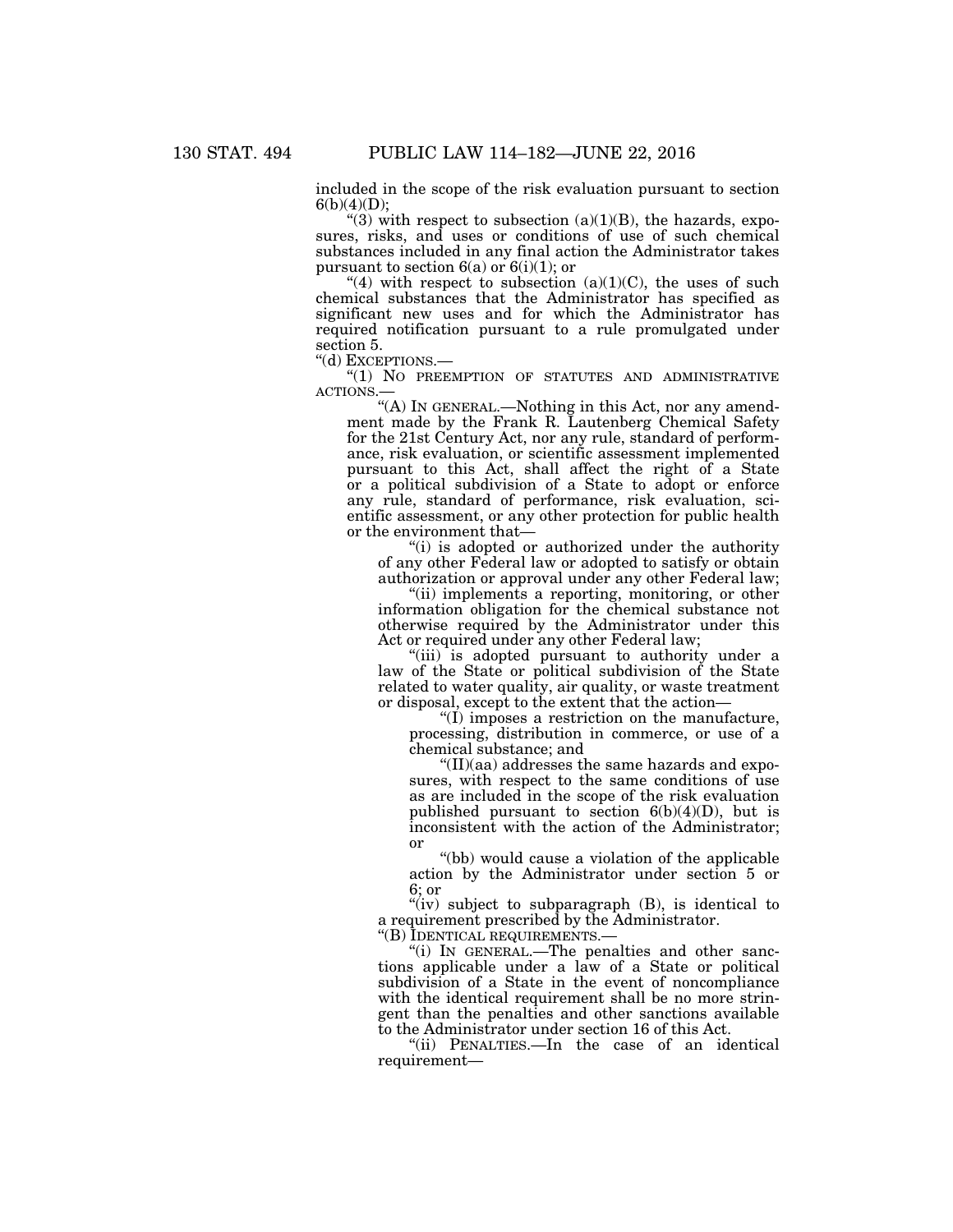included in the scope of the risk evaluation pursuant to section 6(b)(4)(D);

"(3) with respect to subsection (a)(1)(B), the hazards, exposures, risks, and uses or conditions of use of such chemical substances included in any final action the Administrator takes pursuant to section 6(a) or 6(i)(1); or

"(4) with respect to subsection (a)(1)(C), the uses of such chemical substances that the Administrator has specified as significant new uses and for which the Administrator has required notification pursuant to a rule promulgated under section 5.

"(d) EXCEPTIONS.—

"(1) NO PREEMPTION OF STATUTES AND ADMINISTRATIVE ACTIONS.—

"(A) IN GENERAL.—Nothing in this Act, nor any amendment made by the Frank R. Lautenberg Chemical Safety for the 21st Century Act, nor any rule, standard of performance, risk evaluation, or scientific assessment implemented pursuant to this Act, shall affect the right of a State or a political subdivision of a State to adopt or enforce any rule, standard of performance, risk evaluation, scientific assessment, or any other protection for public health or the environment that—

"(i) is adopted or authorized under the authority of any other Federal law or adopted to satisfy or obtain authorization or approval under any other Federal law;

"(ii) implements a reporting, monitoring, or other information obligation for the chemical substance not otherwise required by the Administrator under this Act or required under any other Federal law;

"(iii) is adopted pursuant to authority under a law of the State or political subdivision of the State related to water quality, air quality, or waste treatment or disposal, except to the extent that the action—

"(I) imposes a restriction on the manufacture, processing, distribution in commerce, or use of a chemical substance; and

"(II)(aa) addresses the same hazards and exposures, with respect to the same conditions of use as are included in the scope of the risk evaluation published pursuant to section 6(b)(4)(D), but is inconsistent with the action of the Administrator; or

"(bb) would cause a violation of the applicable action by the Administrator under section 5 or 6; or

"(iv) subject to subparagraph (B), is identical to a requirement prescribed by the Administrator.

"(B) IDENTICAL REQUIREMENTS.—

"(i) IN GENERAL.—The penalties and other sanctions applicable under a law of a State or political subdivision of a State in the event of noncompliance with the identical requirement shall be no more stringent than the penalties and other sanctions available to the Administrator under section 16 of this Act.

"(ii) PENALTIES.—In the case of an identical requirement—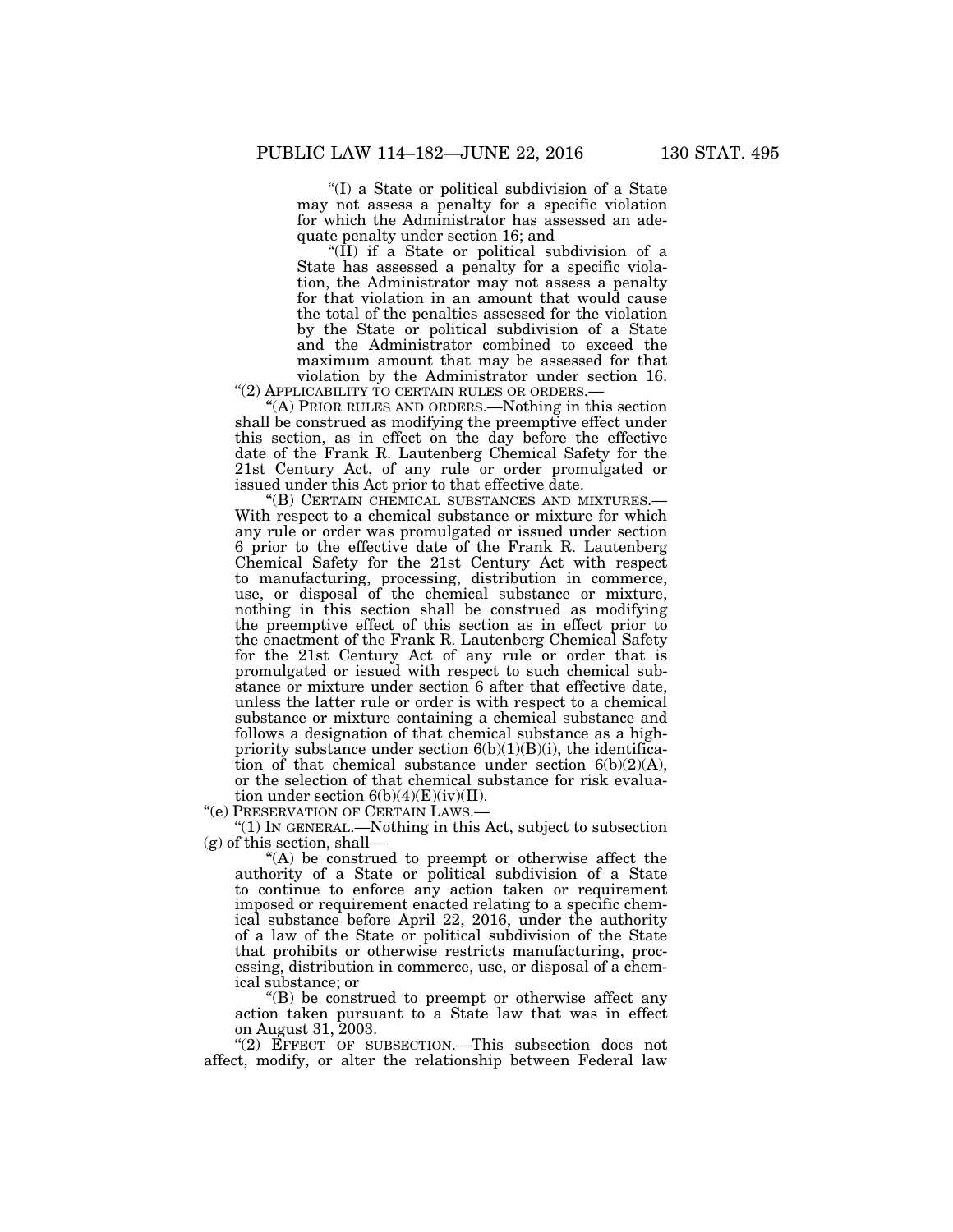"(I) a State or political subdivision of a State may not assess a penalty for a specific violation for which the Administrator has assessed an adequate penalty under section 16; and

"(II) if a State or political subdivision of a State has assessed a penalty for a specific violation, the Administrator may not assess a penalty for that violation in an amount that would cause the total of the penalties assessed for the violation by the State or political subdivision of a State and the Administrator combined to exceed the maximum amount that may be assessed for that violation by the Administrator under section 16.

"(2) APPLICABILITY TO CERTAIN RULES OR ORDERS.—

"(A) PRIOR RULES AND ORDERS.—Nothing in this section shall be construed as modifying the preemptive effect under this section, as in effect on the day before the effective date of the Frank R. Lautenberg Chemical Safety for the 21st Century Act, of any rule or order promulgated or issued under this Act prior to that effective date.

"(B) CERTAIN CHEMICAL SUBSTANCES AND MIXTURES.—With respect to a chemical substance or mixture for which any rule or order was promulgated or issued under section 6 prior to the effective date of the Frank R. Lautenberg Chemical Safety for the 21st Century Act with respect to manufacturing, processing, distribution in commerce, use, or disposal of the chemical substance or mixture, nothing in this section shall be construed as modifying the preemptive effect of this section as in effect prior to the enactment of the Frank R. Lautenberg Chemical Safety for the 21st Century Act of any rule or order that is promulgated or issued with respect to such chemical substance or mixture under section 6 after that effective date, unless the latter rule or order is with respect to a chemical substance or mixture containing a chemical substance and follows a designation of that chemical substance as a high-priority substance under section 6(b)(1)(B)(i), the identification of that chemical substance under section 6(b)(2)(A), or the selection of that chemical substance for risk evaluation under section 6(b)(4)(E)(iv)(II).

"(e) PRESERVATION OF CERTAIN LAWS.—

"(1) IN GENERAL.—Nothing in this Act, subject to subsection (g) of this section, shall—

"(A) be construed to preempt or otherwise affect the authority of a State or political subdivision of a State to continue to enforce any action taken or requirement imposed or requirement enacted relating to a specific chemical substance before April 22, 2016, under the authority of a law of the State or political subdivision of the State that prohibits or otherwise restricts manufacturing, processing, distribution in commerce, use, or disposal of a chemical substance; or

"(B) be construed to preempt or otherwise affect any action taken pursuant to a State law that was in effect on August 31, 2003.

"(2) EFFECT OF SUBSECTION.—This subsection does not affect, modify, or alter the relationship between Federal law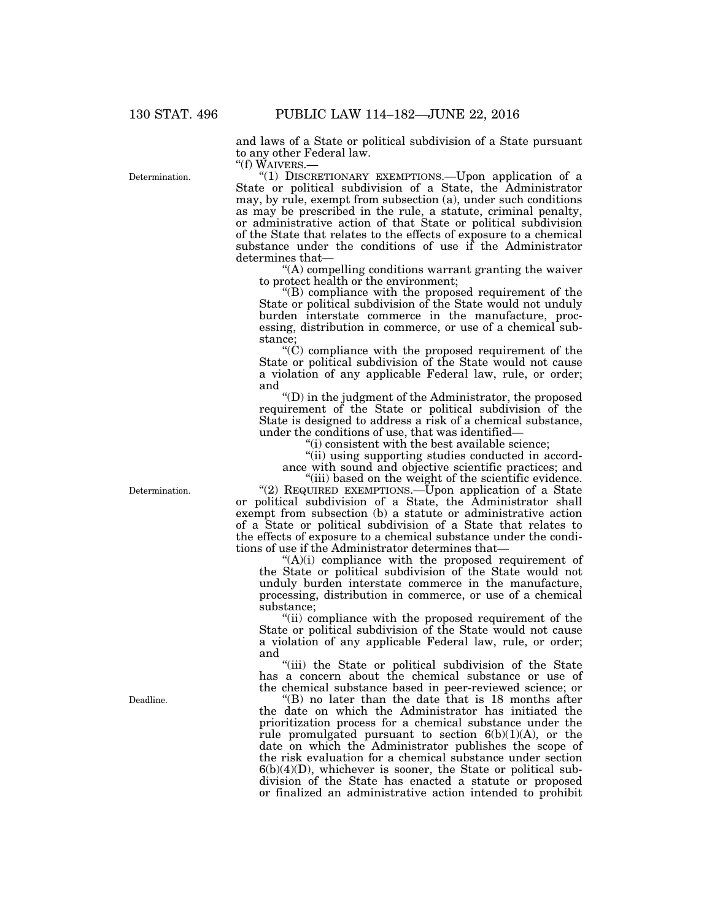and laws of a State or political subdivision of a State pursuant to any other Federal law.

"(f) WAIVERS.—

"(1) DISCRETIONARY EXEMPTIONS.—Upon application of a State or political subdivision of a State, the Administrator may, by rule, exempt from subsection (a), under such conditions as may be prescribed in the rule, a statute, criminal penalty, or administrative action of that State or political subdivision of the State that relates to the effects of exposure to a chemical substance under the conditions of use if the Administrator determines that—

"(A) compelling conditions warrant granting the waiver to protect health or the environment;

"(B) compliance with the proposed requirement of the State or political subdivision of the State would not unduly burden interstate commerce in the manufacture, processing, distribution in commerce, or use of a chemical substance;

"(C) compliance with the proposed requirement of the State or political subdivision of the State would not cause a violation of any applicable Federal law, rule, or order; and

"(D) in the judgment of the Administrator, the proposed requirement of the State or political subdivision of the State is designed to address a risk of a chemical substance, under the conditions of use, that was identified—

"(i) consistent with the best available science;

"(ii) using supporting studies conducted in accordance with sound and objective scientific practices; and

"(iii) based on the weight of the scientific evidence.

"(2) REQUIRED EXEMPTIONS.—Upon application of a State or political subdivision of a State, the Administrator shall exempt from subsection (b) a statute or administrative action of a State or political subdivision of a State that relates to the effects of exposure to a chemical substance under the conditions of use if the Administrator determines that—

"(A)(i) compliance with the proposed requirement of the State or political subdivision of the State would not unduly burden interstate commerce in the manufacture, processing, distribution in commerce, or use of a chemical substance;

"(ii) compliance with the proposed requirement of the State or political subdivision of the State would not cause a violation of any applicable Federal law, rule, or order; and

"(iii) the State or political subdivision of the State has a concern about the chemical substance or use of the chemical substance based in peer-reviewed science; or

"(B) no later than the date that is 18 months after the date on which the Administrator has initiated the prioritization process for a chemical substance under the rule promulgated pursuant to section 6(b)(1)(A), or the date on which the Administrator publishes the scope of the risk evaluation for a chemical substance under section 6(b)(4)(D), whichever is sooner, the State or political subdivision of the State has enacted a statute or proposed or finalized an administrative action intended to prohibit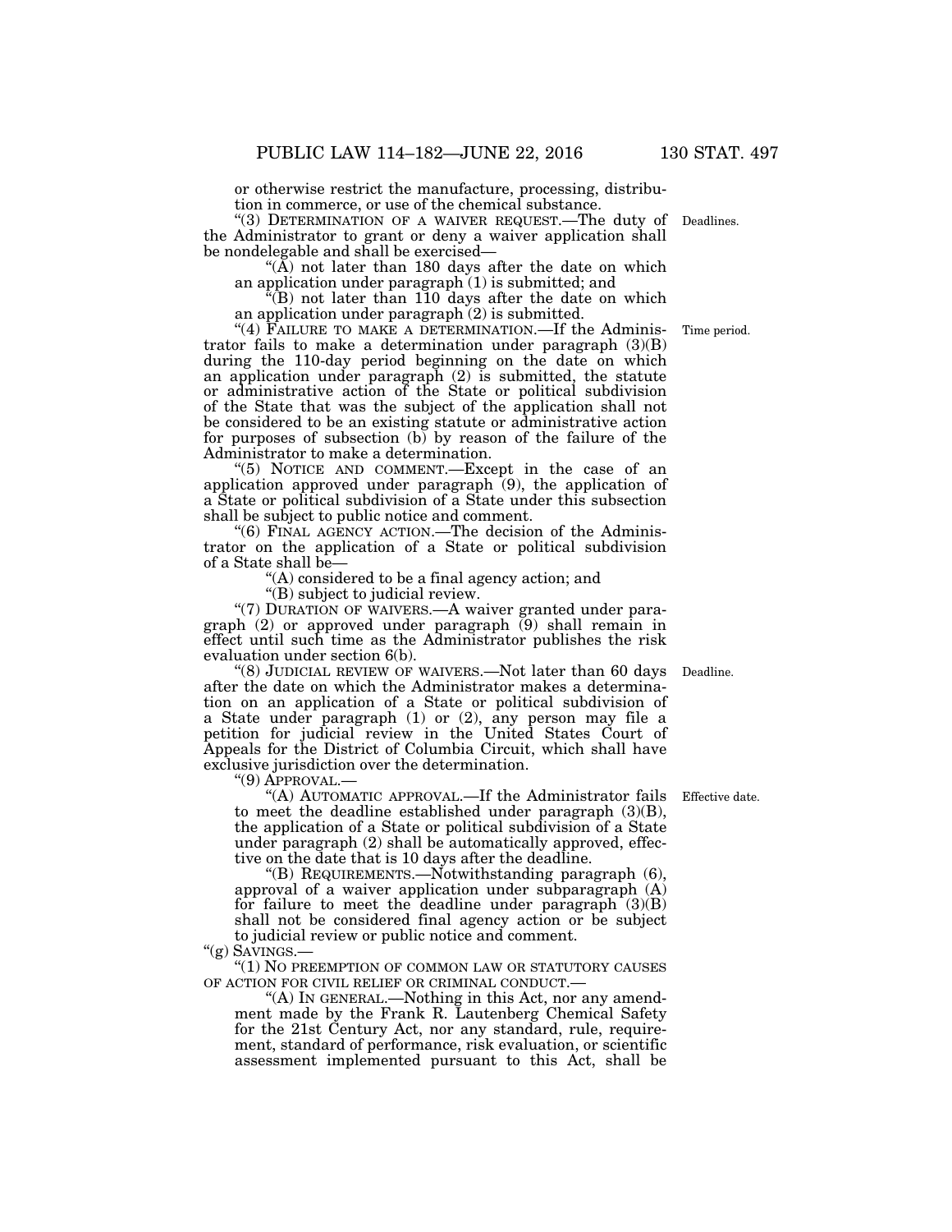or otherwise restrict the manufacture, processing, distribution in commerce, or use of the chemical substance.

"(3) DETERMINATION OF A WAIVER REQUEST.—The duty of the Administrator to grant or deny a waiver application shall be nondelegable and shall be exercised—

"(A) not later than 180 days after the date on which an application under paragraph (1) is submitted; and

"(B) not later than 110 days after the date on which an application under paragraph (2) is submitted.

"(4) FAILURE TO MAKE A DETERMINATION.—If the Administrator fails to make a determination under paragraph (3)(B) during the 110-day period beginning on the date on which an application under paragraph (2) is submitted, the statute or administrative action of the State or political subdivision of the State that was the subject of the application shall not be considered to be an existing statute or administrative action for purposes of subsection (b) by reason of the failure of the Administrator to make a determination.

"(5) NOTICE AND COMMENT.—Except in the case of an application approved under paragraph (9), the application of a State or political subdivision of a State under this subsection shall be subject to public notice and comment.

"(6) FINAL AGENCY ACTION.—The decision of the Administrator on the application of a State or political subdivision of a State shall be—

"(A) considered to be a final agency action; and

"(B) subject to judicial review.

"(7) DURATION OF WAIVERS.—A waiver granted under paragraph (2) or approved under paragraph (9) shall remain in effect until such time as the Administrator publishes the risk evaluation under section 6(b).

"(8) JUDICIAL REVIEW OF WAIVERS.—Not later than 60 days after the date on which the Administrator makes a determination on an application of a State or political subdivision of a State under paragraph (1) or (2), any person may file a petition for judicial review in the United States Court of Appeals for the District of Columbia Circuit, which shall have exclusive jurisdiction over the determination.

"(9) APPROVAL.—

"(A) AUTOMATIC APPROVAL.—If the Administrator fails to meet the deadline established under paragraph (3)(B), the application of a State or political subdivision of a State under paragraph (2) shall be automatically approved, effective on the date that is 10 days after the deadline.

"(B) REQUIREMENTS.—Notwithstanding paragraph (6), approval of a waiver application under subparagraph (A) for failure to meet the deadline under paragraph (3)(B) shall not be considered final agency action or be subject to judicial review or public notice and comment.

"(g) SAVINGS.—

"(1) NO PREEMPTION OF COMMON LAW OR STATUTORY CAUSES OF ACTION FOR CIVIL RELIEF OR CRIMINAL CONDUCT.—

"(A) IN GENERAL.—Nothing in this Act, nor any amendment made by the Frank R. Lautenberg Chemical Safety for the 21st Century Act, nor any standard, rule, requirement, standard of performance, risk evaluation, or scientific assessment implemented pursuant to this Act, shall be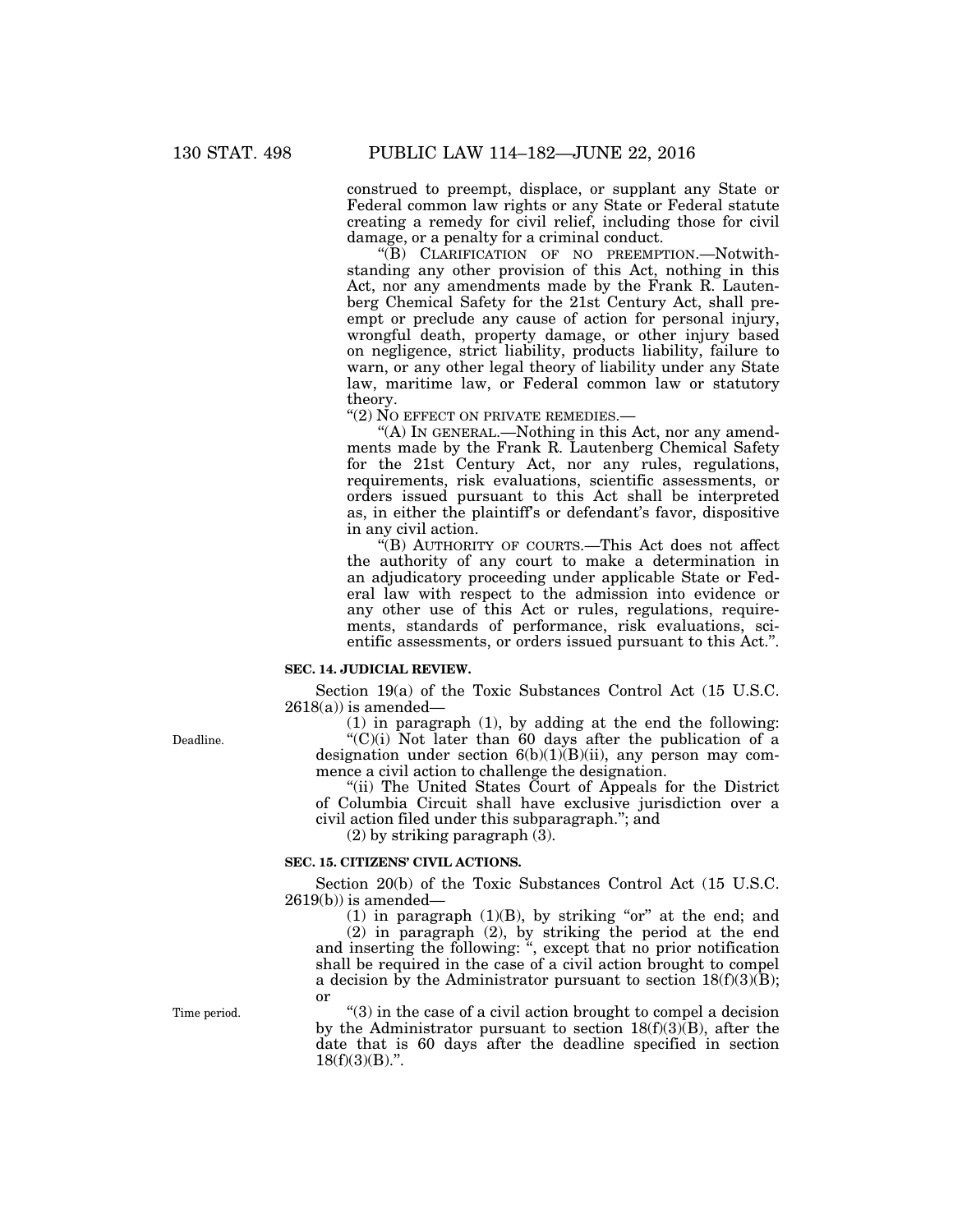construed to preempt, displace, or supplant any State or Federal common law rights or any State or Federal statute creating a remedy for civil relief, including those for civil damage, or a penalty for a criminal conduct.

"(B) CLARIFICATION OF NO PREEMPTION.—Notwithstanding any other provision of this Act, nothing in this Act, nor any amendments made by the Frank R. Lautenberg Chemical Safety for the 21st Century Act, shall preempt or preclude any cause of action for personal injury, wrongful death, property damage, or other injury based on negligence, strict liability, products liability, failure to warn, or any other legal theory of liability under any State law, maritime law, or Federal common law or statutory theory.

"(2) NO EFFECT ON PRIVATE REMEDIES.—

"(A) IN GENERAL.—Nothing in this Act, nor any amendments made by the Frank R. Lautenberg Chemical Safety for the 21st Century Act, nor any rules, regulations, requirements, risk evaluations, scientific assessments, or orders issued pursuant to this Act shall be interpreted as, in either the plaintiff's or defendant's favor, dispositive in any civil action.

"(B) AUTHORITY OF COURTS.—This Act does not affect the authority of any court to make a determination in an adjudicatory proceeding under applicable State or Federal law with respect to the admission into evidence or any other use of this Act or rules, regulations, requirements, standards of performance, risk evaluations, scientific assessments, or orders issued pursuant to this Act.".

**SEC. 14. JUDICIAL REVIEW.**

Section 19(a) of the Toxic Substances Control Act (15 U.S.C. 2618(a)) is amended—

(1) in paragraph (1), by adding at the end the following:

Deadline.

"(C)(i) Not later than 60 days after the publication of a designation under section 6(b)(1)(B)(ii), any person may commence a civil action to challenge the designation.

"(ii) The United States Court of Appeals for the District of Columbia Circuit shall have exclusive jurisdiction over a civil action filed under this subparagraph."; and

(2) by striking paragraph (3).

**SEC. 15. CITIZENS' CIVIL ACTIONS.**

Section 20(b) of the Toxic Substances Control Act (15 U.S.C. 2619(b)) is amended—

(1) in paragraph (1)(B), by striking "or" at the end; and

(2) in paragraph (2), by striking the period at the end and inserting the following: ", except that no prior notification shall be required in the case of a civil action brought to compel a decision by the Administrator pursuant to section 18(f)(3)(B); or

Time period.

"(3) in the case of a civil action brought to compel a decision by the Administrator pursuant to section 18(f)(3)(B), after the date that is 60 days after the deadline specified in section 18(f)(3)(B).".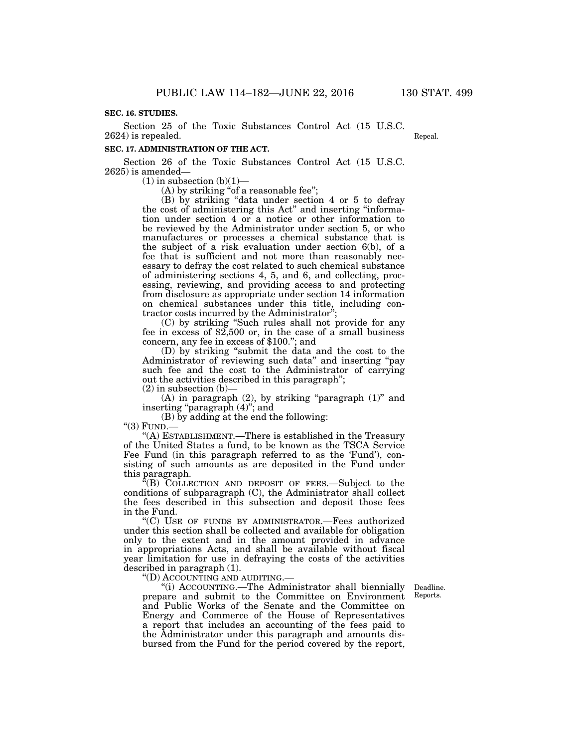**SEC. 16. STUDIES.**

Section 25 of the Toxic Substances Control Act (15 U.S.C. 2624) is repealed.

Repeal.

**SEC. 17. ADMINISTRATION OF THE ACT.**

Section 26 of the Toxic Substances Control Act (15 U.S.C. 2625) is amended—

(1) in subsection (b)(1)—

(A) by striking "of a reasonable fee";

(B) by striking "data under section 4 or 5 to defray the cost of administering this Act" and inserting "information under section 4 or a notice or other information to be reviewed by the Administrator under section 5, or who manufactures or processes a chemical substance that is the subject of a risk evaluation under section 6(b), of a fee that is sufficient and not more than reasonably necessary to defray the cost related to such chemical substance of administering sections 4, 5, and 6, and collecting, processing, reviewing, and providing access to and protecting from disclosure as appropriate under section 14 information on chemical substances under this title, including contractor costs incurred by the Administrator";

(C) by striking "Such rules shall not provide for any fee in excess of $2,500 or, in the case of a small business concern, any fee in excess of $100."; and

(D) by striking "submit the data and the cost to the Administrator of reviewing such data" and inserting "pay such fee and the cost to the Administrator of carrying out the activities described in this paragraph";

(2) in subsection (b)—

(A) in paragraph (2), by striking "paragraph (1)" and inserting "paragraph (4)"; and

(B) by adding at the end the following:

"(3) FUND.—

"(A) ESTABLISHMENT.—There is established in the Treasury of the United States a fund, to be known as the TSCA Service Fee Fund (in this paragraph referred to as the 'Fund'), consisting of such amounts as are deposited in the Fund under this paragraph.

"(B) COLLECTION AND DEPOSIT OF FEES.—Subject to the conditions of subparagraph (C), the Administrator shall collect the fees described in this subsection and deposit those fees in the Fund.

"(C) USE OF FUNDS BY ADMINISTRATOR.—Fees authorized under this section shall be collected and available for obligation only to the extent and in the amount provided in advance in appropriations Acts, and shall be available without fiscal year limitation for use in defraying the costs of the activities described in paragraph (1).

"(D) ACCOUNTING AND AUDITING.—

Deadline. Reports.

"(i) ACCOUNTING.—The Administrator shall biennially prepare and submit to the Committee on Environment and Public Works of the Senate and the Committee on Energy and Commerce of the House of Representatives a report that includes an accounting of the fees paid to the Administrator under this paragraph and amounts disbursed from the Fund for the period covered by the report,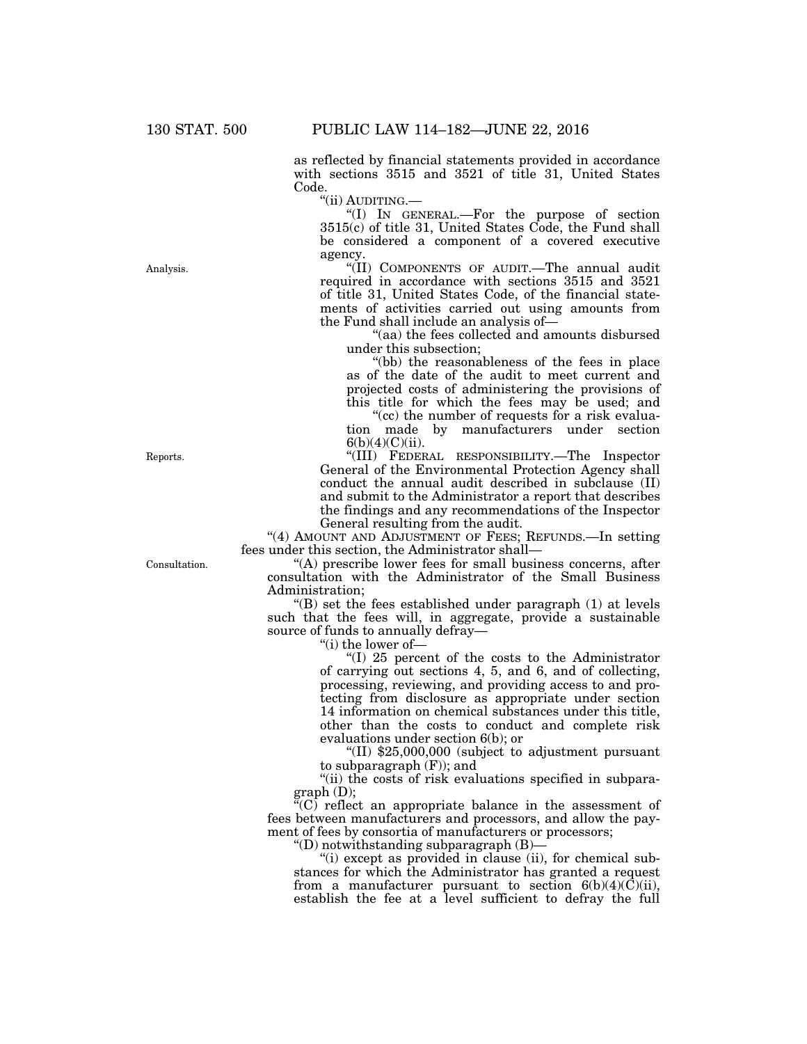as reflected by financial statements provided in accordance with sections 3515 and 3521 of title 31, United States Code.

"(ii) AUDITING.—

"(I) IN GENERAL.—For the purpose of section 3515(c) of title 31, United States Code, the Fund shall be considered a component of a covered executive agency.

Analysis.

"(II) COMPONENTS OF AUDIT.—The annual audit required in accordance with sections 3515 and 3521 of title 31, United States Code, of the financial statements of activities carried out using amounts from the Fund shall include an analysis of—

"(aa) the fees collected and amounts disbursed under this subsection;

"(bb) the reasonableness of the fees in place as of the date of the audit to meet current and projected costs of administering the provisions of this title for which the fees may be used; and

"(cc) the number of requests for a risk evaluation made by manufacturers under section 6(b)(4)(C)(ii).

Reports.

"(III) FEDERAL RESPONSIBILITY.—The Inspector General of the Environmental Protection Agency shall conduct the annual audit described in subclause (II) and submit to the Administrator a report that describes the findings and any recommendations of the Inspector General resulting from the audit.

"(4) AMOUNT AND ADJUSTMENT OF FEES; REFUNDS.—In setting fees under this section, the Administrator shall—

Consultation.

"(A) prescribe lower fees for small business concerns, after consultation with the Administrator of the Small Business Administration;

"(B) set the fees established under paragraph (1) at levels such that the fees will, in aggregate, provide a sustainable source of funds to annually defray—

"(i) the lower of—

"(I) 25 percent of the costs to the Administrator of carrying out sections 4, 5, and 6, and of collecting, processing, reviewing, and providing access to and protecting from disclosure as appropriate under section 14 information on chemical substances under this title, other than the costs to conduct and complete risk evaluations under section 6(b); or

"(II) $25,000,000 (subject to adjustment pursuant to subparagraph (F)); and

"(ii) the costs of risk evaluations specified in subparagraph (D);

"(C) reflect an appropriate balance in the assessment of fees between manufacturers and processors, and allow the payment of fees by consortia of manufacturers or processors;

"(D) notwithstanding subparagraph (B)—

"(i) except as provided in clause (ii), for chemical substances for which the Administrator has granted a request from a manufacturer pursuant to section 6(b)(4)(C)(ii), establish the fee at a level sufficient to defray the full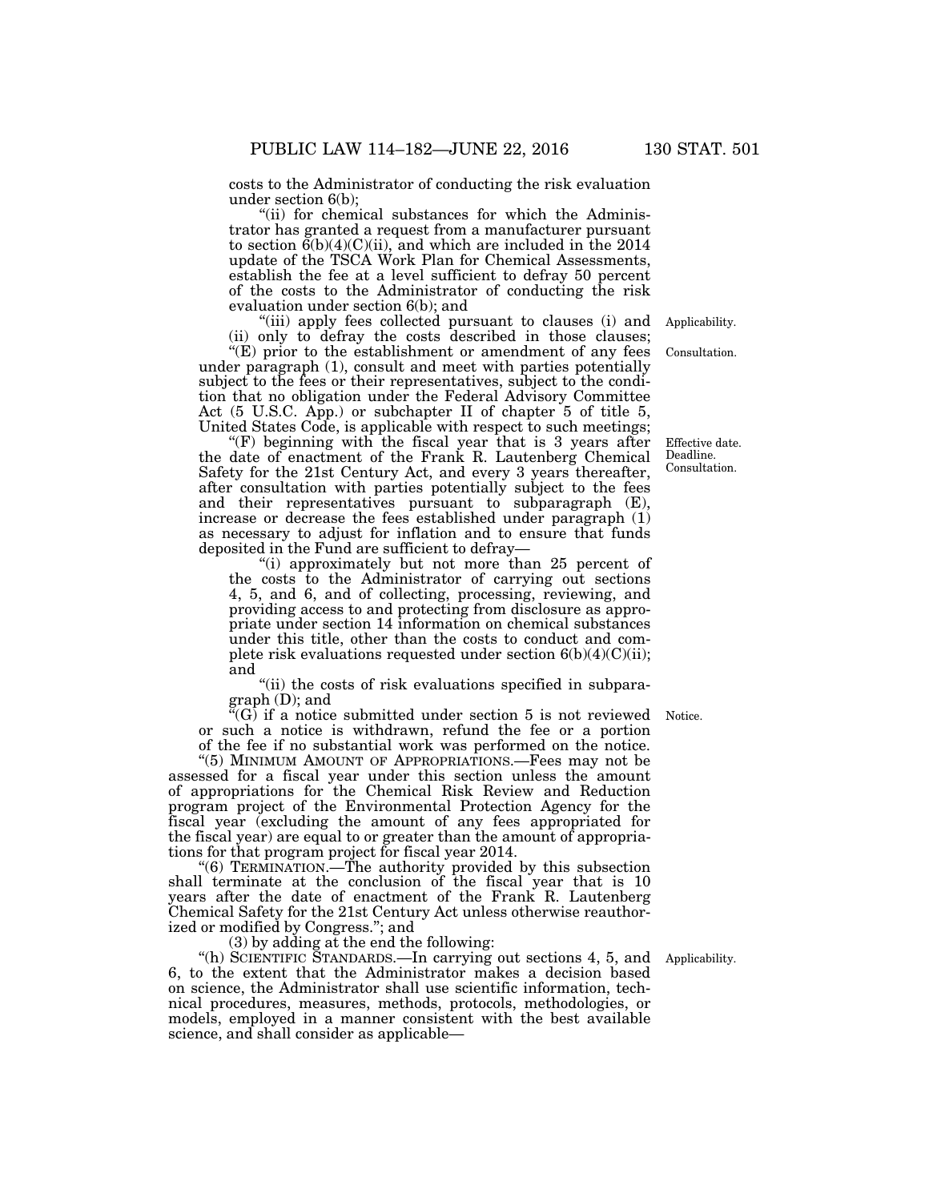costs to the Administrator of conducting the risk evaluation under section 6(b);

"(ii) for chemical substances for which the Administrator has granted a request from a manufacturer pursuant to section 6(b)(4)(C)(ii), and which are included in the 2014 update of the TSCA Work Plan for Chemical Assessments, establish the fee at a level sufficient to defray 50 percent of the costs to the Administrator of conducting the risk evaluation under section 6(b); and

"(iii) apply fees collected pursuant to clauses (i) and (ii) only to defray the costs described in those clauses;

Applicability.

"(E) prior to the establishment or amendment of any fees under paragraph (1), consult and meet with parties potentially subject to the fees or their representatives, subject to the condition that no obligation under the Federal Advisory Committee Act (5 U.S.C. App.) or subchapter II of chapter 5 of title 5, United States Code, is applicable with respect to such meetings;

Consultation.

"(F) beginning with the fiscal year that is 3 years after the date of enactment of the Frank R. Lautenberg Chemical Safety for the 21st Century Act, and every 3 years thereafter, after consultation with parties potentially subject to the fees and their representatives pursuant to subparagraph (E), increase or decrease the fees established under paragraph (1) as necessary to adjust for inflation and to ensure that funds deposited in the Fund are sufficient to defray—

Effective date. Deadline. Consultation.

"(i) approximately but not more than 25 percent of the costs to the Administrator of carrying out sections 4, 5, and 6, and of collecting, processing, reviewing, and providing access to and protecting from disclosure as appropriate under section 14 information on chemical substances under this title, other than the costs to conduct and complete risk evaluations requested under section 6(b)(4)(C)(ii); and

"(ii) the costs of risk evaluations specified in subparagraph (D); and

"(G) if a notice submitted under section 5 is not reviewed or such a notice is withdrawn, refund the fee or a portion of the fee if no substantial work was performed on the notice.

Notice.

"(5) MINIMUM AMOUNT OF APPROPRIATIONS.—Fees may not be assessed for a fiscal year under this section unless the amount of appropriations for the Chemical Risk Review and Reduction program project of the Environmental Protection Agency for the fiscal year (excluding the amount of any fees appropriated for the fiscal year) are equal to or greater than the amount of appropriations for that program project for fiscal year 2014.

"(6) TERMINATION.—The authority provided by this subsection shall terminate at the conclusion of the fiscal year that is 10 years after the date of enactment of the Frank R. Lautenberg Chemical Safety for the 21st Century Act unless otherwise reauthorized or modified by Congress."; and

(3) by adding at the end the following:

"(h) SCIENTIFIC STANDARDS.—In carrying out sections 4, 5, and 6, to the extent that the Administrator makes a decision based on science, the Administrator shall use scientific information, technical procedures, measures, methods, protocols, methodologies, or models, employed in a manner consistent with the best available science, and shall consider as applicable—

Applicability.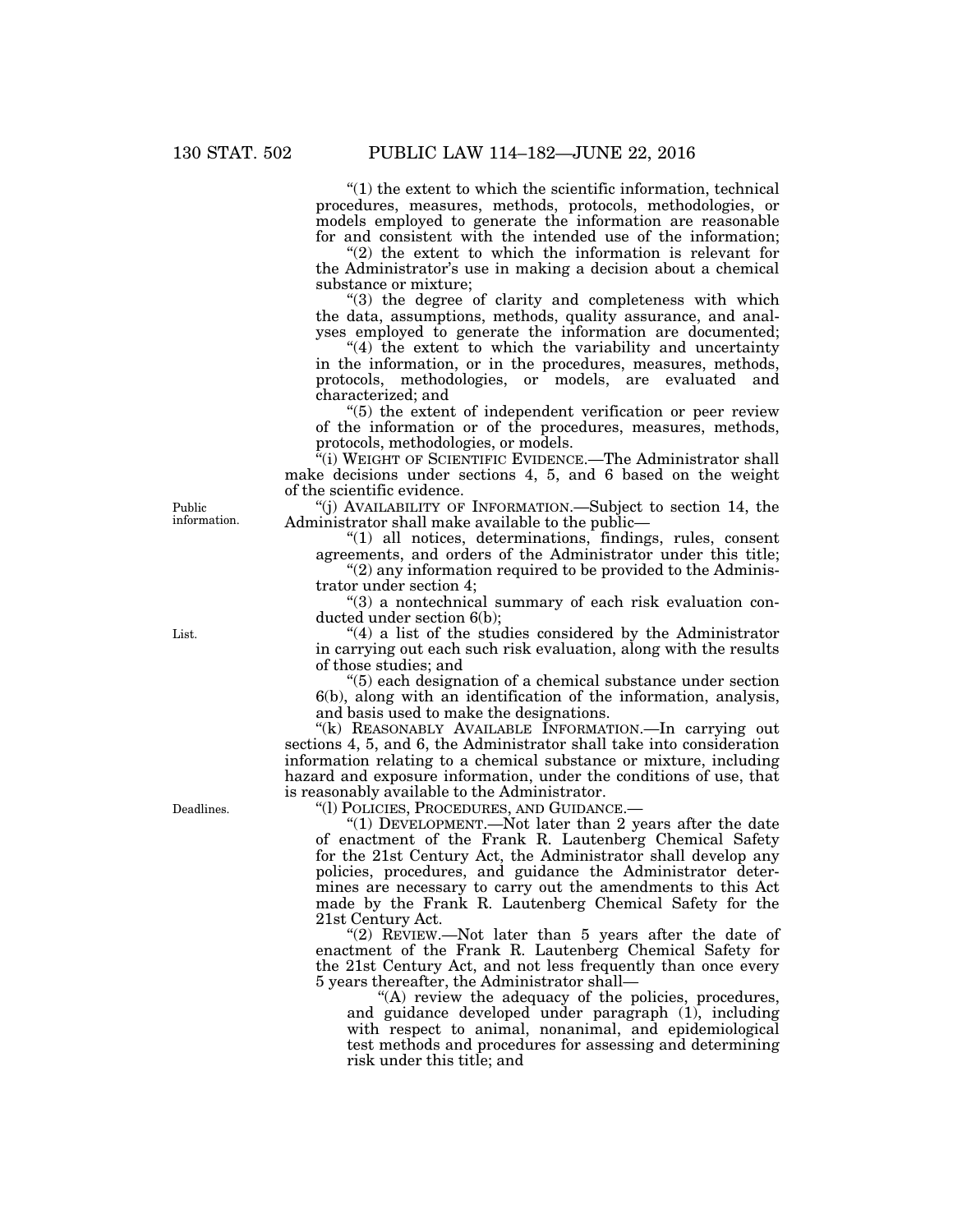"(1) the extent to which the scientific information, technical procedures, measures, methods, protocols, methodologies, or models employed to generate the information are reasonable for and consistent with the intended use of the information;

"(2) the extent to which the information is relevant for the Administrator's use in making a decision about a chemical substance or mixture;

"(3) the degree of clarity and completeness with which the data, assumptions, methods, quality assurance, and analyses employed to generate the information are documented;

"(4) the extent to which the variability and uncertainty in the information, or in the procedures, measures, methods, protocols, methodologies, or models, are evaluated and characterized; and

"(5) the extent of independent verification or peer review of the information or of the procedures, measures, methods, protocols, methodologies, or models.

"(i) WEIGHT OF SCIENTIFIC EVIDENCE.—The Administrator shall make decisions under sections 4, 5, and 6 based on the weight of the scientific evidence.

Public information.

"(j) AVAILABILITY OF INFORMATION.—Subject to section 14, the Administrator shall make available to the public—

"(1) all notices, determinations, findings, rules, consent agreements, and orders of the Administrator under this title;

"(2) any information required to be provided to the Administrator under section 4;

"(3) a nontechnical summary of each risk evaluation conducted under section 6(b);

List.

"(4) a list of the studies considered by the Administrator in carrying out each such risk evaluation, along with the results of those studies; and

"(5) each designation of a chemical substance under section 6(b), along with an identification of the information, analysis, and basis used to make the designations.

"(k) REASONABLY AVAILABLE INFORMATION.—In carrying out sections 4, 5, and 6, the Administrator shall take into consideration information relating to a chemical substance or mixture, including hazard and exposure information, under the conditions of use, that is reasonably available to the Administrator.

Deadlines.

"(l) POLICIES, PROCEDURES, AND GUIDANCE.—

"(1) DEVELOPMENT.—Not later than 2 years after the date of enactment of the Frank R. Lautenberg Chemical Safety for the 21st Century Act, the Administrator shall develop any policies, procedures, and guidance the Administrator determines are necessary to carry out the amendments to this Act made by the Frank R. Lautenberg Chemical Safety for the 21st Century Act.

"(2) REVIEW.—Not later than 5 years after the date of enactment of the Frank R. Lautenberg Chemical Safety for the 21st Century Act, and not less frequently than once every 5 years thereafter, the Administrator shall—

"(A) review the adequacy of the policies, procedures, and guidance developed under paragraph (1), including with respect to animal, nonanimal, and epidemiological test methods and procedures for assessing and determining risk under this title; and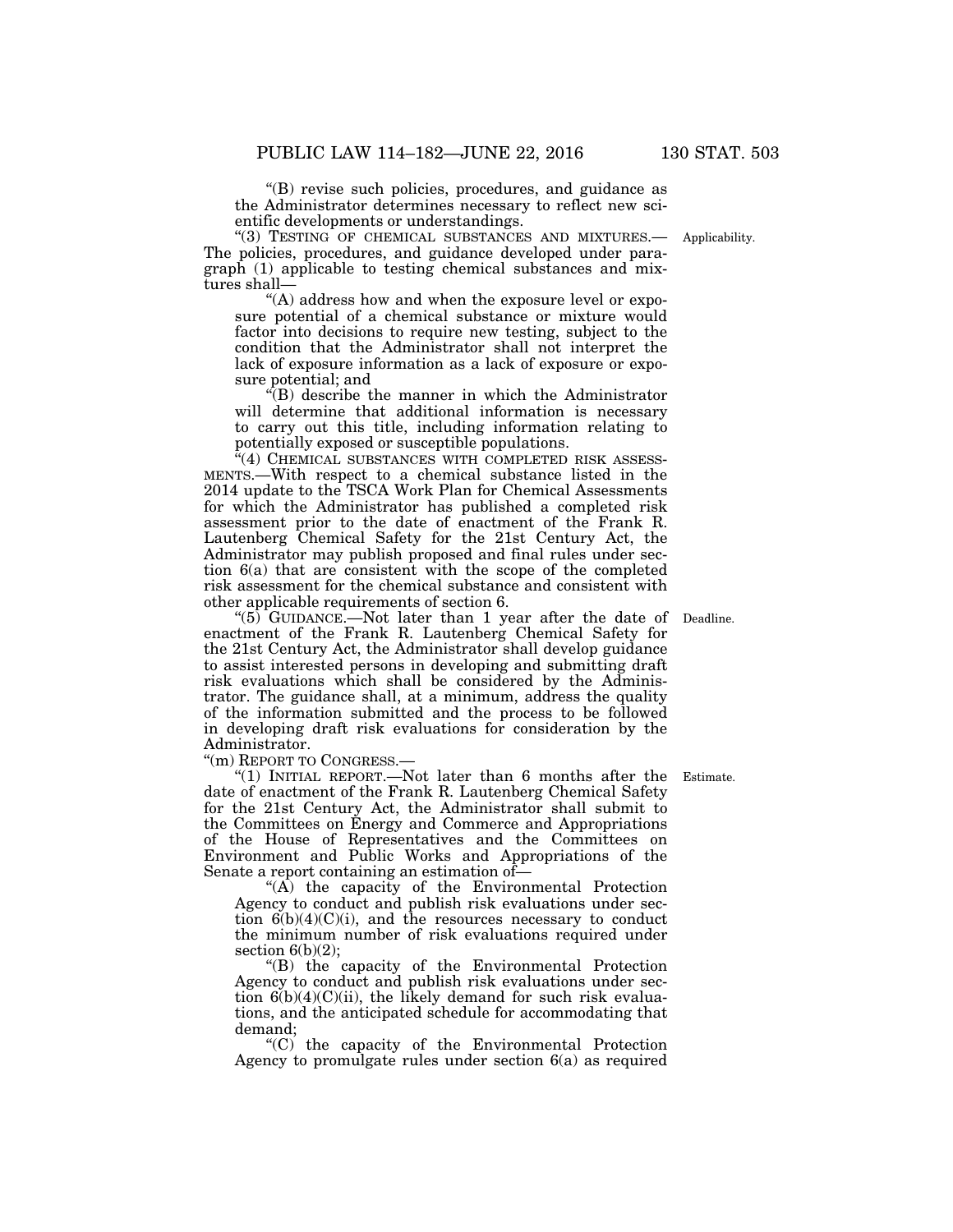"(B) revise such policies, procedures, and guidance as the Administrator determines necessary to reflect new scientific developments or understandings.

"(3) TESTING OF CHEMICAL SUBSTANCES AND MIXTURES.—The policies, procedures, and guidance developed under paragraph (1) applicable to testing chemical substances and mixtures shall—

Applicability.

"(A) address how and when the exposure level or exposure potential of a chemical substance or mixture would factor into decisions to require new testing, subject to the condition that the Administrator shall not interpret the lack of exposure information as a lack of exposure or exposure potential; and

"(B) describe the manner in which the Administrator will determine that additional information is necessary to carry out this title, including information relating to potentially exposed or susceptible populations.

"(4) CHEMICAL SUBSTANCES WITH COMPLETED RISK ASSESSMENTS.—With respect to a chemical substance listed in the 2014 update to the TSCA Work Plan for Chemical Assessments for which the Administrator has published a completed risk assessment prior to the date of enactment of the Frank R. Lautenberg Chemical Safety for the 21st Century Act, the Administrator may publish proposed and final rules under section 6(a) that are consistent with the scope of the completed risk assessment for the chemical substance and consistent with other applicable requirements of section 6.

"(5) GUIDANCE.—Not later than 1 year after the date of enactment of the Frank R. Lautenberg Chemical Safety for the 21st Century Act, the Administrator shall develop guidance to assist interested persons in developing and submitting draft risk evaluations which shall be considered by the Administrator. The guidance shall, at a minimum, address the quality of the information submitted and the process to be followed in developing draft risk evaluations for consideration by the Administrator.

Deadline.

"(m) REPORT TO CONGRESS.—

"(1) INITIAL REPORT.—Not later than 6 months after the date of enactment of the Frank R. Lautenberg Chemical Safety for the 21st Century Act, the Administrator shall submit to the Committees on Energy and Commerce and Appropriations of the House of Representatives and the Committees on Environment and Public Works and Appropriations of the Senate a report containing an estimation of—

Estimate.

"(A) the capacity of the Environmental Protection Agency to conduct and publish risk evaluations under section 6(b)(4)(C)(i), and the resources necessary to conduct the minimum number of risk evaluations required under section 6(b)(2);

"(B) the capacity of the Environmental Protection Agency to conduct and publish risk evaluations under section 6(b)(4)(C)(ii), the likely demand for such risk evaluations, and the anticipated schedule for accommodating that demand;

"(C) the capacity of the Environmental Protection Agency to promulgate rules under section 6(a) as required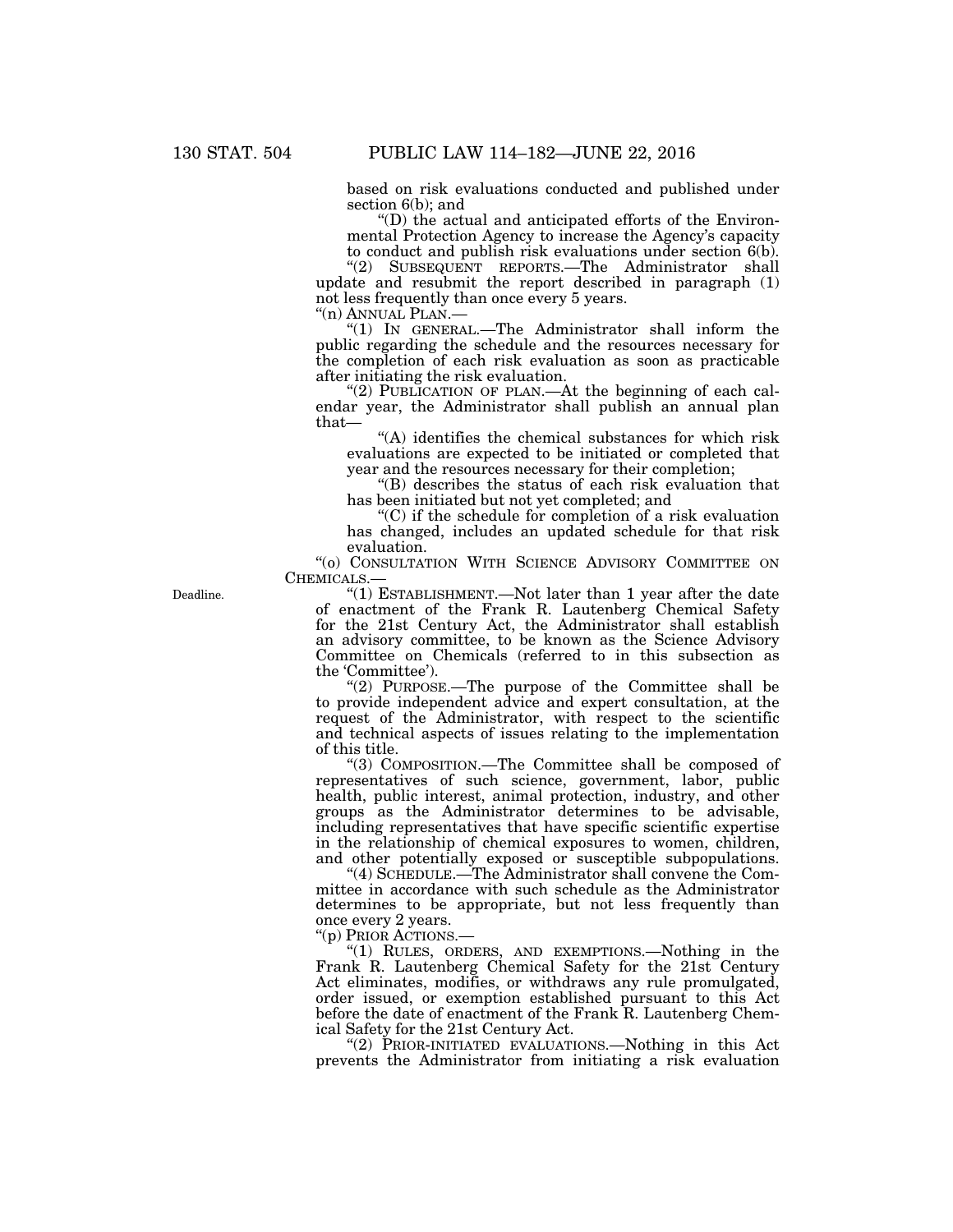based on risk evaluations conducted and published under section 6(b); and

"(D) the actual and anticipated efforts of the Environmental Protection Agency to increase the Agency's capacity to conduct and publish risk evaluations under section 6(b).

"(2) SUBSEQUENT REPORTS.—The Administrator shall update and resubmit the report described in paragraph (1) not less frequently than once every 5 years.

"(n) ANNUAL PLAN.—

"(1) IN GENERAL.—The Administrator shall inform the public regarding the schedule and the resources necessary for the completion of each risk evaluation as soon as practicable after initiating the risk evaluation.

"(2) PUBLICATION OF PLAN.—At the beginning of each calendar year, the Administrator shall publish an annual plan that—

"(A) identifies the chemical substances for which risk evaluations are expected to be initiated or completed that year and the resources necessary for their completion;

"(B) describes the status of each risk evaluation that has been initiated but not yet completed; and

"(C) if the schedule for completion of a risk evaluation has changed, includes an updated schedule for that risk evaluation.

"(o) CONSULTATION WITH SCIENCE ADVISORY COMMITTEE ON CHEMICALS.—

Deadline.

"(1) ESTABLISHMENT.—Not later than 1 year after the date of enactment of the Frank R. Lautenberg Chemical Safety for the 21st Century Act, the Administrator shall establish an advisory committee, to be known as the Science Advisory Committee on Chemicals (referred to in this subsection as the 'Committee').

"(2) PURPOSE.—The purpose of the Committee shall be to provide independent advice and expert consultation, at the request of the Administrator, with respect to the scientific and technical aspects of issues relating to the implementation of this title.

"(3) COMPOSITION.—The Committee shall be composed of representatives of such science, government, labor, public health, public interest, animal protection, industry, and other groups as the Administrator determines to be advisable, including representatives that have specific scientific expertise in the relationship of chemical exposures to women, children, and other potentially exposed or susceptible subpopulations.

"(4) SCHEDULE.—The Administrator shall convene the Committee in accordance with such schedule as the Administrator determines to be appropriate, but not less frequently than once every 2 years.

"(p) PRIOR ACTIONS.—

"(1) RULES, ORDERS, AND EXEMPTIONS.—Nothing in the Frank R. Lautenberg Chemical Safety for the 21st Century Act eliminates, modifies, or withdraws any rule promulgated, order issued, or exemption established pursuant to this Act before the date of enactment of the Frank R. Lautenberg Chemical Safety for the 21st Century Act.

"(2) PRIOR-INITIATED EVALUATIONS.—Nothing in this Act prevents the Administrator from initiating a risk evaluation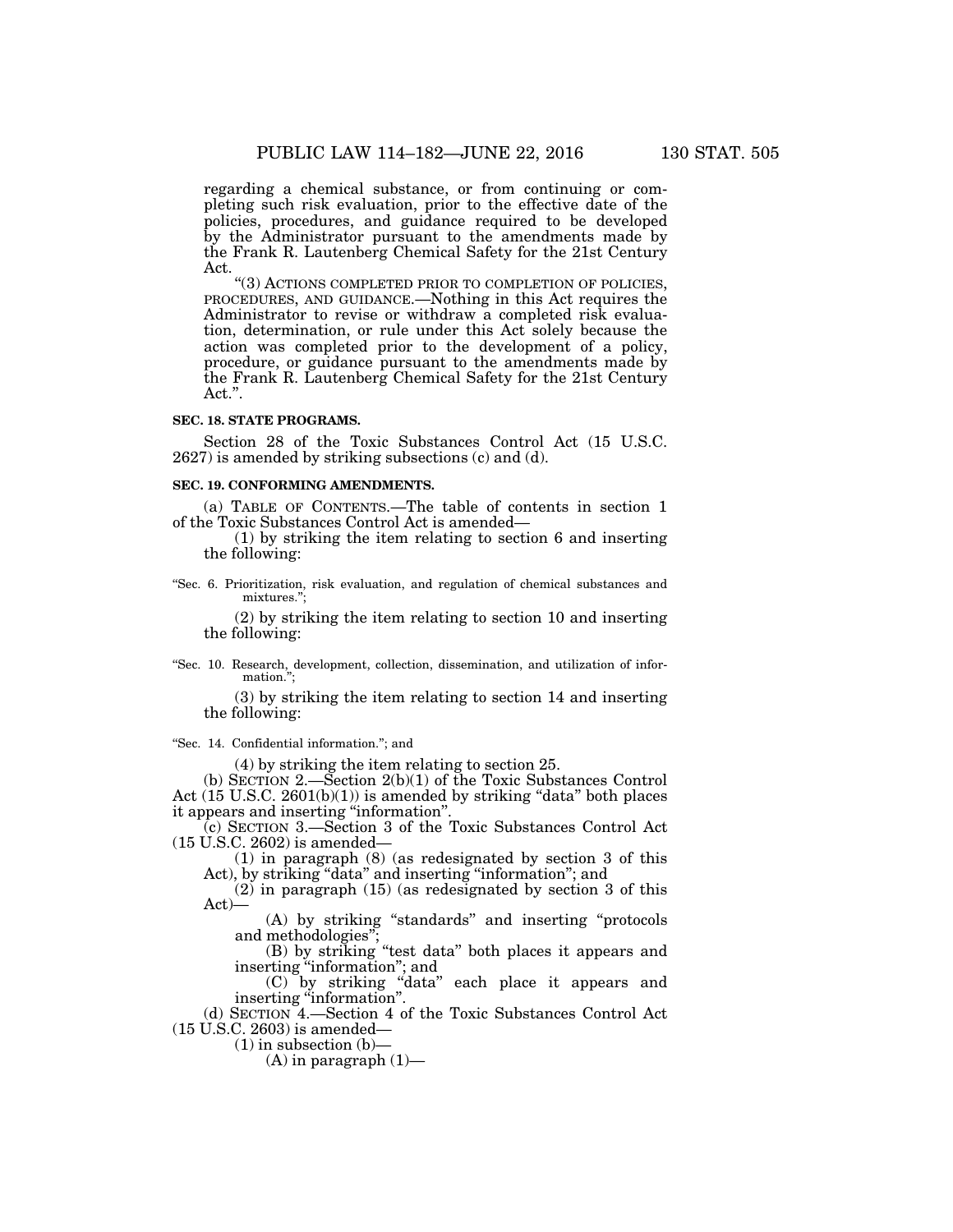regarding a chemical substance, or from continuing or completing such risk evaluation, prior to the effective date of the policies, procedures, and guidance required to be developed by the Administrator pursuant to the amendments made by the Frank R. Lautenberg Chemical Safety for the 21st Century Act.

"(3) ACTIONS COMPLETED PRIOR TO COMPLETION OF POLICIES, PROCEDURES, AND GUIDANCE.—Nothing in this Act requires the Administrator to revise or withdraw a completed risk evaluation, determination, or rule under this Act solely because the action was completed prior to the development of a policy, procedure, or guidance pursuant to the amendments made by the Frank R. Lautenberg Chemical Safety for the 21st Century Act.".

**SEC. 18. STATE PROGRAMS.**

Section 28 of the Toxic Substances Control Act (15 U.S.C. 2627) is amended by striking subsections (c) and (d).

**SEC. 19. CONFORMING AMENDMENTS.**

(a) TABLE OF CONTENTS.—The table of contents in section 1 of the Toxic Substances Control Act is amended—

(1) by striking the item relating to section 6 and inserting the following:

"Sec. 6. Prioritization, risk evaluation, and regulation of chemical substances and mixtures.";

(2) by striking the item relating to section 10 and inserting the following:

"Sec. 10. Research, development, collection, dissemination, and utilization of information.";

(3) by striking the item relating to section 14 and inserting the following:

"Sec. 14. Confidential information."; and

(4) by striking the item relating to section 25.

(b) SECTION 2.—Section 2(b)(1) of the Toxic Substances Control Act (15 U.S.C. 2601(b)(1)) is amended by striking "data" both places it appears and inserting "information".

(c) SECTION 3.—Section 3 of the Toxic Substances Control Act (15 U.S.C. 2602) is amended—

(1) in paragraph (8) (as redesignated by section 3 of this Act), by striking "data" and inserting "information"; and

(2) in paragraph (15) (as redesignated by section 3 of this Act)—

(A) by striking "standards" and inserting "protocols and methodologies";

(B) by striking "test data" both places it appears and inserting "information"; and

(C) by striking "data" each place it appears and inserting "information".

(d) SECTION 4.—Section 4 of the Toxic Substances Control Act (15 U.S.C. 2603) is amended—

(1) in subsection (b)—

(A) in paragraph (1)—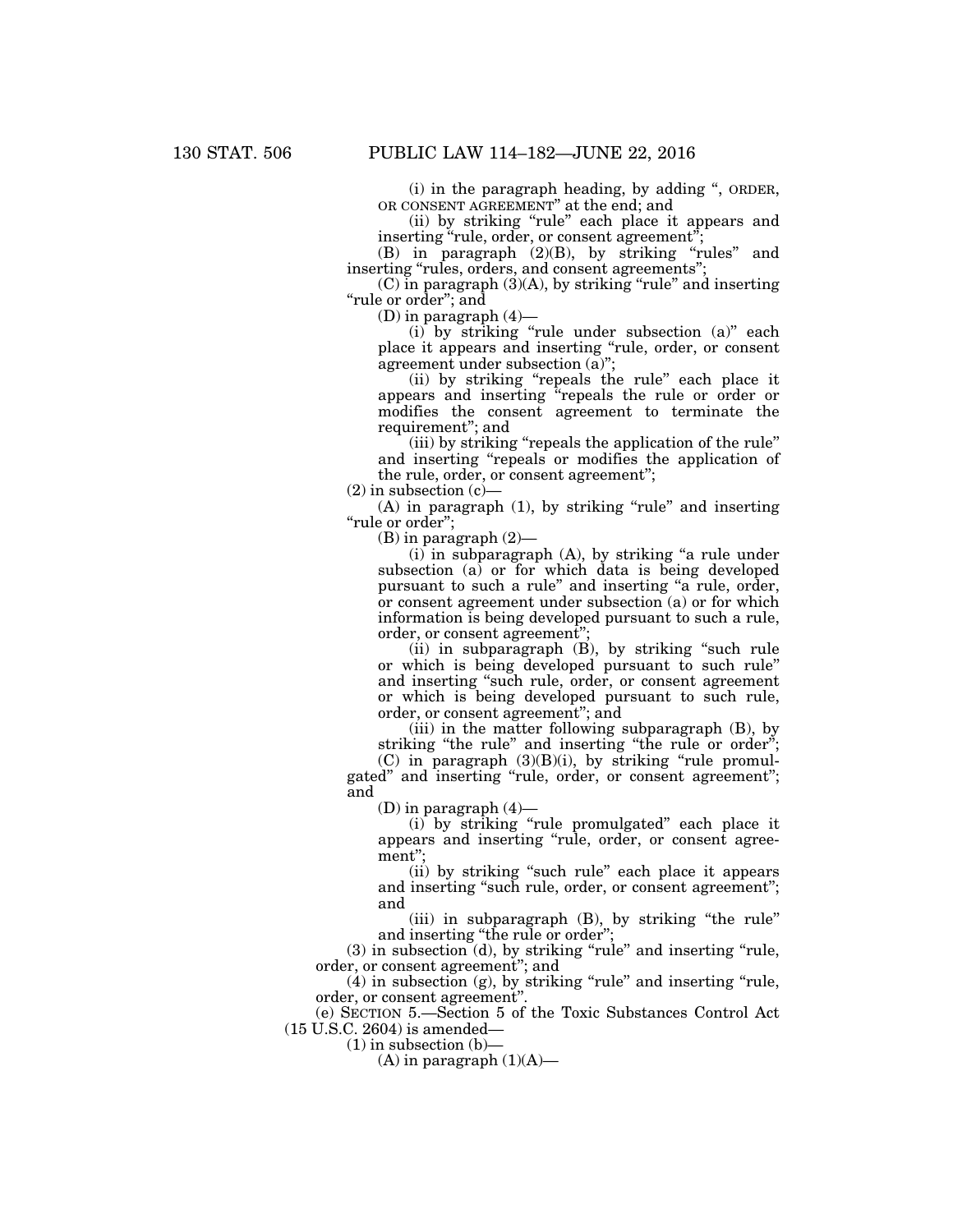(i) in the paragraph heading, by adding ", ORDER, OR CONSENT AGREEMENT" at the end; and

(ii) by striking "rule" each place it appears and inserting "rule, order, or consent agreement";

(B) in paragraph (2)(B), by striking "rules" and inserting "rules, orders, and consent agreements";

(C) in paragraph (3)(A), by striking "rule" and inserting "rule or order"; and

(D) in paragraph (4)—

(i) by striking "rule under subsection (a)" each place it appears and inserting "rule, order, or consent agreement under subsection (a)";

(ii) by striking "repeals the rule" each place it appears and inserting "repeals the rule or order or modifies the consent agreement to terminate the requirement"; and

(iii) by striking "repeals the application of the rule" and inserting "repeals or modifies the application of the rule, order, or consent agreement";

(2) in subsection (c)—

(A) in paragraph (1), by striking "rule" and inserting "rule or order";

(B) in paragraph (2)—

(i) in subparagraph (A), by striking "a rule under subsection (a) or for which data is being developed pursuant to such a rule" and inserting "a rule, order, or consent agreement under subsection (a) or for which information is being developed pursuant to such a rule, order, or consent agreement";

(ii) in subparagraph (B), by striking "such rule or which is being developed pursuant to such rule" and inserting "such rule, order, or consent agreement or which is being developed pursuant to such rule, order, or consent agreement"; and

(iii) in the matter following subparagraph (B), by striking "the rule" and inserting "the rule or order";

(C) in paragraph (3)(B)(i), by striking "rule promulgated" and inserting "rule, order, or consent agreement"; and

(D) in paragraph (4)—

(i) by striking "rule promulgated" each place it appears and inserting "rule, order, or consent agreement";

(ii) by striking "such rule" each place it appears and inserting "such rule, order, or consent agreement"; and

(iii) in subparagraph (B), by striking "the rule" and inserting "the rule or order";

(3) in subsection (d), by striking "rule" and inserting "rule, order, or consent agreement"; and

(4) in subsection (g), by striking "rule" and inserting "rule, order, or consent agreement".

(e) SECTION 5.—Section 5 of the Toxic Substances Control Act (15 U.S.C. 2604) is amended—

(1) in subsection (b)—

(A) in paragraph (1)(A)—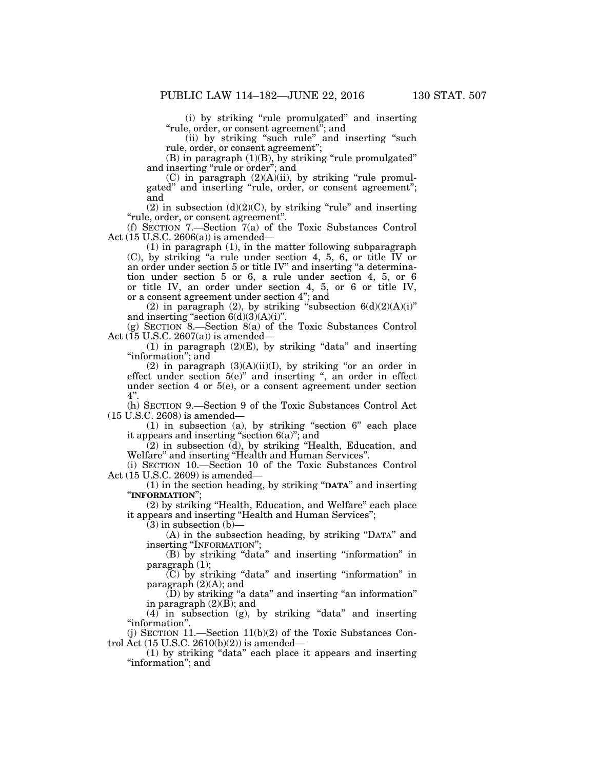(i) by striking "rule promulgated" and inserting "rule, order, or consent agreement"; and

(ii) by striking "such rule" and inserting "such rule, order, or consent agreement";

(B) in paragraph (1)(B), by striking "rule promulgated" and inserting "rule or order"; and

(C) in paragraph (2)(A)(ii), by striking "rule promulgated" and inserting "rule, order, or consent agreement"; and

(2) in subsection (d)(2)(C), by striking "rule" and inserting "rule, order, or consent agreement".

(f) SECTION 7.—Section 7(a) of the Toxic Substances Control Act (15 U.S.C. 2606(a)) is amended—

(1) in paragraph (1), in the matter following subparagraph (C), by striking "a rule under section 4, 5, 6, or title IV or an order under section 5 or title IV" and inserting "a determination under section 5 or 6, a rule under section 4, 5, or 6 or title IV, an order under section 4, 5, or 6 or title IV, or a consent agreement under section 4"; and

(2) in paragraph (2), by striking "subsection 6(d)(2)(A)(i)" and inserting "section 6(d)(3)(A)(i)".

(g) SECTION 8.—Section 8(a) of the Toxic Substances Control Act (15 U.S.C. 2607(a)) is amended—

(1) in paragraph (2)(E), by striking "data" and inserting "information"; and

(2) in paragraph (3)(A)(ii)(I), by striking "or an order in effect under section 5(e)" and inserting ", an order in effect under section 4 or 5(e), or a consent agreement under section 4".

(h) SECTION 9.—Section 9 of the Toxic Substances Control Act (15 U.S.C. 2608) is amended—

(1) in subsection (a), by striking "section 6" each place it appears and inserting "section 6(a)"; and

(2) in subsection (d), by striking "Health, Education, and Welfare" and inserting "Health and Human Services".

(i) SECTION 10.—Section 10 of the Toxic Substances Control Act (15 U.S.C. 2609) is amended—

(1) in the section heading, by striking "**DATA**" and inserting "**INFORMATION**";

(2) by striking "Health, Education, and Welfare" each place it appears and inserting "Health and Human Services";

(3) in subsection (b)—

(A) in the subsection heading, by striking "DATA" and inserting "INFORMATION";

(B) by striking "data" and inserting "information" in paragraph (1);

(C) by striking "data" and inserting "information" in paragraph (2)(A); and

(D) by striking "a data" and inserting "an information" in paragraph (2)(B); and

(4) in subsection (g), by striking "data" and inserting "information".

(j) SECTION 11.—Section 11(b)(2) of the Toxic Substances Control Act (15 U.S.C. 2610(b)(2)) is amended—

(1) by striking "data" each place it appears and inserting "information"; and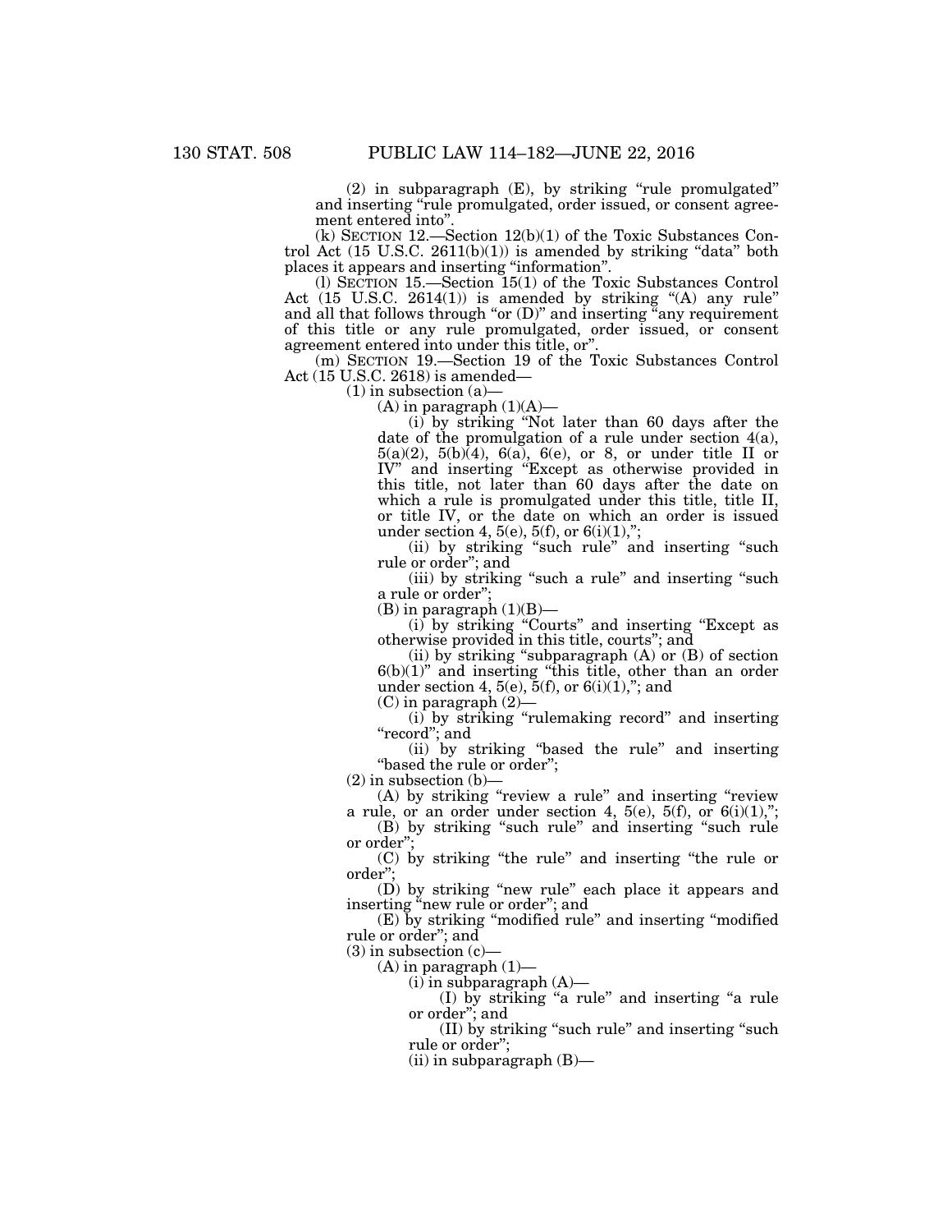(2) in subparagraph (E), by striking "rule promulgated" and inserting "rule promulgated, order issued, or consent agreement entered into".

(k) SECTION 12.—Section 12(b)(1) of the Toxic Substances Control Act (15 U.S.C. 2611(b)(1)) is amended by striking "data" both places it appears and inserting "information".

(l) SECTION 15.—Section 15(1) of the Toxic Substances Control Act (15 U.S.C. 2614(1)) is amended by striking "(A) any rule" and all that follows through "or (D)" and inserting "any requirement of this title or any rule promulgated, order issued, or consent agreement entered into under this title, or".

(m) SECTION 19.—Section 19 of the Toxic Substances Control Act (15 U.S.C. 2618) is amended—

(1) in subsection (a)—

(A) in paragraph (1)(A)—

(i) by striking "Not later than 60 days after the date of the promulgation of a rule under section 4(a), 5(a)(2), 5(b)(4), 6(a), 6(e), or 8, or under title II or IV" and inserting "Except as otherwise provided in this title, not later than 60 days after the date on which a rule is promulgated under this title, title II, or title IV, or the date on which an order is issued under section 4, 5(e), 5(f), or 6(i)(1),";

(ii) by striking "such rule" and inserting "such rule or order"; and

(iii) by striking "such a rule" and inserting "such a rule or order";

(B) in paragraph (1)(B)—

(i) by striking "Courts" and inserting "Except as otherwise provided in this title, courts"; and

(ii) by striking "subparagraph (A) or (B) of section 6(b)(1)" and inserting "this title, other than an order under section 4, 5(e), 5(f), or 6(i)(1),"; and

(C) in paragraph (2)—

(i) by striking "rulemaking record" and inserting "record"; and

(ii) by striking "based the rule" and inserting "based the rule or order";

(2) in subsection (b)—

(A) by striking "review a rule" and inserting "review a rule, or an order under section 4, 5(e), 5(f), or 6(i)(1),";

(B) by striking "such rule" and inserting "such rule or order";

(C) by striking "the rule" and inserting "the rule or order";

(D) by striking "new rule" each place it appears and inserting "new rule or order"; and

(E) by striking "modified rule" and inserting "modified rule or order"; and

(3) in subsection (c)—

(A) in paragraph (1)—

(i) in subparagraph (A)—

(I) by striking "a rule" and inserting "a rule or order"; and

(II) by striking "such rule" and inserting "such rule or order";

(ii) in subparagraph (B)—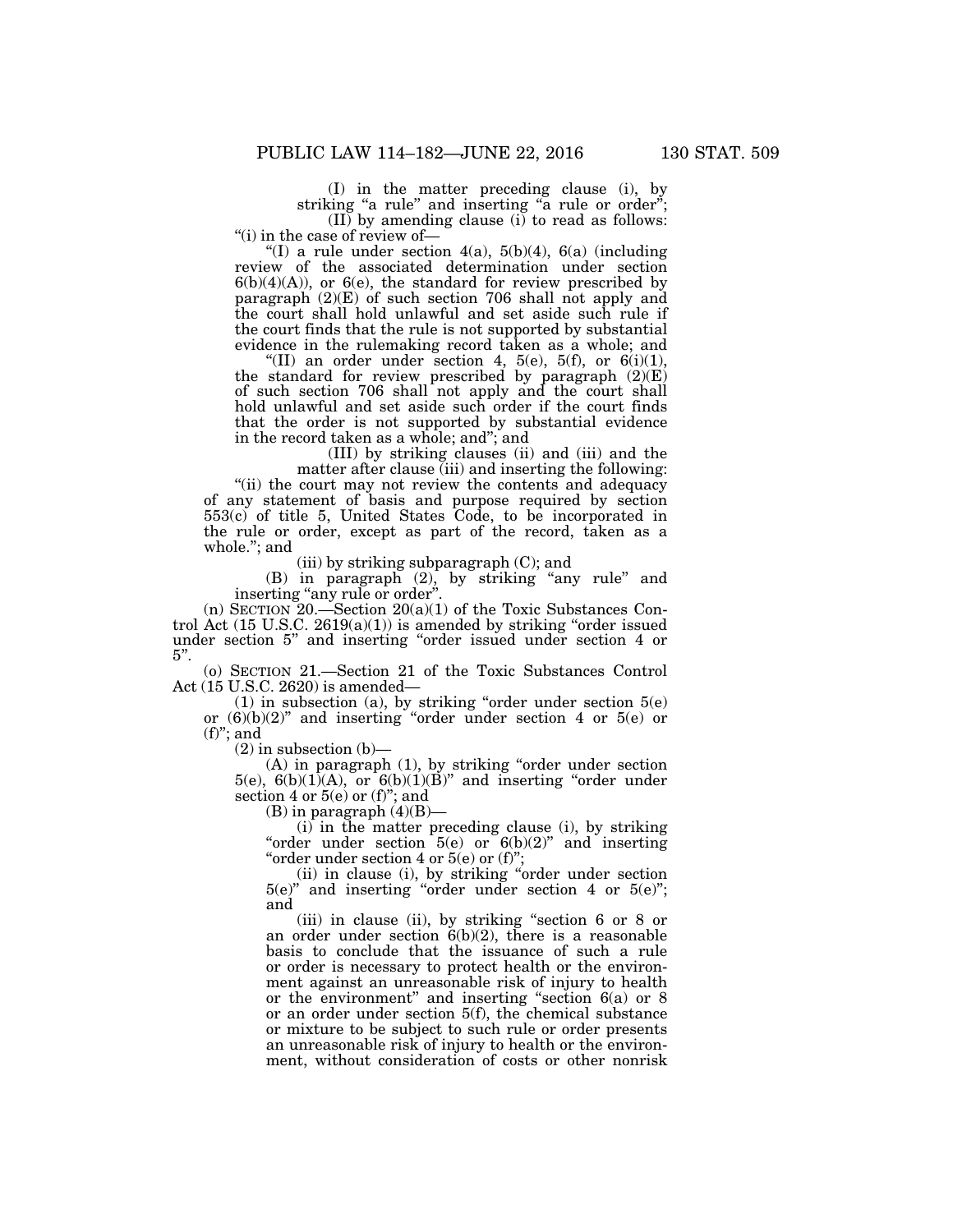(I) in the matter preceding clause (i), by striking "a rule" and inserting "a rule or order";

(II) by amending clause (i) to read as follows:

"(i) in the case of review of—

"(I) a rule under section 4(a), 5(b)(4), 6(a) (including review of the associated determination under section 6(b)(4)(A)), or 6(e), the standard for review prescribed by paragraph (2)(E) of such section 706 shall not apply and the court shall hold unlawful and set aside such rule if the court finds that the rule is not supported by substantial evidence in the rulemaking record taken as a whole; and

"(II) an order under section 4, 5(e), 5(f), or 6(i)(1), the standard for review prescribed by paragraph (2)(E) of such section 706 shall not apply and the court shall hold unlawful and set aside such order if the court finds that the order is not supported by substantial evidence in the record taken as a whole; and"; and

(III) by striking clauses (ii) and (iii) and the matter after clause (iii) and inserting the following:

"(ii) the court may not review the contents and adequacy of any statement of basis and purpose required by section 553(c) of title 5, United States Code, to be incorporated in the rule or order, except as part of the record, taken as a whole."; and

(iii) by striking subparagraph (C); and

(B) in paragraph (2), by striking "any rule" and inserting "any rule or order".

(n) SECTION 20.—Section 20(a)(1) of the Toxic Substances Control Act (15 U.S.C. 2619(a)(1)) is amended by striking "order issued under section 5" and inserting "order issued under section 4 or 5".

(o) SECTION 21.—Section 21 of the Toxic Substances Control Act (15 U.S.C. 2620) is amended—

(1) in subsection (a), by striking "order under section 5(e) or (6)(b)(2)" and inserting "order under section 4 or 5(e) or (f)"; and

(2) in subsection (b)—

(A) in paragraph (1), by striking "order under section 5(e), 6(b)(1)(A), or 6(b)(1)(B)" and inserting "order under section 4 or 5(e) or (f)"; and

(B) in paragraph (4)(B)—

(i) in the matter preceding clause (i), by striking "order under section 5(e) or 6(b)(2)" and inserting "order under section 4 or 5(e) or (f)";

(ii) in clause (i), by striking "order under section 5(e)" and inserting "order under section 4 or 5(e)"; and

(iii) in clause (ii), by striking "section 6 or 8 or an order under section 6(b)(2), there is a reasonable basis to conclude that the issuance of such a rule or order is necessary to protect health or the environment against an unreasonable risk of injury to health or the environment" and inserting "section 6(a) or 8 or an order under section 5(f), the chemical substance or mixture to be subject to such rule or order presents an unreasonable risk of injury to health or the environment, without consideration of costs or other nonrisk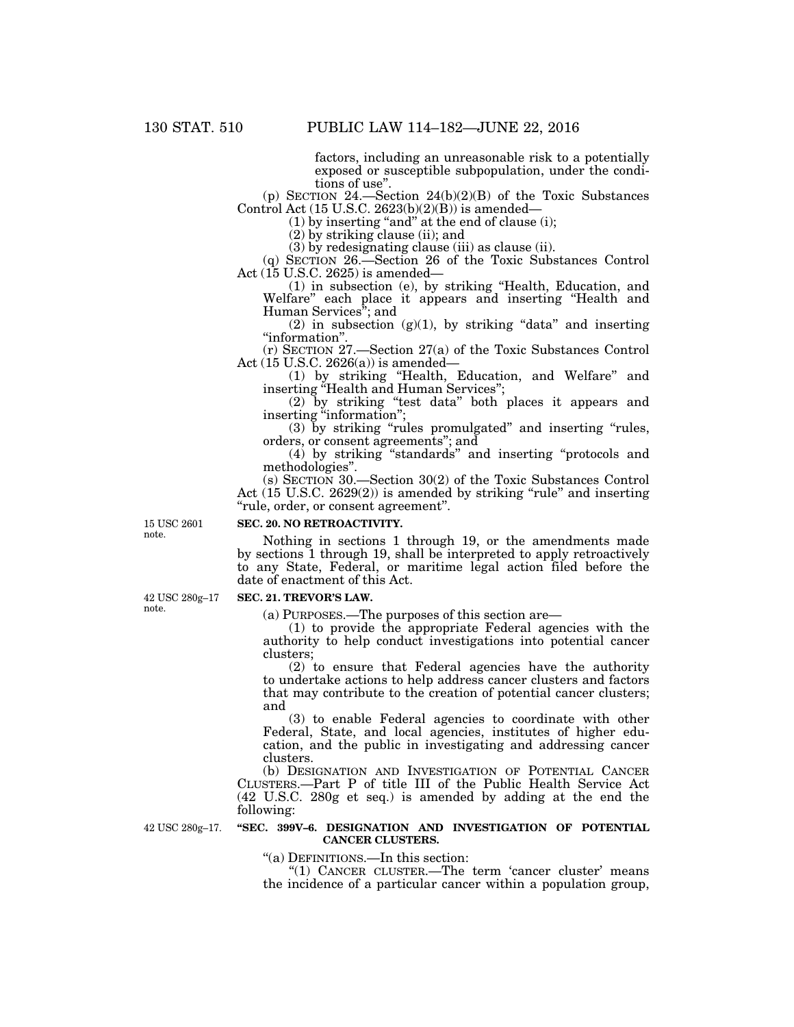factors, including an unreasonable risk to a potentially exposed or susceptible subpopulation, under the conditions of use".

(p) SECTION 24.—Section 24(b)(2)(B) of the Toxic Substances Control Act (15 U.S.C. 2623(b)(2)(B)) is amended—

(1) by inserting "and" at the end of clause (i);

(2) by striking clause (ii); and

(3) by redesignating clause (iii) as clause (ii).

(q) SECTION 26.—Section 26 of the Toxic Substances Control Act (15 U.S.C. 2625) is amended—

(1) in subsection (e), by striking "Health, Education, and Welfare" each place it appears and inserting "Health and Human Services"; and

(2) in subsection (g)(1), by striking "data" and inserting "information".

(r) SECTION 27.—Section 27(a) of the Toxic Substances Control Act (15 U.S.C. 2626(a)) is amended—

(1) by striking "Health, Education, and Welfare" and inserting "Health and Human Services";

(2) by striking "test data" both places it appears and inserting "information";

(3) by striking "rules promulgated" and inserting "rules, orders, or consent agreements"; and

(4) by striking "standards" and inserting "protocols and methodologies".

(s) SECTION 30.—Section 30(2) of the Toxic Substances Control Act (15 U.S.C. 2629(2)) is amended by striking "rule" and inserting "rule, order, or consent agreement".

15 USC 2601 note.

**SEC. 20. NO RETROACTIVITY.**

Nothing in sections 1 through 19, or the amendments made by sections 1 through 19, shall be interpreted to apply retroactively to any State, Federal, or maritime legal action filed before the date of enactment of this Act.

42 USC 280g–17 note.

**SEC. 21. TREVOR'S LAW.**

(a) PURPOSES.—The purposes of this section are—

(1) to provide the appropriate Federal agencies with the authority to help conduct investigations into potential cancer clusters;

(2) to ensure that Federal agencies have the authority to undertake actions to help address cancer clusters and factors that may contribute to the creation of potential cancer clusters; and

(3) to enable Federal agencies to coordinate with other Federal, State, and local agencies, institutes of higher education, and the public in investigating and addressing cancer clusters.

(b) DESIGNATION AND INVESTIGATION OF POTENTIAL CANCER CLUSTERS.—Part P of title III of the Public Health Service Act (42 U.S.C. 280g et seq.) is amended by adding at the end the following:

42 USC 280g–17.

**"SEC. 399V–6. DESIGNATION AND INVESTIGATION OF POTENTIAL CANCER CLUSTERS.**

"(a) DEFINITIONS.—In this section:

"(1) CANCER CLUSTER.—The term 'cancer cluster' means the incidence of a particular cancer within a population group,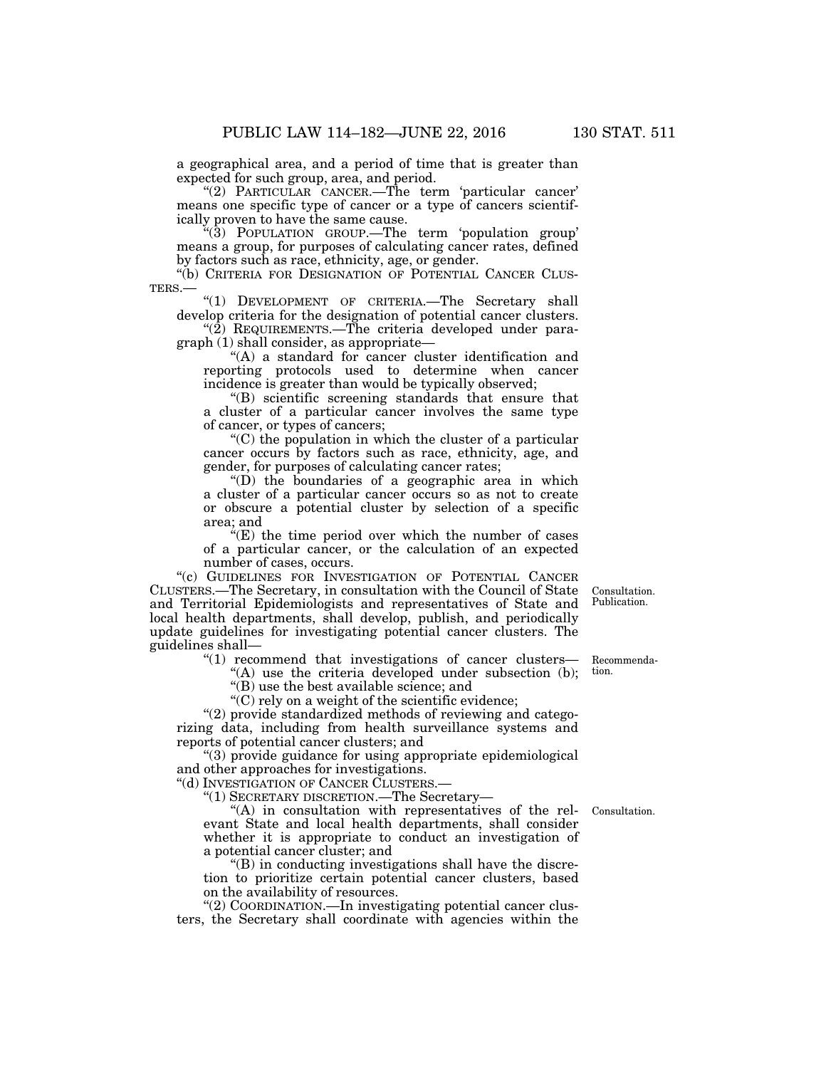a geographical area, and a period of time that is greater than expected for such group, area, and period.

"(2) PARTICULAR CANCER.—The term 'particular cancer' means one specific type of cancer or a type of cancers scientifically proven to have the same cause.

"(3) POPULATION GROUP.—The term 'population group' means a group, for purposes of calculating cancer rates, defined by factors such as race, ethnicity, age, or gender.

"(b) CRITERIA FOR DESIGNATION OF POTENTIAL CANCER CLUSTERS.—

"(1) DEVELOPMENT OF CRITERIA.—The Secretary shall develop criteria for the designation of potential cancer clusters.

"(2) REQUIREMENTS.—The criteria developed under paragraph (1) shall consider, as appropriate—

"(A) a standard for cancer cluster identification and reporting protocols used to determine when cancer incidence is greater than would be typically observed;

"(B) scientific screening standards that ensure that a cluster of a particular cancer involves the same type of cancer, or types of cancers;

"(C) the population in which the cluster of a particular cancer occurs by factors such as race, ethnicity, age, and gender, for purposes of calculating cancer rates;

"(D) the boundaries of a geographic area in which a cluster of a particular cancer occurs so as not to create or obscure a potential cluster by selection of a specific area; and

"(E) the time period over which the number of cases of a particular cancer, or the calculation of an expected number of cases, occurs.

"(c) GUIDELINES FOR INVESTIGATION OF POTENTIAL CANCER CLUSTERS.—The Secretary, in consultation with the Council of State and Territorial Epidemiologists and representatives of State and local health departments, shall develop, publish, and periodically update guidelines for investigating potential cancer clusters. The guidelines shall—

Consultation. Publication.

"(1) recommend that investigations of cancer clusters—

Recommendation.

"(A) use the criteria developed under subsection (b);

"(B) use the best available science; and

"(C) rely on a weight of the scientific evidence;

"(2) provide standardized methods of reviewing and categorizing data, including from health surveillance systems and reports of potential cancer clusters; and

"(3) provide guidance for using appropriate epidemiological and other approaches for investigations.

"(d) INVESTIGATION OF CANCER CLUSTERS.—

"(1) SECRETARY DISCRETION.—The Secretary—

"(A) in consultation with representatives of the relevant State and local health departments, shall consider whether it is appropriate to conduct an investigation of a potential cancer cluster; and

Consultation.

"(B) in conducting investigations shall have the discretion to prioritize certain potential cancer clusters, based on the availability of resources.

"(2) COORDINATION.—In investigating potential cancer clusters, the Secretary shall coordinate with agencies within the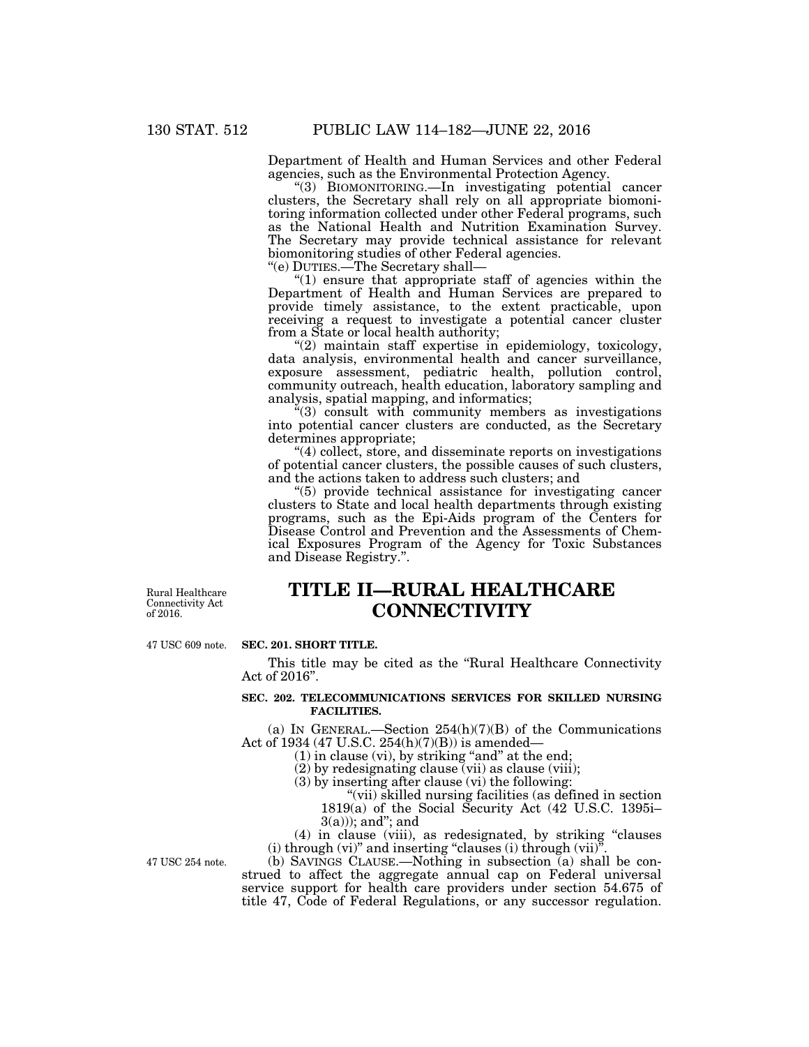Department of Health and Human Services and other Federal agencies, such as the Environmental Protection Agency.

"(3) BIOMONITORING.—In investigating potential cancer clusters, the Secretary shall rely on all appropriate biomonitoring information collected under other Federal programs, such as the National Health and Nutrition Examination Survey. The Secretary may provide technical assistance for relevant biomonitoring studies of other Federal agencies.

"(e) DUTIES.—The Secretary shall—

"(1) ensure that appropriate staff of agencies within the Department of Health and Human Services are prepared to provide timely assistance, to the extent practicable, upon receiving a request to investigate a potential cancer cluster from a State or local health authority;

"(2) maintain staff expertise in epidemiology, toxicology, data analysis, environmental health and cancer surveillance, exposure assessment, pediatric health, pollution control, community outreach, health education, laboratory sampling and analysis, spatial mapping, and informatics;

"(3) consult with community members as investigations into potential cancer clusters are conducted, as the Secretary determines appropriate;

"(4) collect, store, and disseminate reports on investigations of potential cancer clusters, the possible causes of such clusters, and the actions taken to address such clusters; and

"(5) provide technical assistance for investigating cancer clusters to State and local health departments through existing programs, such as the Epi-Aids program of the Centers for Disease Control and Prevention and the Assessments of Chemical Exposures Program of the Agency for Toxic Substances and Disease Registry.".

Rural Healthcare Connectivity Act of 2016.

# TITLE II—RURAL HEALTHCARE CONNECTIVITY

47 USC 609 note.

**SEC. 201. SHORT TITLE.**

This title may be cited as the "Rural Healthcare Connectivity Act of 2016".

**SEC. 202. TELECOMMUNICATIONS SERVICES FOR SKILLED NURSING FACILITIES.**

(a) IN GENERAL.—Section 254(h)(7)(B) of the Communications Act of 1934 (47 U.S.C. 254(h)(7)(B)) is amended—

(1) in clause (vi), by striking "and" at the end;

(2) by redesignating clause (vii) as clause (viii);

(3) by inserting after clause (vi) the following:

"(vii) skilled nursing facilities (as defined in section 1819(a) of the Social Security Act (42 U.S.C. 1395i–3(a))); and"; and

(4) in clause (viii), as redesignated, by striking "clauses (i) through (vi)" and inserting "clauses (i) through (vii)".

47 USC 254 note.

(b) SAVINGS CLAUSE.—Nothing in subsection (a) shall be construed to affect the aggregate annual cap on Federal universal service support for health care providers under section 54.675 of title 47, Code of Federal Regulations, or any successor regulation.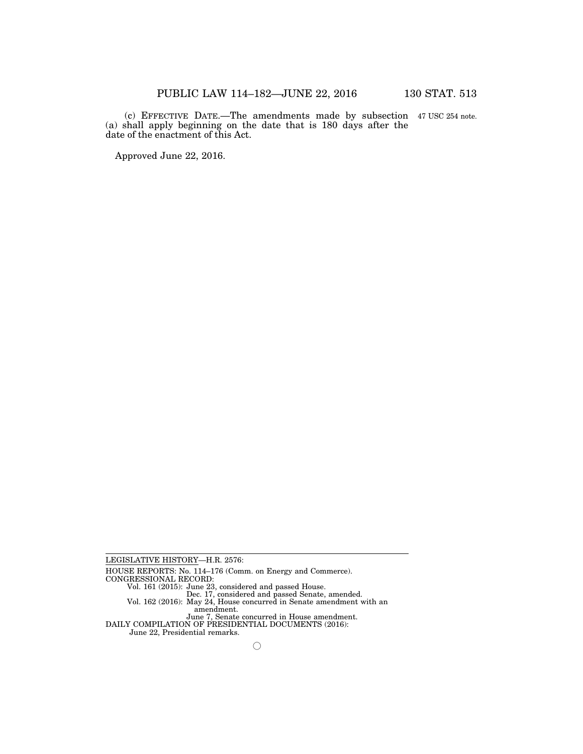(c) EFFECTIVE DATE.—The amendments made by subsection (a) shall apply beginning on the date that is 180 days after the date of the enactment of this Act.

47 USC 254 note.

Approved June 22, 2016.

LEGISLATIVE HISTORY—H.R. 2576:

HOUSE REPORTS: No. 114–176 (Comm. on Energy and Commerce).
CONGRESSIONAL RECORD:
Vol. 161 (2015): June 23, considered and passed House.
Dec. 17, considered and passed Senate, amended.
Vol. 162 (2016): May 24, House concurred in Senate amendment with an amendment.
June 7, Senate concurred in House amendment.
DAILY COMPILATION OF PRESIDENTIAL DOCUMENTS (2016):
June 22, Presidential remarks.